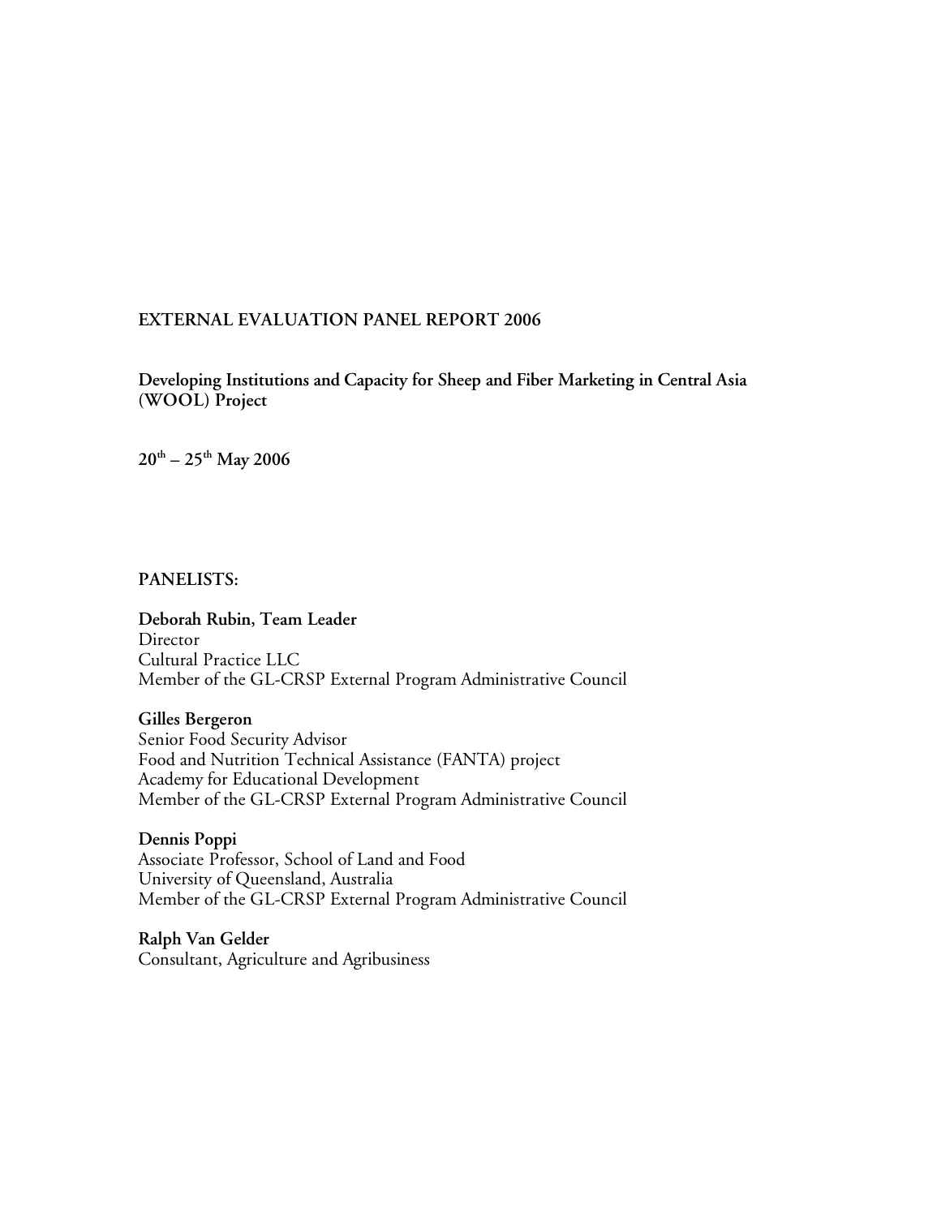# EXTERNAL EVALUATION PANEL REPORT 2006

## Developing Institutions and Capacity for Sheep and Fiber Marketing in Central Asia (WOOL) Project

**20th – 25th May 2006**

**PANELISTS:**

**Deborah Rubin, Team Leader**
Director
Cultural Practice LLC
Member of the GL-CRSP External Program Administrative Council

**Gilles Bergeron**
Senior Food Security Advisor
Food and Nutrition Technical Assistance (FANTA) project
Academy for Educational Development
Member of the GL-CRSP External Program Administrative Council

**Dennis Poppi**
Associate Professor, School of Land and Food
University of Queensland, Australia
Member of the GL-CRSP External Program Administrative Council

**Ralph Van Gelder**
Consultant, Agriculture and Agribusiness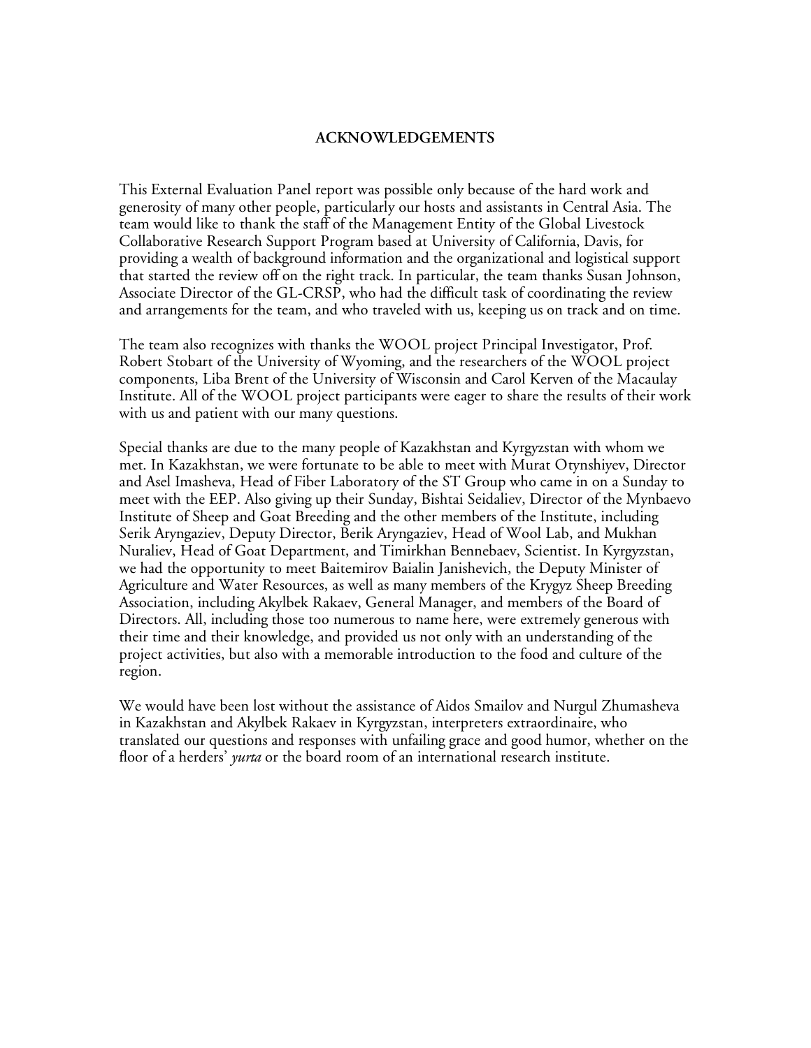# ACKNOWLEDGEMENTS

This External Evaluation Panel report was possible only because of the hard work and generosity of many other people, particularly our hosts and assistants in Central Asia. The team would like to thank the staff of the Management Entity of the Global Livestock Collaborative Research Support Program based at University of California, Davis, for providing a wealth of background information and the organizational and logistical support that started the review off on the right track. In particular, the team thanks Susan Johnson, Associate Director of the GL-CRSP, who had the difficult task of coordinating the review and arrangements for the team, and who traveled with us, keeping us on track and on time.

The team also recognizes with thanks the WOOL project Principal Investigator, Prof. Robert Stobart of the University of Wyoming, and the researchers of the WOOL project components, Liba Brent of the University of Wisconsin and Carol Kerven of the Macaulay Institute. All of the WOOL project participants were eager to share the results of their work with us and patient with our many questions.

Special thanks are due to the many people of Kazakhstan and Kyrgyzstan with whom we met. In Kazakhstan, we were fortunate to be able to meet with Murat Otynshiyev, Director and Asel Imasheva, Head of Fiber Laboratory of the ST Group who came in on a Sunday to meet with the EEP. Also giving up their Sunday, Bishtai Seidaliev, Director of the Mynbaevo Institute of Sheep and Goat Breeding and the other members of the Institute, including Serik Aryngaziev, Deputy Director, Berik Aryngaziev, Head of Wool Lab, and Mukhan Nuraliev, Head of Goat Department, and Timirkhan Bennebaev, Scientist. In Kyrgyzstan, we had the opportunity to meet Baitemirov Baialin Janishevich, the Deputy Minister of Agriculture and Water Resources, as well as many members of the Krygyz Sheep Breeding Association, including Akylbek Rakaev, General Manager, and members of the Board of Directors. All, including those too numerous to name here, were extremely generous with their time and their knowledge, and provided us not only with an understanding of the project activities, but also with a memorable introduction to the food and culture of the region.

We would have been lost without the assistance of Aidos Smailov and Nurgul Zhumasheva in Kazakhstan and Akylbek Rakaev in Kyrgyzstan, interpreters extraordinaire, who translated our questions and responses with unfailing grace and good humor, whether on the floor of a herders' *yurta* or the board room of an international research institute.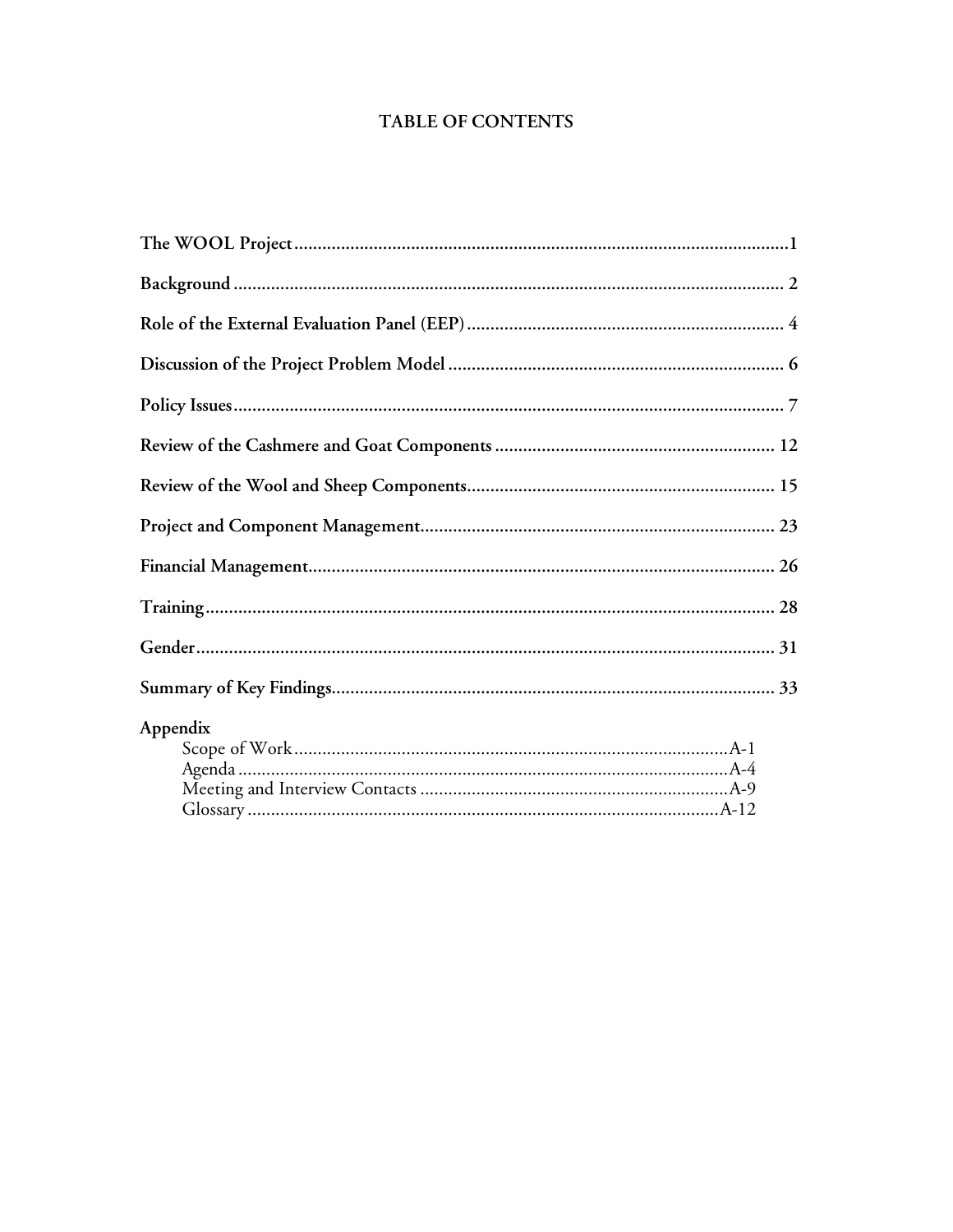# TABLE OF CONTENTS

**The WOOL Project** .......................................................... 1

**Background** .......................................................... 2

**Role of the External Evaluation Panel (EEP)** .......................................................... 4

**Discussion of the Project Problem Model** .......................................................... 6

**Policy Issues** .......................................................... 7

**Review of the Cashmere and Goat Components** .......................................................... 12

**Review of the Wool and Sheep Components** .......................................................... 15

**Project and Component Management** .......................................................... 23

**Financial Management** .......................................................... 26

**Training** .......................................................... 28

**Gender** .......................................................... 31

**Summary of Key Findings** .......................................................... 33

**Appendix**

- Scope of Work .......................................................... A-1
- Agenda .......................................................... A-4
- Meeting and Interview Contacts .......................................................... A-9
- Glossary .......................................................... A-12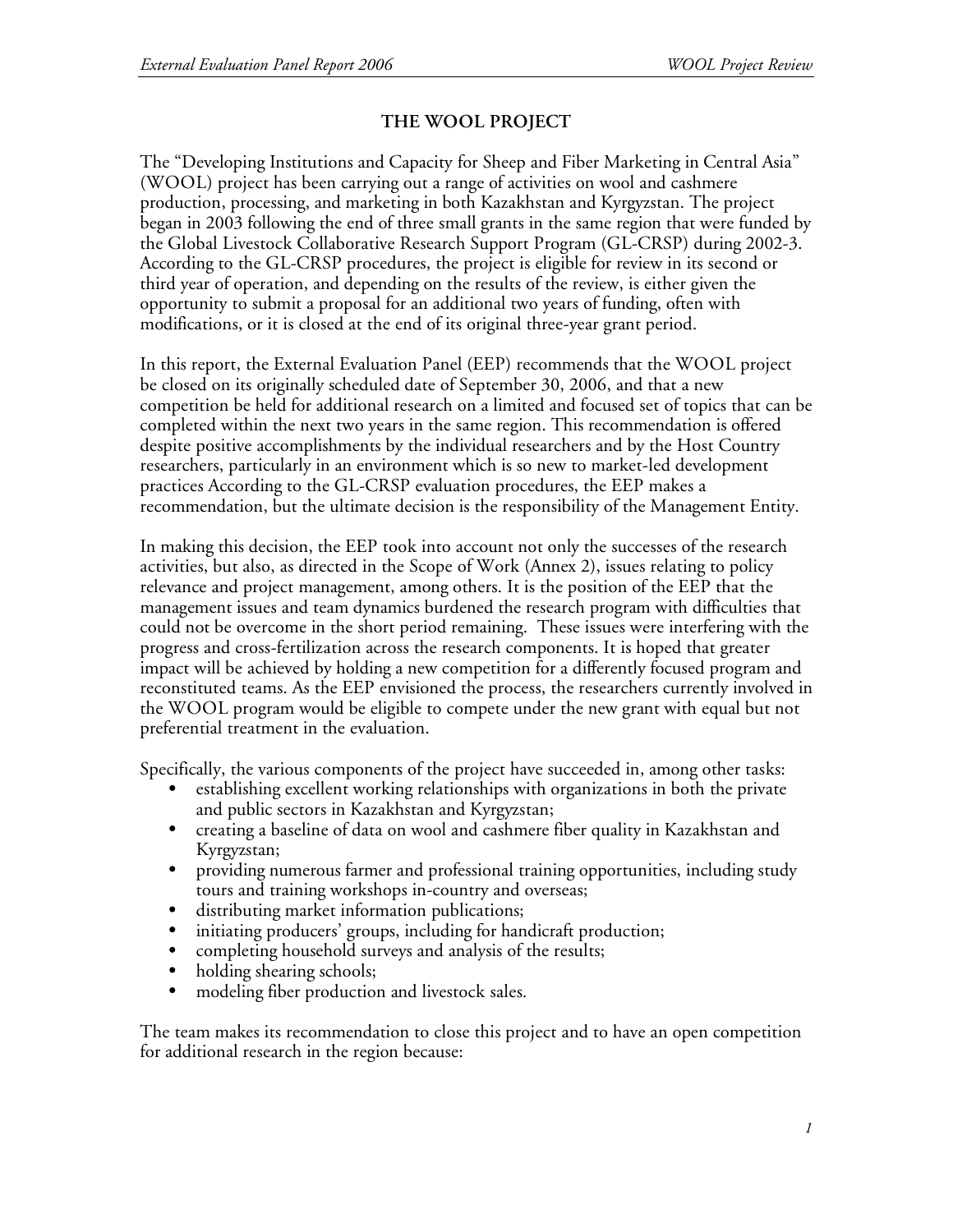## THE WOOL PROJECT

The "Developing Institutions and Capacity for Sheep and Fiber Marketing in Central Asia" (WOOL) project has been carrying out a range of activities on wool and cashmere production, processing, and marketing in both Kazakhstan and Kyrgyzstan. The project began in 2003 following the end of three small grants in the same region that were funded by the Global Livestock Collaborative Research Support Program (GL-CRSP) during 2002-3. According to the GL-CRSP procedures, the project is eligible for review in its second or third year of operation, and depending on the results of the review, is either given the opportunity to submit a proposal for an additional two years of funding, often with modifications, or it is closed at the end of its original three-year grant period.

In this report, the External Evaluation Panel (EEP) recommends that the WOOL project be closed on its originally scheduled date of September 30, 2006, and that a new competition be held for additional research on a limited and focused set of topics that can be completed within the next two years in the same region. This recommendation is offered despite positive accomplishments by the individual researchers and by the Host Country researchers, particularly in an environment which is so new to market-led development practices According to the GL-CRSP evaluation procedures, the EEP makes a recommendation, but the ultimate decision is the responsibility of the Management Entity.

In making this decision, the EEP took into account not only the successes of the research activities, but also, as directed in the Scope of Work (Annex 2), issues relating to policy relevance and project management, among others. It is the position of the EEP that the management issues and team dynamics burdened the research program with difficulties that could not be overcome in the short period remaining. These issues were interfering with the progress and cross-fertilization across the research components. It is hoped that greater impact will be achieved by holding a new competition for a differently focused program and reconstituted teams. As the EEP envisioned the process, the researchers currently involved in the WOOL program would be eligible to compete under the new grant with equal but not preferential treatment in the evaluation.

Specifically, the various components of the project have succeeded in, among other tasks:

- establishing excellent working relationships with organizations in both the private and public sectors in Kazakhstan and Kyrgyzstan;
- creating a baseline of data on wool and cashmere fiber quality in Kazakhstan and Kyrgyzstan;
- providing numerous farmer and professional training opportunities, including study tours and training workshops in-country and overseas;
- distributing market information publications;
- initiating producers' groups, including for handicraft production;
- completing household surveys and analysis of the results;
- holding shearing schools;
- modeling fiber production and livestock sales.

The team makes its recommendation to close this project and to have an open competition for additional research in the region because: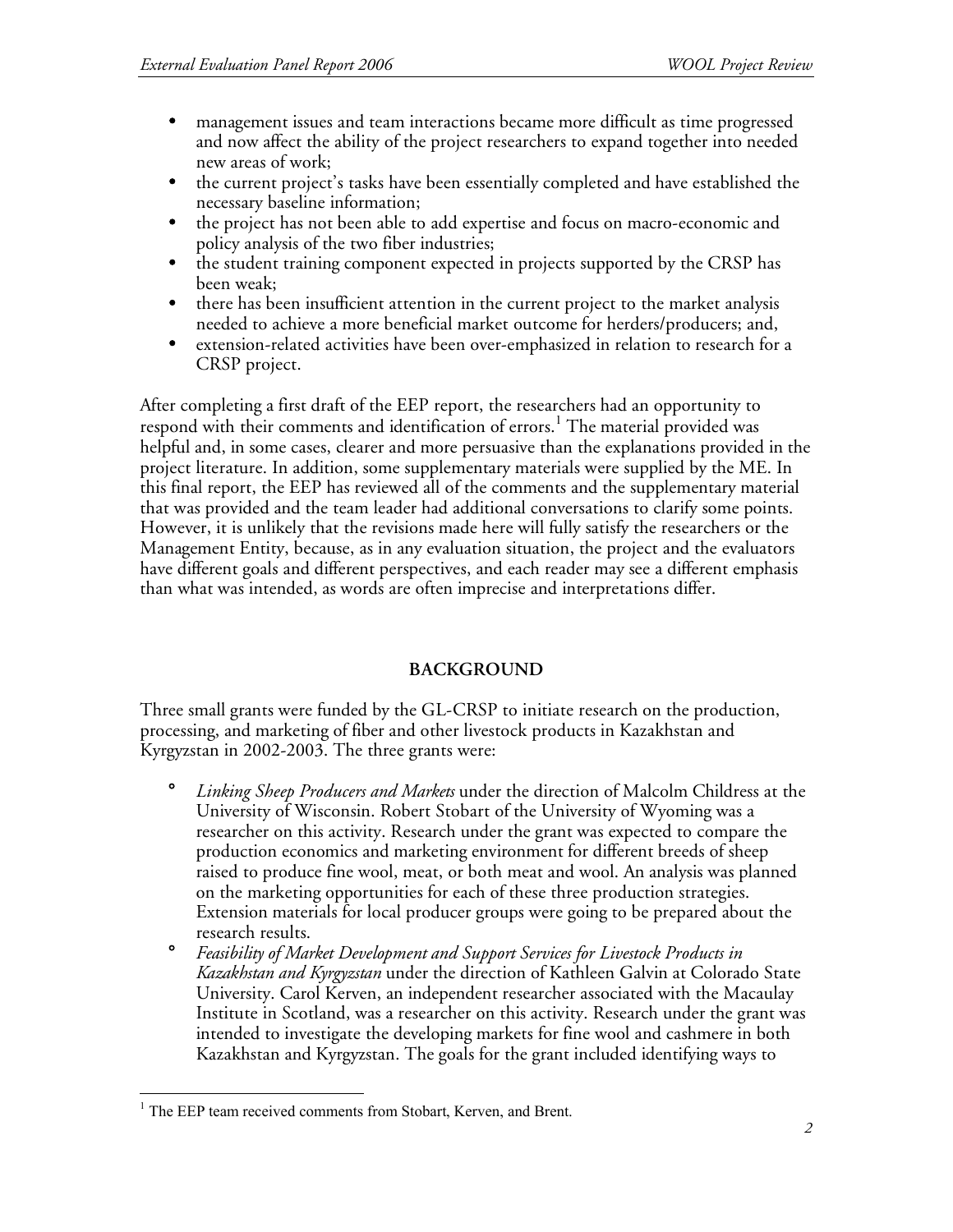- management issues and team interactions became more difficult as time progressed and now affect the ability of the project researchers to expand together into needed new areas of work;
- the current project's tasks have been essentially completed and have established the necessary baseline information;
- the project has not been able to add expertise and focus on macro-economic and policy analysis of the two fiber industries;
- the student training component expected in projects supported by the CRSP has been weak;
- there has been insufficient attention in the current project to the market analysis needed to achieve a more beneficial market outcome for herders/producers; and,
- extension-related activities have been over-emphasized in relation to research for a CRSP project.

After completing a first draft of the EEP report, the researchers had an opportunity to respond with their comments and identification of errors.[1] The material provided was helpful and, in some cases, clearer and more persuasive than the explanations provided in the project literature. In addition, some supplementary materials were supplied by the ME. In this final report, the EEP has reviewed all of the comments and the supplementary material that was provided and the team leader had additional conversations to clarify some points. However, it is unlikely that the revisions made here will fully satisfy the researchers or the Management Entity, because, as in any evaluation situation, the project and the evaluators have different goals and different perspectives, and each reader may see a different emphasis than what was intended, as words are often imprecise and interpretations differ.

## BACKGROUND

Three small grants were funded by the GL-CRSP to initiate research on the production, processing, and marketing of fiber and other livestock products in Kazakhstan and Kyrgyzstan in 2002-2003. The three grants were:

- *Linking Sheep Producers and Markets* under the direction of Malcolm Childress at the University of Wisconsin. Robert Stobart of the University of Wyoming was a researcher on this activity. Research under the grant was expected to compare the production economics and marketing environment for different breeds of sheep raised to produce fine wool, meat, or both meat and wool. An analysis was planned on the marketing opportunities for each of these three production strategies. Extension materials for local producer groups were going to be prepared about the research results.
- *Feasibility of Market Development and Support Services for Livestock Products in Kazakhstan and Kyrgyzstan* under the direction of Kathleen Galvin at Colorado State University. Carol Kerven, an independent researcher associated with the Macaulay Institute in Scotland, was a researcher on this activity. Research under the grant was intended to investigate the developing markets for fine wool and cashmere in both Kazakhstan and Kyrgyzstan. The goals for the grant included identifying ways to

[1] The EEP team received comments from Stobart, Kerven, and Brent.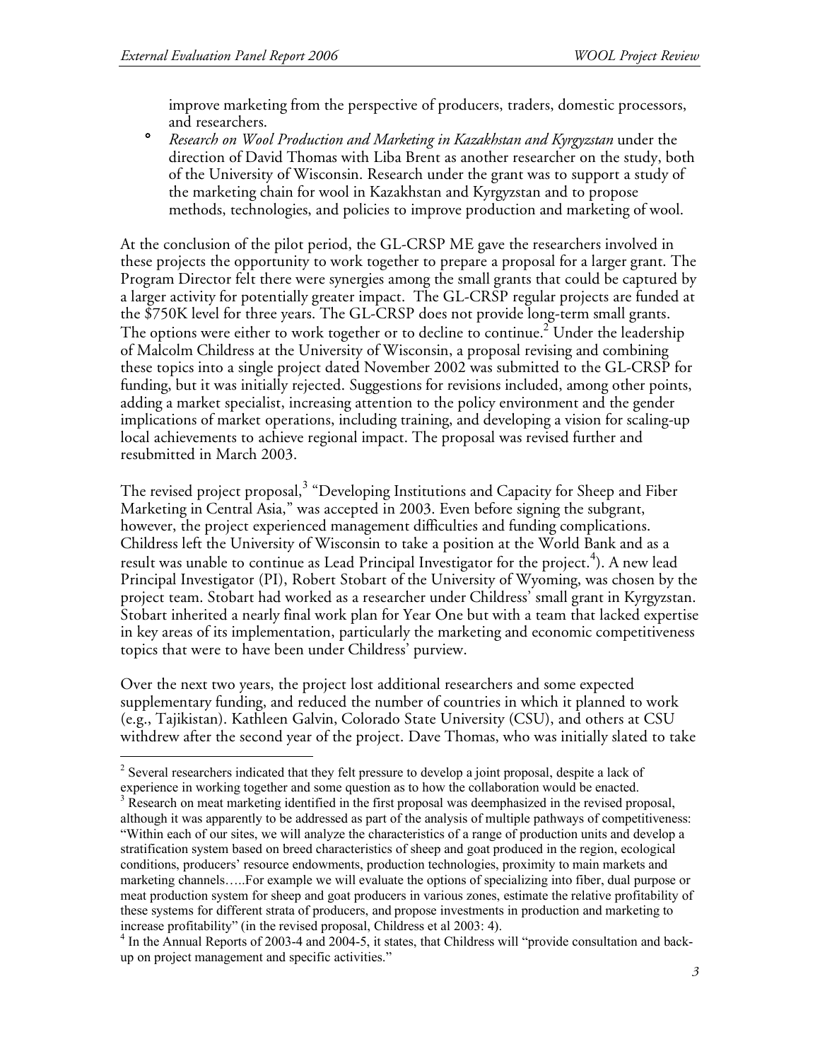improve marketing from the perspective of producers, traders, domestic processors, and researchers.

- *Research on Wool Production and Marketing in Kazakhstan and Kyrgyzstan* under the direction of David Thomas with Liba Brent as another researcher on the study, both of the University of Wisconsin. Research under the grant was to support a study of the marketing chain for wool in Kazakhstan and Kyrgyzstan and to propose methods, technologies, and policies to improve production and marketing of wool.

At the conclusion of the pilot period, the GL-CRSP ME gave the researchers involved in these projects the opportunity to work together to prepare a proposal for a larger grant. The Program Director felt there were synergies among the small grants that could be captured by a larger activity for potentially greater impact. The GL-CRSP regular projects are funded at the $750K level for three years. The GL-CRSP does not provide long-term small grants. The options were either to work together or to decline to continue.[2] Under the leadership of Malcolm Childress at the University of Wisconsin, a proposal revising and combining these topics into a single project dated November 2002 was submitted to the GL-CRSP for funding, but it was initially rejected. Suggestions for revisions included, among other points, adding a market specialist, increasing attention to the policy environment and the gender implications of market operations, including training, and developing a vision for scaling-up local achievements to achieve regional impact. The proposal was revised further and resubmitted in March 2003.

The revised project proposal,[3] "Developing Institutions and Capacity for Sheep and Fiber Marketing in Central Asia," was accepted in 2003. Even before signing the subgrant, however, the project experienced management difficulties and funding complications. Childress left the University of Wisconsin to take a position at the World Bank and as a result was unable to continue as Lead Principal Investigator for the project.[4]). A new lead Principal Investigator (PI), Robert Stobart of the University of Wyoming, was chosen by the project team. Stobart had worked as a researcher under Childress' small grant in Kyrgyzstan. Stobart inherited a nearly final work plan for Year One but with a team that lacked expertise in key areas of its implementation, particularly the marketing and economic competitiveness topics that were to have been under Childress' purview.

Over the next two years, the project lost additional researchers and some expected supplementary funding, and reduced the number of countries in which it planned to work (e.g., Tajikistan). Kathleen Galvin, Colorado State University (CSU), and others at CSU withdrew after the second year of the project. Dave Thomas, who was initially slated to take

---

[2] Several researchers indicated that they felt pressure to develop a joint proposal, despite a lack of experience in working together and some question as to how the collaboration would be enacted.

[3] Research on meat marketing identified in the first proposal was deemphasized in the revised proposal, although it was apparently to be addressed as part of the analysis of multiple pathways of competitiveness: "Within each of our sites, we will analyze the characteristics of a range of production units and develop a stratification system based on breed characteristics of sheep and goat produced in the region, ecological conditions, producers' resource endowments, production technologies, proximity to main markets and marketing channels…..For example we will evaluate the options of specializing into fiber, dual purpose or meat production system for sheep and goat producers in various zones, estimate the relative profitability of these systems for different strata of producers, and propose investments in production and marketing to increase profitability" (in the revised proposal, Childress et al 2003: 4).

[4] In the Annual Reports of 2003-4 and 2004-5, it states, that Childress will "provide consultation and back-up on project management and specific activities."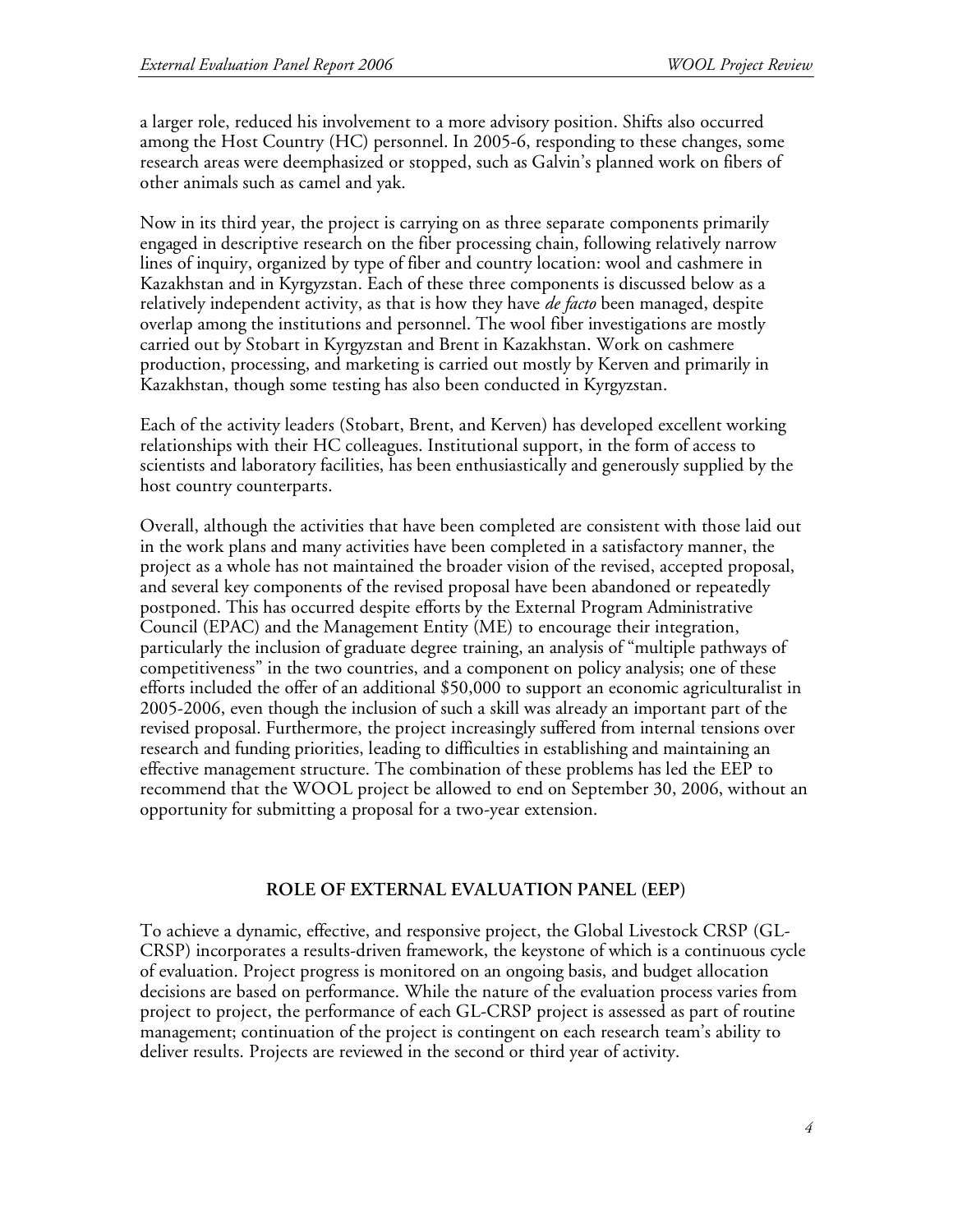a larger role, reduced his involvement to a more advisory position. Shifts also occurred among the Host Country (HC) personnel. In 2005-6, responding to these changes, some research areas were deemphasized or stopped, such as Galvin's planned work on fibers of other animals such as camel and yak.

Now in its third year, the project is carrying on as three separate components primarily engaged in descriptive research on the fiber processing chain, following relatively narrow lines of inquiry, organized by type of fiber and country location: wool and cashmere in Kazakhstan and in Kyrgyzstan. Each of these three components is discussed below as a relatively independent activity, as that is how they have *de facto* been managed, despite overlap among the institutions and personnel. The wool fiber investigations are mostly carried out by Stobart in Kyrgyzstan and Brent in Kazakhstan. Work on cashmere production, processing, and marketing is carried out mostly by Kerven and primarily in Kazakhstan, though some testing has also been conducted in Kyrgyzstan.

Each of the activity leaders (Stobart, Brent, and Kerven) has developed excellent working relationships with their HC colleagues. Institutional support, in the form of access to scientists and laboratory facilities, has been enthusiastically and generously supplied by the host country counterparts.

Overall, although the activities that have been completed are consistent with those laid out in the work plans and many activities have been completed in a satisfactory manner, the project as a whole has not maintained the broader vision of the revised, accepted proposal, and several key components of the revised proposal have been abandoned or repeatedly postponed. This has occurred despite efforts by the External Program Administrative Council (EPAC) and the Management Entity (ME) to encourage their integration, particularly the inclusion of graduate degree training, an analysis of "multiple pathways of competitiveness" in the two countries, and a component on policy analysis; one of these efforts included the offer of an additional $50,000 to support an economic agriculturalist in 2005-2006, even though the inclusion of such a skill was already an important part of the revised proposal. Furthermore, the project increasingly suffered from internal tensions over research and funding priorities, leading to difficulties in establishing and maintaining an effective management structure. The combination of these problems has led the EEP to recommend that the WOOL project be allowed to end on September 30, 2006, without an opportunity for submitting a proposal for a two-year extension.

## ROLE OF EXTERNAL EVALUATION PANEL (EEP)

To achieve a dynamic, effective, and responsive project, the Global Livestock CRSP (GL-CRSP) incorporates a results-driven framework, the keystone of which is a continuous cycle of evaluation. Project progress is monitored on an ongoing basis, and budget allocation decisions are based on performance. While the nature of the evaluation process varies from project to project, the performance of each GL-CRSP project is assessed as part of routine management; continuation of the project is contingent on each research team's ability to deliver results. Projects are reviewed in the second or third year of activity.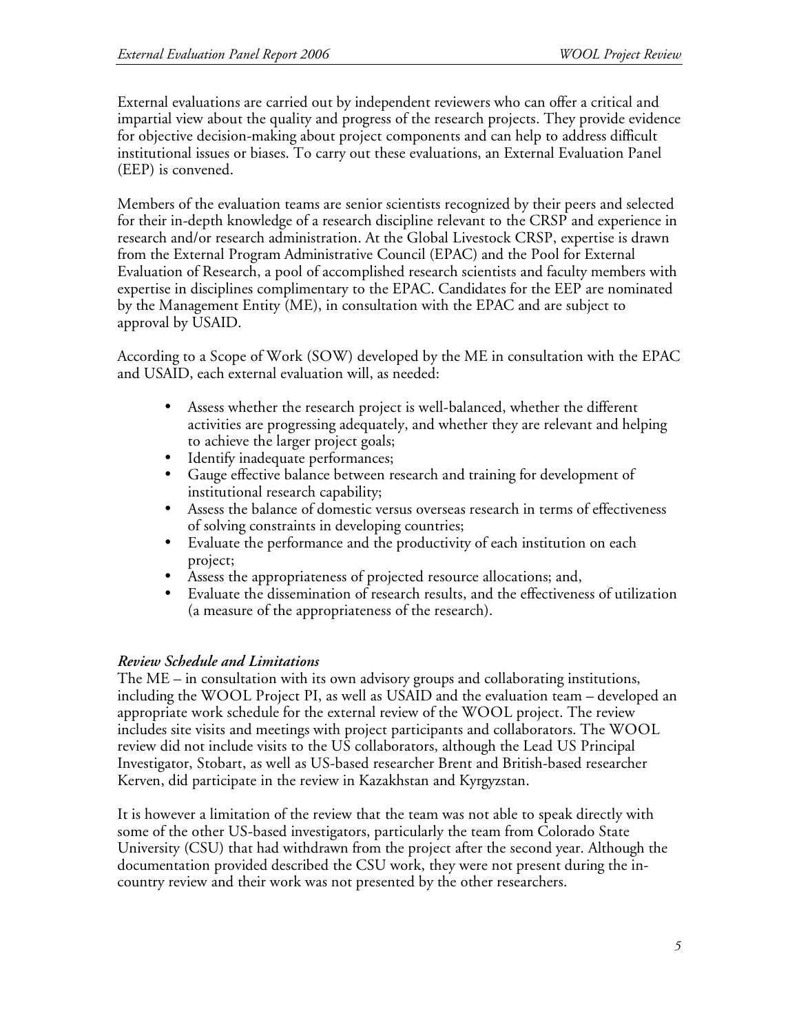External evaluations are carried out by independent reviewers who can offer a critical and impartial view about the quality and progress of the research projects. They provide evidence for objective decision-making about project components and can help to address difficult institutional issues or biases. To carry out these evaluations, an External Evaluation Panel (EEP) is convened.

Members of the evaluation teams are senior scientists recognized by their peers and selected for their in-depth knowledge of a research discipline relevant to the CRSP and experience in research and/or research administration. At the Global Livestock CRSP, expertise is drawn from the External Program Administrative Council (EPAC) and the Pool for External Evaluation of Research, a pool of accomplished research scientists and faculty members with expertise in disciplines complimentary to the EPAC. Candidates for the EEP are nominated by the Management Entity (ME), in consultation with the EPAC and are subject to approval by USAID.

According to a Scope of Work (SOW) developed by the ME in consultation with the EPAC and USAID, each external evaluation will, as needed:

- Assess whether the research project is well-balanced, whether the different activities are progressing adequately, and whether they are relevant and helping to achieve the larger project goals;
- Identify inadequate performances;
- Gauge effective balance between research and training for development of institutional research capability;
- Assess the balance of domestic versus overseas research in terms of effectiveness of solving constraints in developing countries;
- Evaluate the performance and the productivity of each institution on each project;
- Assess the appropriateness of projected resource allocations; and,
- Evaluate the dissemination of research results, and the effectiveness of utilization (a measure of the appropriateness of the research).

***Review Schedule and Limitations***

The ME – in consultation with its own advisory groups and collaborating institutions, including the WOOL Project PI, as well as USAID and the evaluation team – developed an appropriate work schedule for the external review of the WOOL project. The review includes site visits and meetings with project participants and collaborators. The WOOL review did not include visits to the US collaborators, although the Lead US Principal Investigator, Stobart, as well as US-based researcher Brent and British-based researcher Kerven, did participate in the review in Kazakhstan and Kyrgyzstan.

It is however a limitation of the review that the team was not able to speak directly with some of the other US-based investigators, particularly the team from Colorado State University (CSU) that had withdrawn from the project after the second year. Although the documentation provided described the CSU work, they were not present during the in-country review and their work was not presented by the other researchers.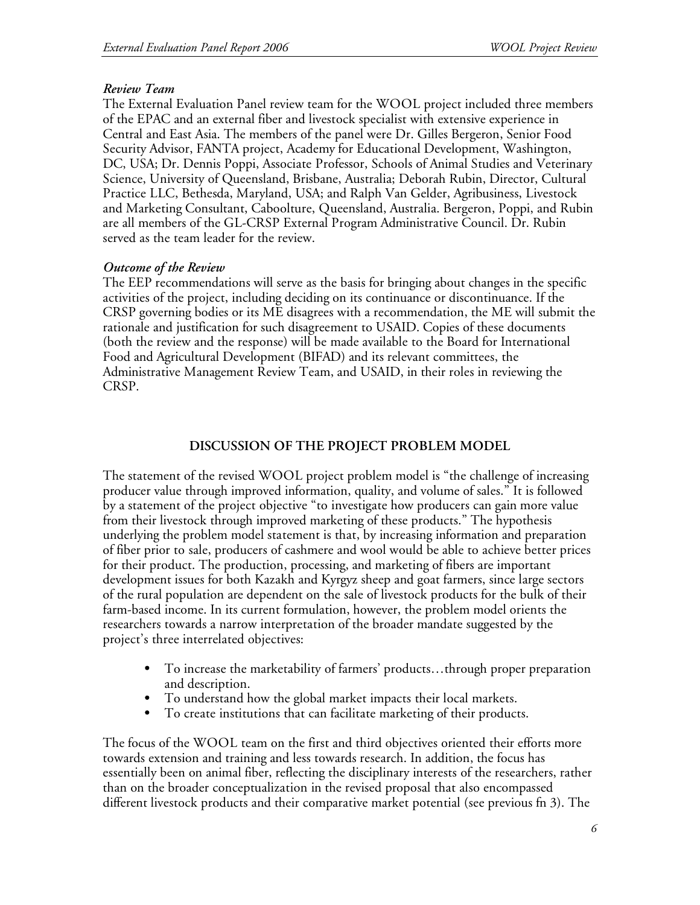*Review Team*

The External Evaluation Panel review team for the WOOL project included three members of the EPAC and an external fiber and livestock specialist with extensive experience in Central and East Asia. The members of the panel were Dr. Gilles Bergeron, Senior Food Security Advisor, FANTA project, Academy for Educational Development, Washington, DC, USA; Dr. Dennis Poppi, Associate Professor, Schools of Animal Studies and Veterinary Science, University of Queensland, Brisbane, Australia; Deborah Rubin, Director, Cultural Practice LLC, Bethesda, Maryland, USA; and Ralph Van Gelder, Agribusiness, Livestock and Marketing Consultant, Caboolture, Queensland, Australia. Bergeron, Poppi, and Rubin are all members of the GL-CRSP External Program Administrative Council. Dr. Rubin served as the team leader for the review.

*Outcome of the Review*

The EEP recommendations will serve as the basis for bringing about changes in the specific activities of the project, including deciding on its continuance or discontinuance. If the CRSP governing bodies or its ME disagrees with a recommendation, the ME will submit the rationale and justification for such disagreement to USAID. Copies of these documents (both the review and the response) will be made available to the Board for International Food and Agricultural Development (BIFAD) and its relevant committees, the Administrative Management Review Team, and USAID, in their roles in reviewing the CRSP.

## DISCUSSION OF THE PROJECT PROBLEM MODEL

The statement of the revised WOOL project problem model is "the challenge of increasing producer value through improved information, quality, and volume of sales." It is followed by a statement of the project objective "to investigate how producers can gain more value from their livestock through improved marketing of these products." The hypothesis underlying the problem model statement is that, by increasing information and preparation of fiber prior to sale, producers of cashmere and wool would be able to achieve better prices for their product. The production, processing, and marketing of fibers are important development issues for both Kazakh and Kyrgyz sheep and goat farmers, since large sectors of the rural population are dependent on the sale of livestock products for the bulk of their farm-based income. In its current formulation, however, the problem model orients the researchers towards a narrow interpretation of the broader mandate suggested by the project's three interrelated objectives:

- To increase the marketability of farmers' products…through proper preparation and description.
- To understand how the global market impacts their local markets.
- To create institutions that can facilitate marketing of their products.

The focus of the WOOL team on the first and third objectives oriented their efforts more towards extension and training and less towards research. In addition, the focus has essentially been on animal fiber, reflecting the disciplinary interests of the researchers, rather than on the broader conceptualization in the revised proposal that also encompassed different livestock products and their comparative market potential (see previous fn 3). The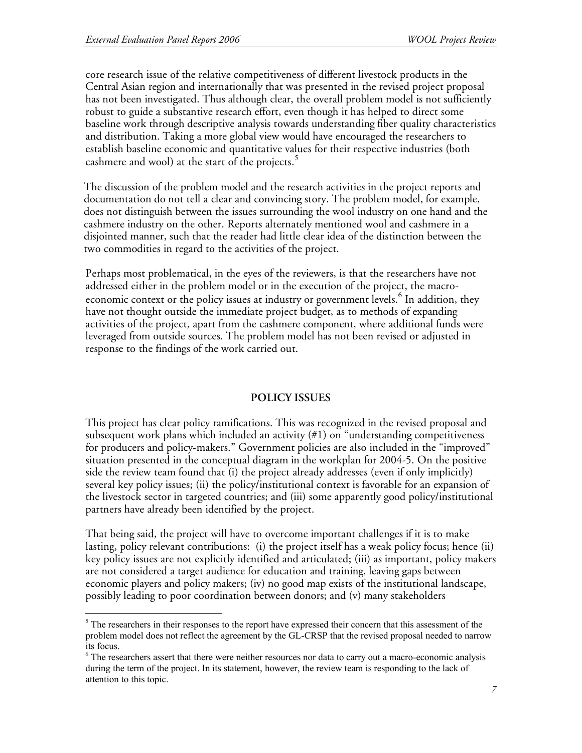core research issue of the relative competitiveness of different livestock products in the Central Asian region and internationally that was presented in the revised project proposal has not been investigated. Thus although clear, the overall problem model is not sufficiently robust to guide a substantive research effort, even though it has helped to direct some baseline work through descriptive analysis towards understanding fiber quality characteristics and distribution. Taking a more global view would have encouraged the researchers to establish baseline economic and quantitative values for their respective industries (both cashmere and wool) at the start of the projects.[5]

The discussion of the problem model and the research activities in the project reports and documentation do not tell a clear and convincing story. The problem model, for example, does not distinguish between the issues surrounding the wool industry on one hand and the cashmere industry on the other. Reports alternately mentioned wool and cashmere in a disjointed manner, such that the reader had little clear idea of the distinction between the two commodities in regard to the activities of the project.

Perhaps most problematical, in the eyes of the reviewers, is that the researchers have not addressed either in the problem model or in the execution of the project, the macro-economic context or the policy issues at industry or government levels.[6] In addition, they have not thought outside the immediate project budget, as to methods of expanding activities of the project, apart from the cashmere component, where additional funds were leveraged from outside sources. The problem model has not been revised or adjusted in response to the findings of the work carried out.

## POLICY ISSUES

This project has clear policy ramifications. This was recognized in the revised proposal and subsequent work plans which included an activity (#1) on "understanding competitiveness for producers and policy-makers." Government policies are also included in the "improved" situation presented in the conceptual diagram in the workplan for 2004-5. On the positive side the review team found that (i) the project already addresses (even if only implicitly) several key policy issues; (ii) the policy/institutional context is favorable for an expansion of the livestock sector in targeted countries; and (iii) some apparently good policy/institutional partners have already been identified by the project.

That being said, the project will have to overcome important challenges if it is to make lasting, policy relevant contributions: (i) the project itself has a weak policy focus; hence (ii) key policy issues are not explicitly identified and articulated; (iii) as important, policy makers are not considered a target audience for education and training, leaving gaps between economic players and policy makers; (iv) no good map exists of the institutional landscape, possibly leading to poor coordination between donors; and (v) many stakeholders

[5] The researchers in their responses to the report have expressed their concern that this assessment of the problem model does not reflect the agreement by the GL-CRSP that the revised proposal needed to narrow its focus.

[6] The researchers assert that there were neither resources nor data to carry out a macro-economic analysis during the term of the project. In its statement, however, the review team is responding to the lack of attention to this topic.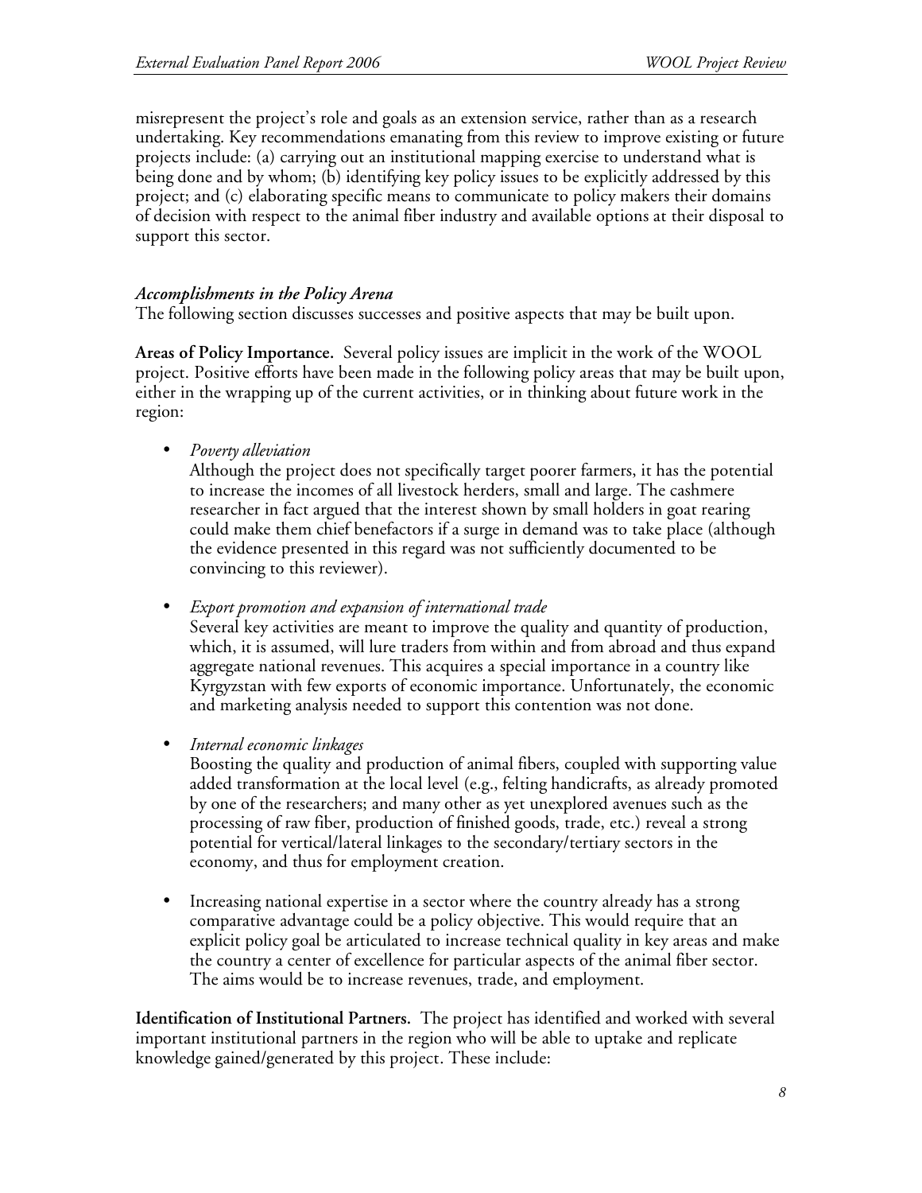misrepresent the project's role and goals as an extension service, rather than as a research undertaking. Key recommendations emanating from this review to improve existing or future projects include: (a) carrying out an institutional mapping exercise to understand what is being done and by whom; (b) identifying key policy issues to be explicitly addressed by this project; and (c) elaborating specific means to communicate to policy makers their domains of decision with respect to the animal fiber industry and available options at their disposal to support this sector.

### *Accomplishments in the Policy Arena*

The following section discusses successes and positive aspects that may be built upon.

**Areas of Policy Importance.** Several policy issues are implicit in the work of the WOOL project. Positive efforts have been made in the following policy areas that may be built upon, either in the wrapping up of the current activities, or in thinking about future work in the region:

- *Poverty alleviation*
  Although the project does not specifically target poorer farmers, it has the potential to increase the incomes of all livestock herders, small and large. The cashmere researcher in fact argued that the interest shown by small holders in goat rearing could make them chief benefactors if a surge in demand was to take place (although the evidence presented in this regard was not sufficiently documented to be convincing to this reviewer).

- *Export promotion and expansion of international trade*
  Several key activities are meant to improve the quality and quantity of production, which, it is assumed, will lure traders from within and from abroad and thus expand aggregate national revenues. This acquires a special importance in a country like Kyrgyzstan with few exports of economic importance. Unfortunately, the economic and marketing analysis needed to support this contention was not done.

- *Internal economic linkages*
  Boosting the quality and production of animal fibers, coupled with supporting value added transformation at the local level (e.g., felting handicrafts, as already promoted by one of the researchers; and many other as yet unexplored avenues such as the processing of raw fiber, production of finished goods, trade, etc.) reveal a strong potential for vertical/lateral linkages to the secondary/tertiary sectors in the economy, and thus for employment creation.

- Increasing national expertise in a sector where the country already has a strong comparative advantage could be a policy objective. This would require that an explicit policy goal be articulated to increase technical quality in key areas and make the country a center of excellence for particular aspects of the animal fiber sector. The aims would be to increase revenues, trade, and employment.

**Identification of Institutional Partners.** The project has identified and worked with several important institutional partners in the region who will be able to uptake and replicate knowledge gained/generated by this project. These include: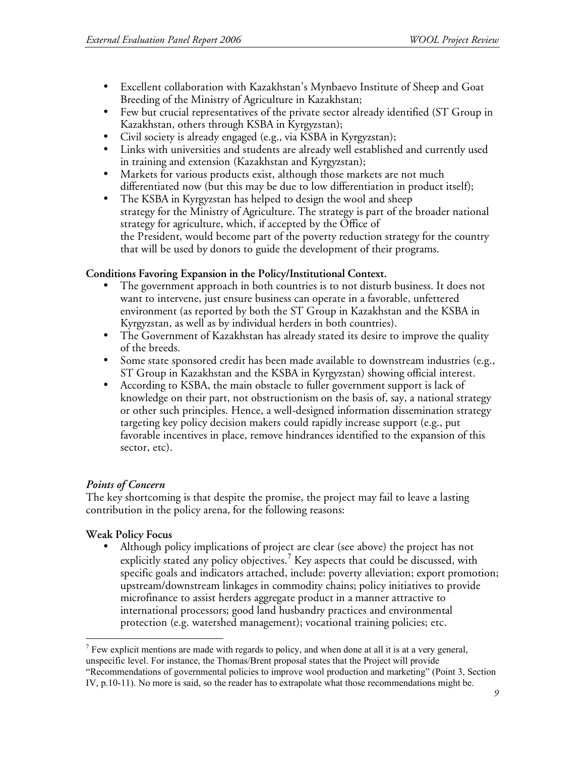- Excellent collaboration with Kazakhstan's Mynbaevo Institute of Sheep and Goat Breeding of the Ministry of Agriculture in Kazakhstan;
- Few but crucial representatives of the private sector already identified (ST Group in Kazakhstan, others through KSBA in Kyrgyzstan);
- Civil society is already engaged (e.g., via KSBA in Kyrgyzstan);
- Links with universities and students are already well established and currently used in training and extension (Kazakhstan and Kyrgyzstan);
- Markets for various products exist, although those markets are not much differentiated now (but this may be due to low differentiation in product itself);
- The KSBA in Kyrgyzstan has helped to design the wool and sheep strategy for the Ministry of Agriculture. The strategy is part of the broader national strategy for agriculture, which, if accepted by the Office of the President, would become part of the poverty reduction strategy for the country that will be used by donors to guide the development of their programs.

**Conditions Favoring Expansion in the Policy/Institutional Context.**

- The government approach in both countries is to not disturb business. It does not want to intervene, just ensure business can operate in a favorable, unfettered environment (as reported by both the ST Group in Kazakhstan and the KSBA in Kyrgyzstan, as well as by individual herders in both countries).
- The Government of Kazakhstan has already stated its desire to improve the quality of the breeds.
- Some state sponsored credit has been made available to downstream industries (e.g., ST Group in Kazakhstan and the KSBA in Kyrgyzstan) showing official interest.
- According to KSBA, the main obstacle to fuller government support is lack of knowledge on their part, not obstructionism on the basis of, say, a national strategy or other such principles. Hence, a well-designed information dissemination strategy targeting key policy decision makers could rapidly increase support (e.g., put favorable incentives in place, remove hindrances identified to the expansion of this sector, etc).

### *Points of Concern*

The key shortcoming is that despite the promise, the project may fail to leave a lasting contribution in the policy arena, for the following reasons:

**Weak Policy Focus**

- Although policy implications of project are clear (see above) the project has not explicitly stated any policy objectives.[7] Key aspects that could be discussed, with specific goals and indicators attached, include: poverty alleviation; export promotion; upstream/downstream linkages in commodity chains; policy initiatives to provide microfinance to assist herders aggregate product in a manner attractive to international processors; good land husbandry practices and environmental protection (e.g. watershed management); vocational training policies; etc.

[7] Few explicit mentions are made with regards to policy, and when done at all it is at a very general, unspecific level. For instance, the Thomas/Brent proposal states that the Project will provide "Recommendations of governmental policies to improve wool production and marketing" (Point 3, Section IV, p.10-11). No more is said, so the reader has to extrapolate what those recommendations might be.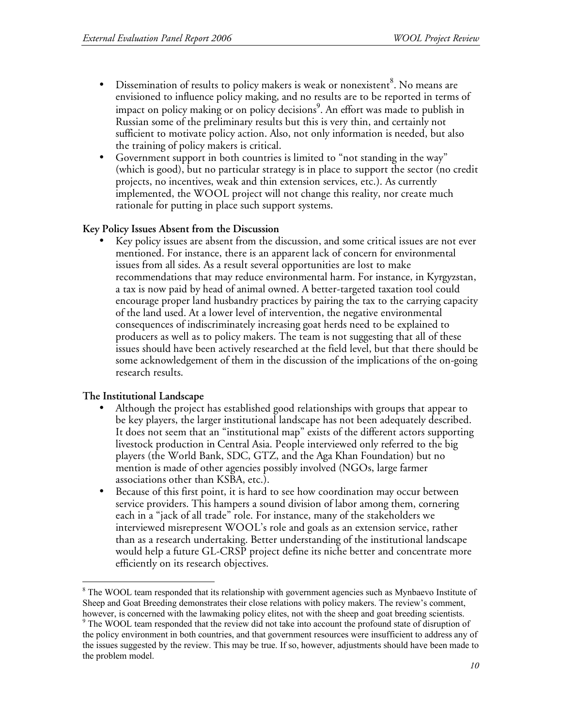- Dissemination of results to policy makers is weak or nonexistent[8]. No means are envisioned to influence policy making, and no results are to be reported in terms of impact on policy making or on policy decisions[9]. An effort was made to publish in Russian some of the preliminary results but this is very thin, and certainly not sufficient to motivate policy action. Also, not only information is needed, but also the training of policy makers is critical.
- Government support in both countries is limited to "not standing in the way" (which is good), but no particular strategy is in place to support the sector (no credit projects, no incentives, weak and thin extension services, etc.). As currently implemented, the WOOL project will not change this reality, nor create much rationale for putting in place such support systems.

**Key Policy Issues Absent from the Discussion**

- Key policy issues are absent from the discussion, and some critical issues are not ever mentioned. For instance, there is an apparent lack of concern for environmental issues from all sides. As a result several opportunities are lost to make recommendations that may reduce environmental harm. For instance, in Kyrgyzstan, a tax is now paid by head of animal owned. A better-targeted taxation tool could encourage proper land husbandry practices by pairing the tax to the carrying capacity of the land used. At a lower level of intervention, the negative environmental consequences of indiscriminately increasing goat herds need to be explained to producers as well as to policy makers. The team is not suggesting that all of these issues should have been actively researched at the field level, but that there should be some acknowledgement of them in the discussion of the implications of the on-going research results.

**The Institutional Landscape**

- Although the project has established good relationships with groups that appear to be key players, the larger institutional landscape has not been adequately described. It does not seem that an "institutional map" exists of the different actors supporting livestock production in Central Asia. People interviewed only referred to the big players (the World Bank, SDC, GTZ, and the Aga Khan Foundation) but no mention is made of other agencies possibly involved (NGOs, large farmer associations other than KSBA, etc.).
- Because of this first point, it is hard to see how coordination may occur between service providers. This hampers a sound division of labor among them, cornering each in a "jack of all trade" role. For instance, many of the stakeholders we interviewed misrepresent WOOL's role and goals as an extension service, rather than as a research undertaking. Better understanding of the institutional landscape would help a future GL-CRSP project define its niche better and concentrate more efficiently on its research objectives.

---

[8] The WOOL team responded that its relationship with government agencies such as Mynbaevo Institute of Sheep and Goat Breeding demonstrates their close relations with policy makers. The review's comment, however, is concerned with the lawmaking policy elites, not with the sheep and goat breeding scientists.

[9] The WOOL team responded that the review did not take into account the profound state of disruption of the policy environment in both countries, and that government resources were insufficient to address any of the issues suggested by the review. This may be true. If so, however, adjustments should have been made to the problem model.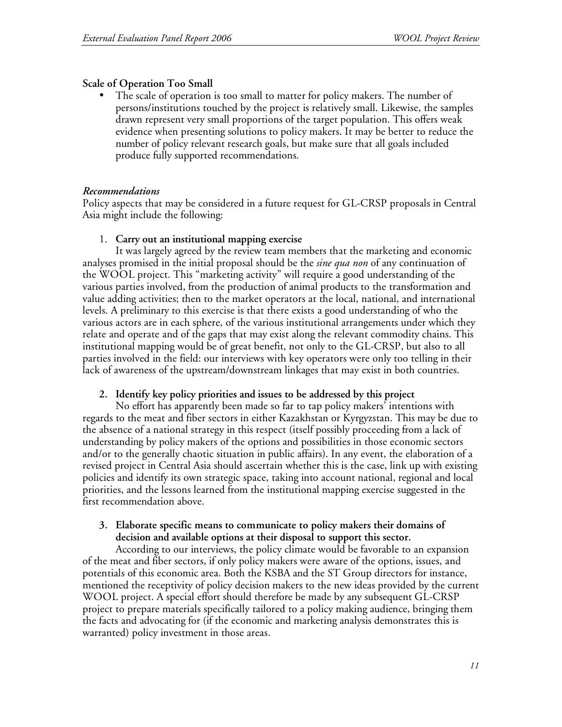**Scale of Operation Too Small**

- The scale of operation is too small to matter for policy makers. The number of persons/institutions touched by the project is relatively small. Likewise, the samples drawn represent very small proportions of the target population. This offers weak evidence when presenting solutions to policy makers. It may be better to reduce the number of policy relevant research goals, but make sure that all goals included produce fully supported recommendations.

*Recommendations*

Policy aspects that may be considered in a future request for GL-CRSP proposals in Central Asia might include the following:

1. **Carry out an institutional mapping exercise**

   It was largely agreed by the review team members that the marketing and economic analyses promised in the initial proposal should be the *sine qua non* of any continuation of the WOOL project. This "marketing activity" will require a good understanding of the various parties involved, from the production of animal products to the transformation and value adding activities; then to the market operators at the local, national, and international levels. A preliminary to this exercise is that there exists a good understanding of who the various actors are in each sphere, of the various institutional arrangements under which they relate and operate and of the gaps that may exist along the relevant commodity chains. This institutional mapping would be of great benefit, not only to the GL-CRSP, but also to all parties involved in the field: our interviews with key operators were only too telling in their lack of awareness of the upstream/downstream linkages that may exist in both countries.

2. **Identify key policy priorities and issues to be addressed by this project**

   No effort has apparently been made so far to tap policy makers' intentions with regards to the meat and fiber sectors in either Kazakhstan or Kyrgyzstan. This may be due to the absence of a national strategy in this respect (itself possibly proceeding from a lack of understanding by policy makers of the options and possibilities in those economic sectors and/or to the generally chaotic situation in public affairs). In any event, the elaboration of a revised project in Central Asia should ascertain whether this is the case, link up with existing policies and identify its own strategic space, taking into account national, regional and local priorities, and the lessons learned from the institutional mapping exercise suggested in the first recommendation above.

3. **Elaborate specific means to communicate to policy makers their domains of decision and available options at their disposal to support this sector.**

   According to our interviews, the policy climate would be favorable to an expansion of the meat and fiber sectors, if only policy makers were aware of the options, issues, and potentials of this economic area. Both the KSBA and the ST Group directors for instance, mentioned the receptivity of policy decision makers to the new ideas provided by the current WOOL project. A special effort should therefore be made by any subsequent GL-CRSP project to prepare materials specifically tailored to a policy making audience, bringing them the facts and advocating for (if the economic and marketing analysis demonstrates this is warranted) policy investment in those areas.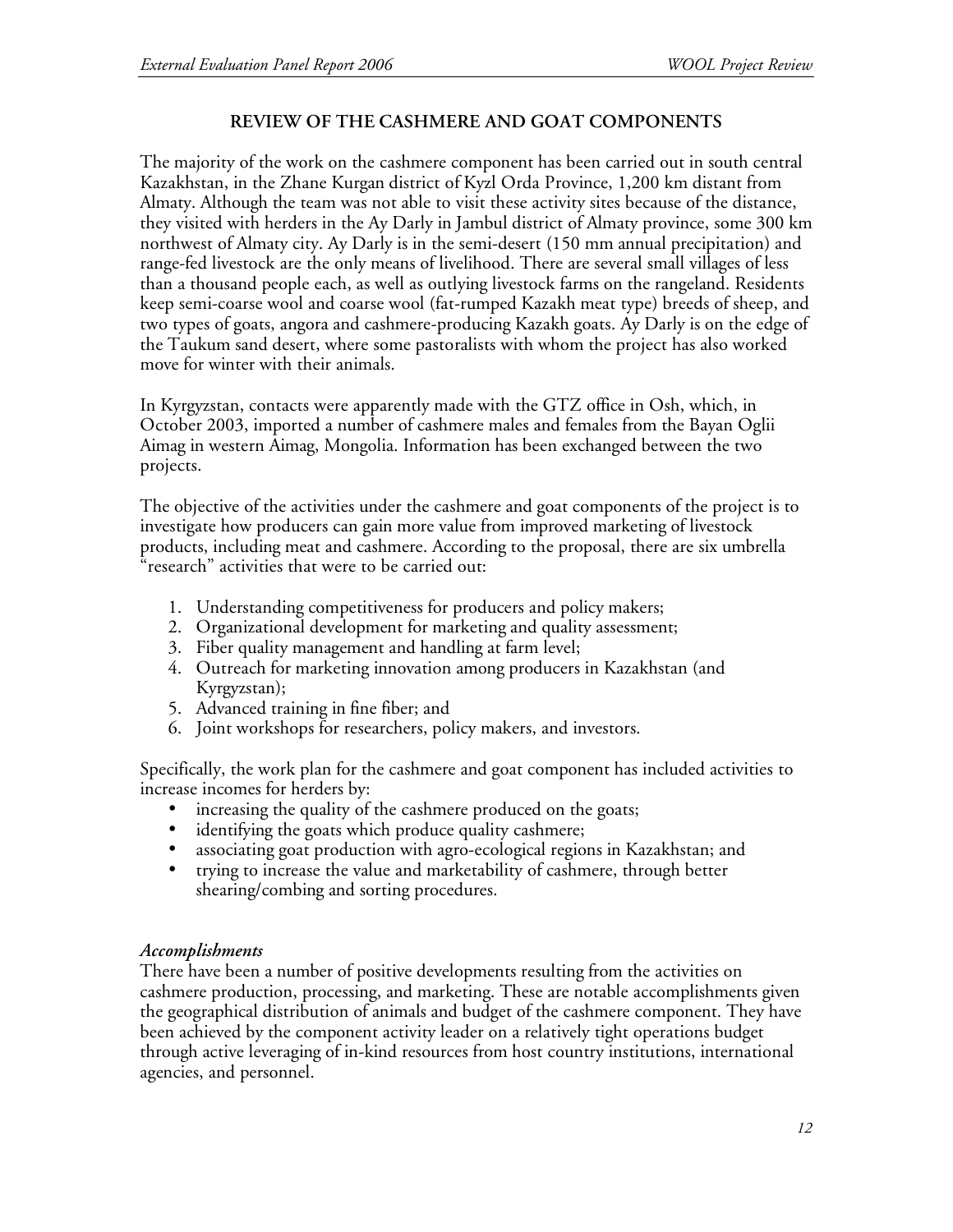## REVIEW OF THE CASHMERE AND GOAT COMPONENTS

The majority of the work on the cashmere component has been carried out in south central Kazakhstan, in the Zhane Kurgan district of Kyzl Orda Province, 1,200 km distant from Almaty. Although the team was not able to visit these activity sites because of the distance, they visited with herders in the Ay Darly in Jambul district of Almaty province, some 300 km northwest of Almaty city. Ay Darly is in the semi-desert (150 mm annual precipitation) and range-fed livestock are the only means of livelihood. There are several small villages of less than a thousand people each, as well as outlying livestock farms on the rangeland. Residents keep semi-coarse wool and coarse wool (fat-rumped Kazakh meat type) breeds of sheep, and two types of goats, angora and cashmere-producing Kazakh goats. Ay Darly is on the edge of the Taukum sand desert, where some pastoralists with whom the project has also worked move for winter with their animals.

In Kyrgyzstan, contacts were apparently made with the GTZ office in Osh, which, in October 2003, imported a number of cashmere males and females from the Bayan Oglii Aimag in western Aimag, Mongolia. Information has been exchanged between the two projects.

The objective of the activities under the cashmere and goat components of the project is to investigate how producers can gain more value from improved marketing of livestock products, including meat and cashmere. According to the proposal, there are six umbrella "research" activities that were to be carried out:

1. Understanding competitiveness for producers and policy makers;
2. Organizational development for marketing and quality assessment;
3. Fiber quality management and handling at farm level;
4. Outreach for marketing innovation among producers in Kazakhstan (and Kyrgyzstan);
5. Advanced training in fine fiber; and
6. Joint workshops for researchers, policy makers, and investors.

Specifically, the work plan for the cashmere and goat component has included activities to increase incomes for herders by:

- increasing the quality of the cashmere produced on the goats;
- identifying the goats which produce quality cashmere;
- associating goat production with agro-ecological regions in Kazakhstan; and
- trying to increase the value and marketability of cashmere, through better shearing/combing and sorting procedures.

### *Accomplishments*

There have been a number of positive developments resulting from the activities on cashmere production, processing, and marketing. These are notable accomplishments given the geographical distribution of animals and budget of the cashmere component. They have been achieved by the component activity leader on a relatively tight operations budget through active leveraging of in-kind resources from host country institutions, international agencies, and personnel.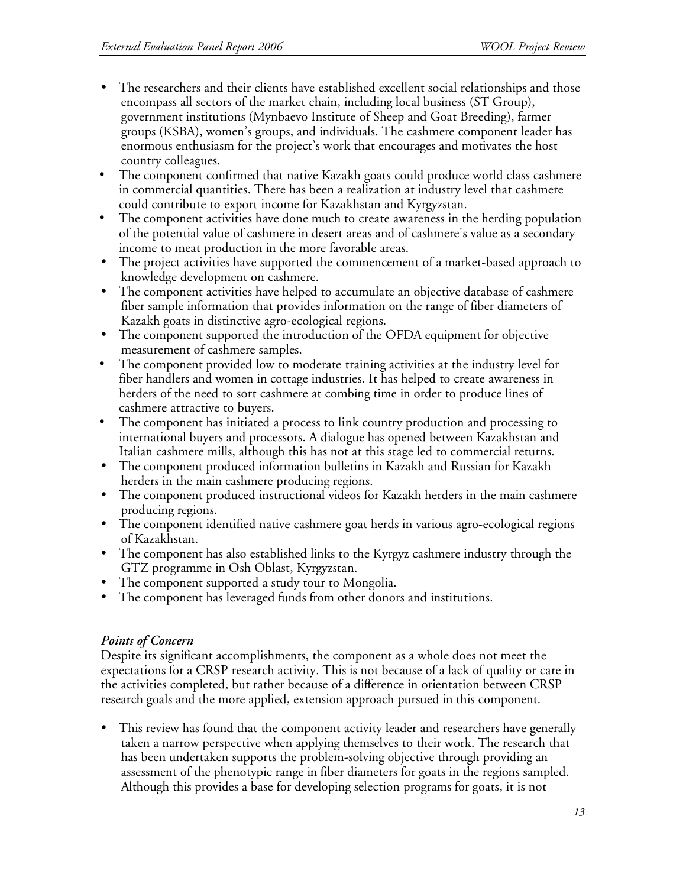- The researchers and their clients have established excellent social relationships and those encompass all sectors of the market chain, including local business (ST Group), government institutions (Mynbaevo Institute of Sheep and Goat Breeding), farmer groups (KSBA), women's groups, and individuals. The cashmere component leader has enormous enthusiasm for the project's work that encourages and motivates the host country colleagues.
- The component confirmed that native Kazakh goats could produce world class cashmere in commercial quantities. There has been a realization at industry level that cashmere could contribute to export income for Kazakhstan and Kyrgyzstan.
- The component activities have done much to create awareness in the herding population of the potential value of cashmere in desert areas and of cashmere's value as a secondary income to meat production in the more favorable areas.
- The project activities have supported the commencement of a market-based approach to knowledge development on cashmere.
- The component activities have helped to accumulate an objective database of cashmere fiber sample information that provides information on the range of fiber diameters of Kazakh goats in distinctive agro-ecological regions.
- The component supported the introduction of the OFDA equipment for objective measurement of cashmere samples.
- The component provided low to moderate training activities at the industry level for fiber handlers and women in cottage industries. It has helped to create awareness in herders of the need to sort cashmere at combing time in order to produce lines of cashmere attractive to buyers.
- The component has initiated a process to link country production and processing to international buyers and processors. A dialogue has opened between Kazakhstan and Italian cashmere mills, although this has not at this stage led to commercial returns.
- The component produced information bulletins in Kazakh and Russian for Kazakh herders in the main cashmere producing regions.
- The component produced instructional videos for Kazakh herders in the main cashmere producing regions.
- The component identified native cashmere goat herds in various agro-ecological regions of Kazakhstan.
- The component has also established links to the Kyrgyz cashmere industry through the GTZ programme in Osh Oblast, Kyrgyzstan.
- The component supported a study tour to Mongolia.
- The component has leveraged funds from other donors and institutions.

***Points of Concern***

Despite its significant accomplishments, the component as a whole does not meet the expectations for a CRSP research activity. This is not because of a lack of quality or care in the activities completed, but rather because of a difference in orientation between CRSP research goals and the more applied, extension approach pursued in this component.

- This review has found that the component activity leader and researchers have generally taken a narrow perspective when applying themselves to their work. The research that has been undertaken supports the problem-solving objective through providing an assessment of the phenotypic range in fiber diameters for goats in the regions sampled. Although this provides a base for developing selection programs for goats, it is not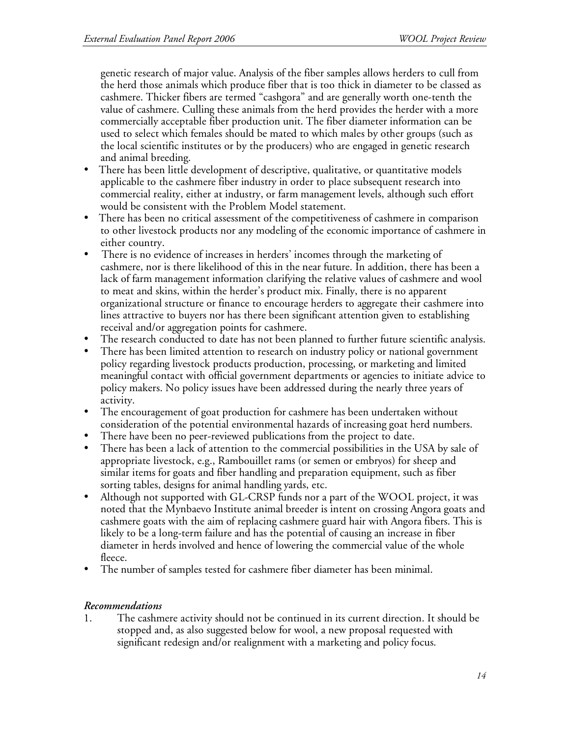genetic research of major value. Analysis of the fiber samples allows herders to cull from the herd those animals which produce fiber that is too thick in diameter to be classed as cashmere. Thicker fibers are termed "cashgora" and are generally worth one-tenth the value of cashmere. Culling these animals from the herd provides the herder with a more commercially acceptable fiber production unit. The fiber diameter information can be used to select which females should be mated to which males by other groups (such as the local scientific institutes or by the producers) who are engaged in genetic research and animal breeding.

- There has been little development of descriptive, qualitative, or quantitative models applicable to the cashmere fiber industry in order to place subsequent research into commercial reality, either at industry, or farm management levels, although such effort would be consistent with the Problem Model statement.
- There has been no critical assessment of the competitiveness of cashmere in comparison to other livestock products nor any modeling of the economic importance of cashmere in either country.
- There is no evidence of increases in herders' incomes through the marketing of cashmere, nor is there likelihood of this in the near future. In addition, there has been a lack of farm management information clarifying the relative values of cashmere and wool to meat and skins, within the herder's product mix. Finally, there is no apparent organizational structure or finance to encourage herders to aggregate their cashmere into lines attractive to buyers nor has there been significant attention given to establishing receival and/or aggregation points for cashmere.
- The research conducted to date has not been planned to further future scientific analysis.
- There has been limited attention to research on industry policy or national government policy regarding livestock products production, processing, or marketing and limited meaningful contact with official government departments or agencies to initiate advice to policy makers. No policy issues have been addressed during the nearly three years of activity.
- The encouragement of goat production for cashmere has been undertaken without consideration of the potential environmental hazards of increasing goat herd numbers.
- There have been no peer-reviewed publications from the project to date.
- There has been a lack of attention to the commercial possibilities in the USA by sale of appropriate livestock, e.g., Rambouillet rams (or semen or embryos) for sheep and similar items for goats and fiber handling and preparation equipment, such as fiber sorting tables, designs for animal handling yards, etc.
- Although not supported with GL-CRSP funds nor a part of the WOOL project, it was noted that the Mynbaevo Institute animal breeder is intent on crossing Angora goats and cashmere goats with the aim of replacing cashmere guard hair with Angora fibers. This is likely to be a long-term failure and has the potential of causing an increase in fiber diameter in herds involved and hence of lowering the commercial value of the whole fleece.
- The number of samples tested for cashmere fiber diameter has been minimal.

### *Recommendations*

1. The cashmere activity should not be continued in its current direction. It should be stopped and, as also suggested below for wool, a new proposal requested with significant redesign and/or realignment with a marketing and policy focus.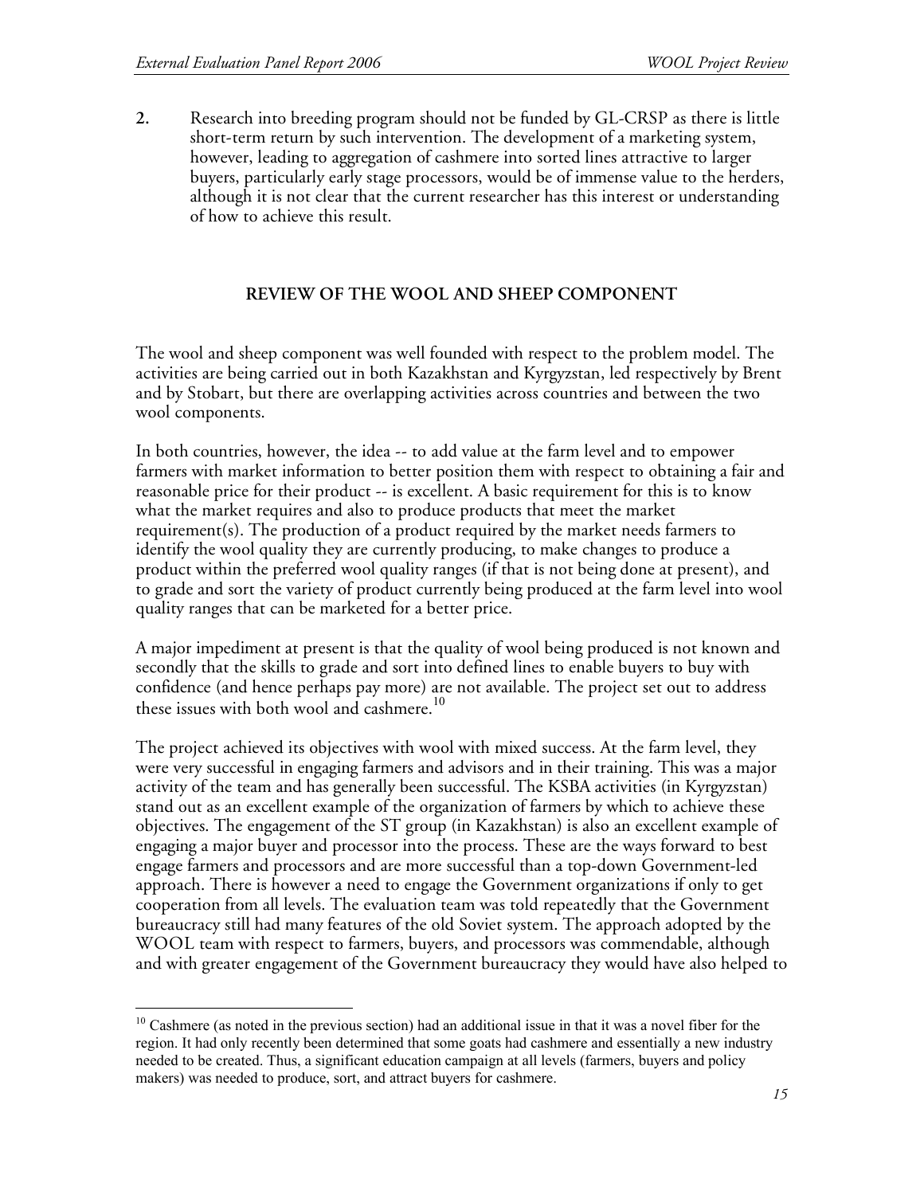2. Research into breeding program should not be funded by GL-CRSP as there is little short-term return by such intervention. The development of a marketing system, however, leading to aggregation of cashmere into sorted lines attractive to larger buyers, particularly early stage processors, would be of immense value to the herders, although it is not clear that the current researcher has this interest or understanding of how to achieve this result.

## REVIEW OF THE WOOL AND SHEEP COMPONENT

The wool and sheep component was well founded with respect to the problem model. The activities are being carried out in both Kazakhstan and Kyrgyzstan, led respectively by Brent and by Stobart, but there are overlapping activities across countries and between the two wool components.

In both countries, however, the idea -- to add value at the farm level and to empower farmers with market information to better position them with respect to obtaining a fair and reasonable price for their product -- is excellent. A basic requirement for this is to know what the market requires and also to produce products that meet the market requirement(s). The production of a product required by the market needs farmers to identify the wool quality they are currently producing, to make changes to produce a product within the preferred wool quality ranges (if that is not being done at present), and to grade and sort the variety of product currently being produced at the farm level into wool quality ranges that can be marketed for a better price.

A major impediment at present is that the quality of wool being produced is not known and secondly that the skills to grade and sort into defined lines to enable buyers to buy with confidence (and hence perhaps pay more) are not available. The project set out to address these issues with both wool and cashmere.[10]

The project achieved its objectives with wool with mixed success. At the farm level, they were very successful in engaging farmers and advisors and in their training. This was a major activity of the team and has generally been successful. The KSBA activities (in Kyrgyzstan) stand out as an excellent example of the organization of farmers by which to achieve these objectives. The engagement of the ST group (in Kazakhstan) is also an excellent example of engaging a major buyer and processor into the process. These are the ways forward to best engage farmers and processors and are more successful than a top-down Government-led approach. There is however a need to engage the Government organizations if only to get cooperation from all levels. The evaluation team was told repeatedly that the Government bureaucracy still had many features of the old Soviet system. The approach adopted by the WOOL team with respect to farmers, buyers, and processors was commendable, although and with greater engagement of the Government bureaucracy they would have also helped to

[10] Cashmere (as noted in the previous section) had an additional issue in that it was a novel fiber for the region. It had only recently been determined that some goats had cashmere and essentially a new industry needed to be created. Thus, a significant education campaign at all levels (farmers, buyers and policy makers) was needed to produce, sort, and attract buyers for cashmere.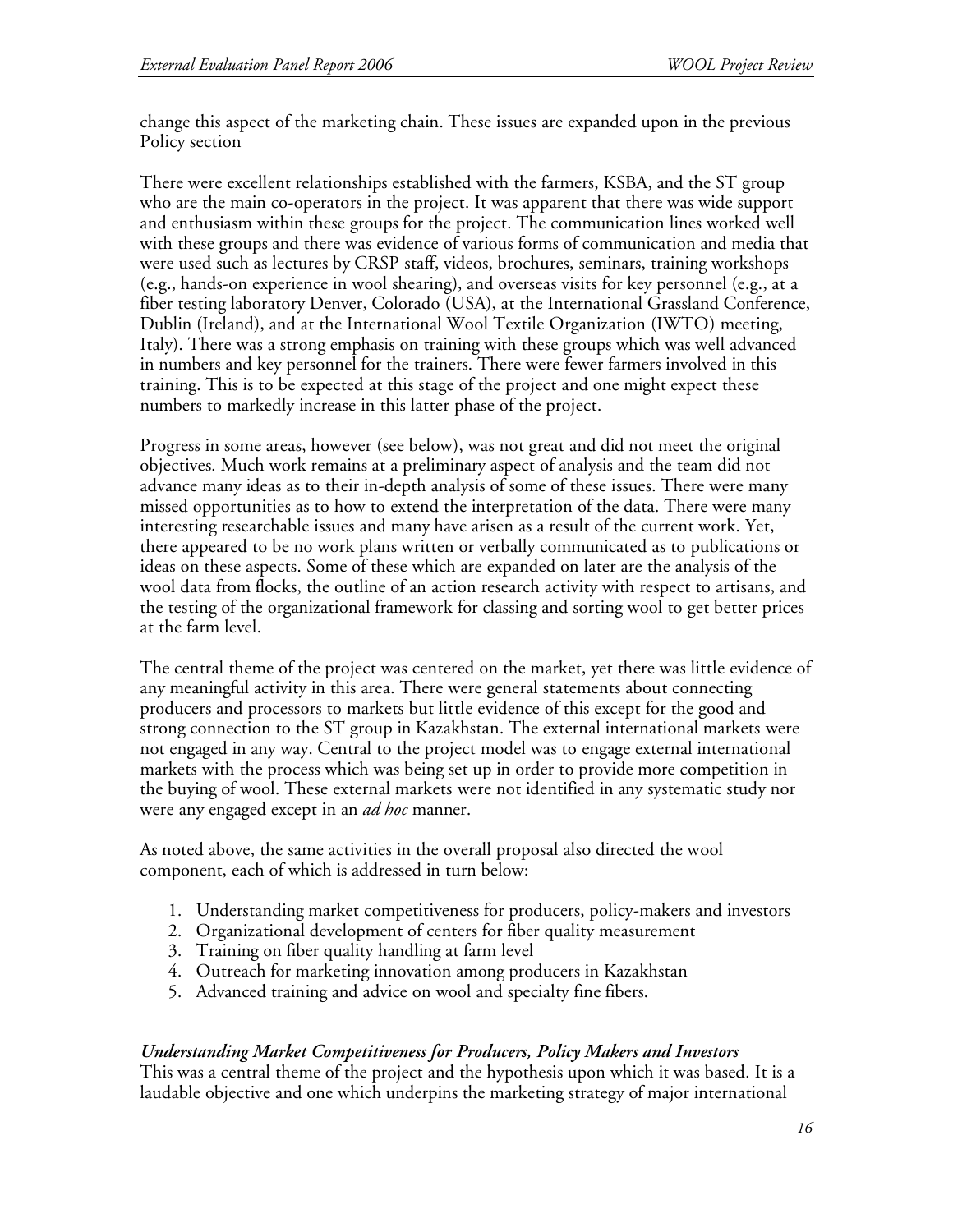change this aspect of the marketing chain. These issues are expanded upon in the previous Policy section

There were excellent relationships established with the farmers, KSBA, and the ST group who are the main co-operators in the project. It was apparent that there was wide support and enthusiasm within these groups for the project. The communication lines worked well with these groups and there was evidence of various forms of communication and media that were used such as lectures by CRSP staff, videos, brochures, seminars, training workshops (e.g., hands-on experience in wool shearing), and overseas visits for key personnel (e.g., at a fiber testing laboratory Denver, Colorado (USA), at the International Grassland Conference, Dublin (Ireland), and at the International Wool Textile Organization (IWTO) meeting, Italy). There was a strong emphasis on training with these groups which was well advanced in numbers and key personnel for the trainers. There were fewer farmers involved in this training. This is to be expected at this stage of the project and one might expect these numbers to markedly increase in this latter phase of the project.

Progress in some areas, however (see below), was not great and did not meet the original objectives. Much work remains at a preliminary aspect of analysis and the team did not advance many ideas as to their in-depth analysis of some of these issues. There were many missed opportunities as to how to extend the interpretation of the data. There were many interesting researchable issues and many have arisen as a result of the current work. Yet, there appeared to be no work plans written or verbally communicated as to publications or ideas on these aspects. Some of these which are expanded on later are the analysis of the wool data from flocks, the outline of an action research activity with respect to artisans, and the testing of the organizational framework for classing and sorting wool to get better prices at the farm level.

The central theme of the project was centered on the market, yet there was little evidence of any meaningful activity in this area. There were general statements about connecting producers and processors to markets but little evidence of this except for the good and strong connection to the ST group in Kazakhstan. The external international markets were not engaged in any way. Central to the project model was to engage external international markets with the process which was being set up in order to provide more competition in the buying of wool. These external markets were not identified in any systematic study nor were any engaged except in an *ad hoc* manner.

As noted above, the same activities in the overall proposal also directed the wool component, each of which is addressed in turn below:

1. Understanding market competitiveness for producers, policy-makers and investors
2. Organizational development of centers for fiber quality measurement
3. Training on fiber quality handling at farm level
4. Outreach for marketing innovation among producers in Kazakhstan
5. Advanced training and advice on wool and specialty fine fibers.

***Understanding Market Competitiveness for Producers, Policy Makers and Investors***

This was a central theme of the project and the hypothesis upon which it was based. It is a laudable objective and one which underpins the marketing strategy of major international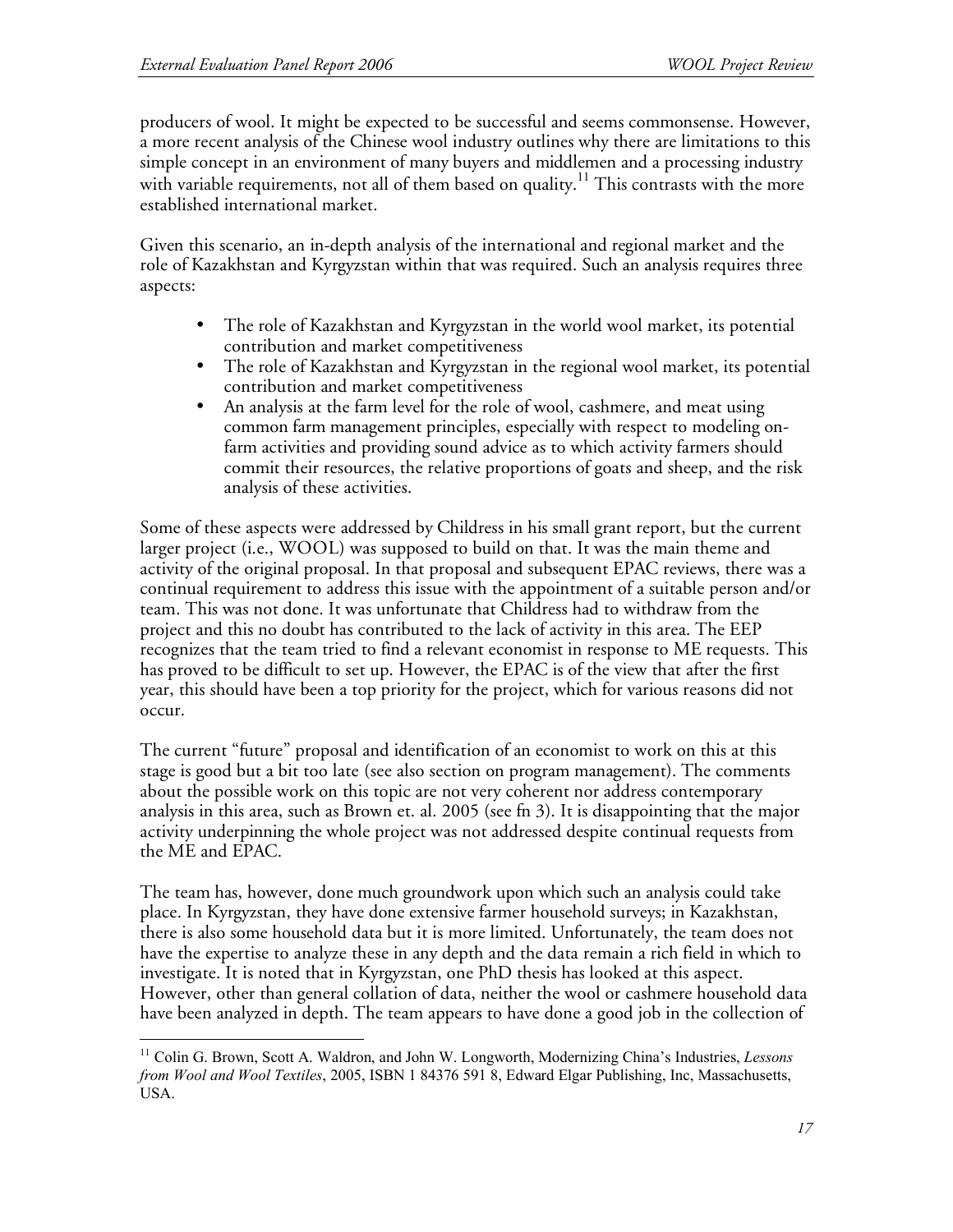producers of wool. It might be expected to be successful and seems commonsense. However, a more recent analysis of the Chinese wool industry outlines why there are limitations to this simple concept in an environment of many buyers and middlemen and a processing industry with variable requirements, not all of them based on quality.[11] This contrasts with the more established international market.

Given this scenario, an in-depth analysis of the international and regional market and the role of Kazakhstan and Kyrgyzstan within that was required. Such an analysis requires three aspects:

- The role of Kazakhstan and Kyrgyzstan in the world wool market, its potential contribution and market competitiveness
- The role of Kazakhstan and Kyrgyzstan in the regional wool market, its potential contribution and market competitiveness
- An analysis at the farm level for the role of wool, cashmere, and meat using common farm management principles, especially with respect to modeling on-farm activities and providing sound advice as to which activity farmers should commit their resources, the relative proportions of goats and sheep, and the risk analysis of these activities.

Some of these aspects were addressed by Childress in his small grant report, but the current larger project (i.e., WOOL) was supposed to build on that. It was the main theme and activity of the original proposal. In that proposal and subsequent EPAC reviews, there was a continual requirement to address this issue with the appointment of a suitable person and/or team. This was not done. It was unfortunate that Childress had to withdraw from the project and this no doubt has contributed to the lack of activity in this area. The EEP recognizes that the team tried to find a relevant economist in response to ME requests. This has proved to be difficult to set up. However, the EPAC is of the view that after the first year, this should have been a top priority for the project, which for various reasons did not occur.

The current "future" proposal and identification of an economist to work on this at this stage is good but a bit too late (see also section on program management). The comments about the possible work on this topic are not very coherent nor address contemporary analysis in this area, such as Brown et. al. 2005 (see fn 3). It is disappointing that the major activity underpinning the whole project was not addressed despite continual requests from the ME and EPAC.

The team has, however, done much groundwork upon which such an analysis could take place. In Kyrgyzstan, they have done extensive farmer household surveys; in Kazakhstan, there is also some household data but it is more limited. Unfortunately, the team does not have the expertise to analyze these in any depth and the data remain a rich field in which to investigate. It is noted that in Kyrgyzstan, one PhD thesis has looked at this aspect. However, other than general collation of data, neither the wool or cashmere household data have been analyzed in depth. The team appears to have done a good job in the collection of

---

[11] Colin G. Brown, Scott A. Waldron, and John W. Longworth, Modernizing China's Industries, *Lessons from Wool and Wool Textiles*, 2005, ISBN 1 84376 591 8, Edward Elgar Publishing, Inc, Massachusetts, USA.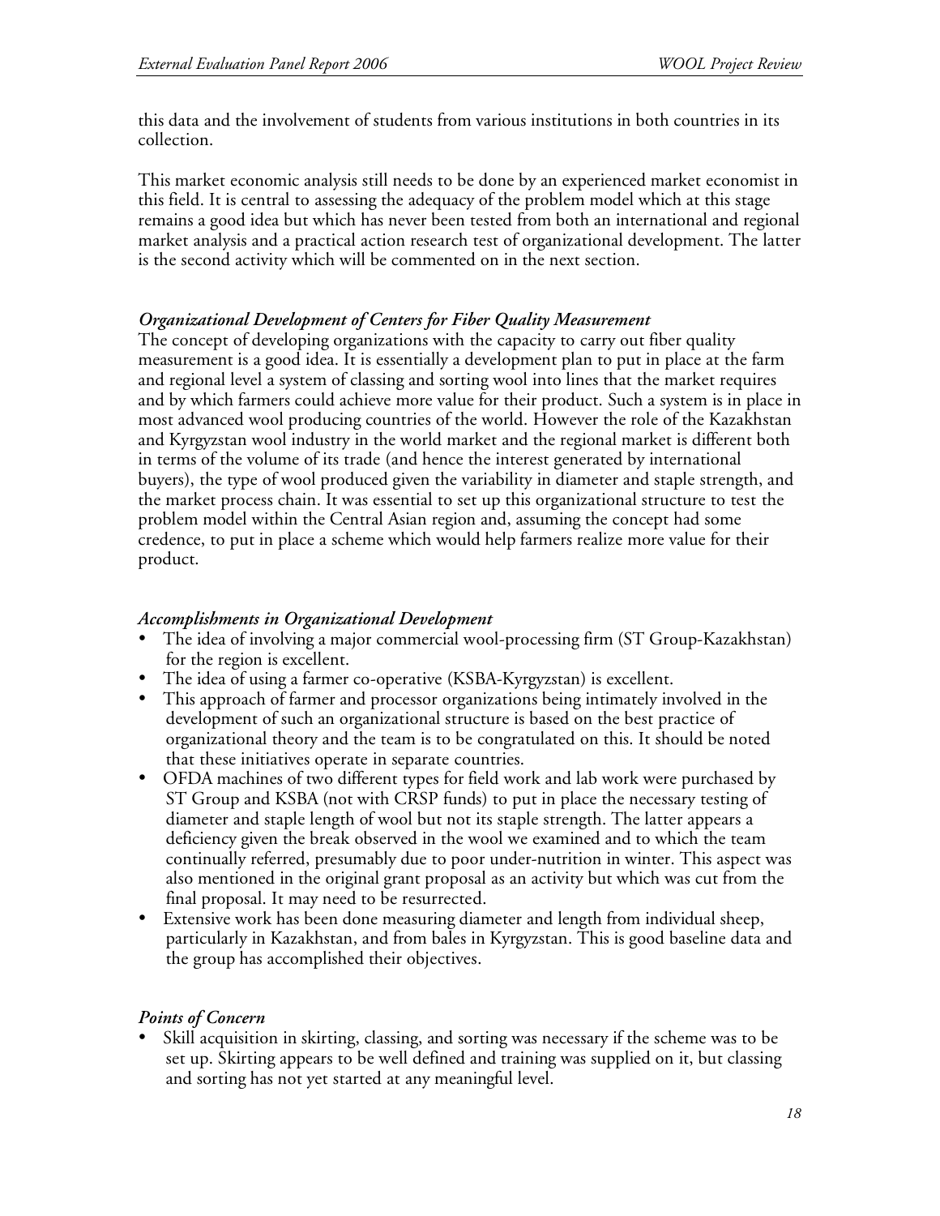this data and the involvement of students from various institutions in both countries in its collection.

This market economic analysis still needs to be done by an experienced market economist in this field. It is central to assessing the adequacy of the problem model which at this stage remains a good idea but which has never been tested from both an international and regional market analysis and a practical action research test of organizational development. The latter is the second activity which will be commented on in the next section.

### *Organizational Development of Centers for Fiber Quality Measurement*

The concept of developing organizations with the capacity to carry out fiber quality measurement is a good idea. It is essentially a development plan to put in place at the farm and regional level a system of classing and sorting wool into lines that the market requires and by which farmers could achieve more value for their product. Such a system is in place in most advanced wool producing countries of the world. However the role of the Kazakhstan and Kyrgyzstan wool industry in the world market and the regional market is different both in terms of the volume of its trade (and hence the interest generated by international buyers), the type of wool produced given the variability in diameter and staple strength, and the market process chain. It was essential to set up this organizational structure to test the problem model within the Central Asian region and, assuming the concept had some credence, to put in place a scheme which would help farmers realize more value for their product.

### *Accomplishments in Organizational Development*

- The idea of involving a major commercial wool-processing firm (ST Group-Kazakhstan) for the region is excellent.
- The idea of using a farmer co-operative (KSBA-Kyrgyzstan) is excellent.
- This approach of farmer and processor organizations being intimately involved in the development of such an organizational structure is based on the best practice of organizational theory and the team is to be congratulated on this. It should be noted that these initiatives operate in separate countries.
- OFDA machines of two different types for field work and lab work were purchased by ST Group and KSBA (not with CRSP funds) to put in place the necessary testing of diameter and staple length of wool but not its staple strength. The latter appears a deficiency given the break observed in the wool we examined and to which the team continually referred, presumably due to poor under-nutrition in winter. This aspect was also mentioned in the original grant proposal as an activity but which was cut from the final proposal. It may need to be resurrected.
- Extensive work has been done measuring diameter and length from individual sheep, particularly in Kazakhstan, and from bales in Kyrgyzstan. This is good baseline data and the group has accomplished their objectives.

### *Points of Concern*

- Skill acquisition in skirting, classing, and sorting was necessary if the scheme was to be set up. Skirting appears to be well defined and training was supplied on it, but classing and sorting has not yet started at any meaningful level.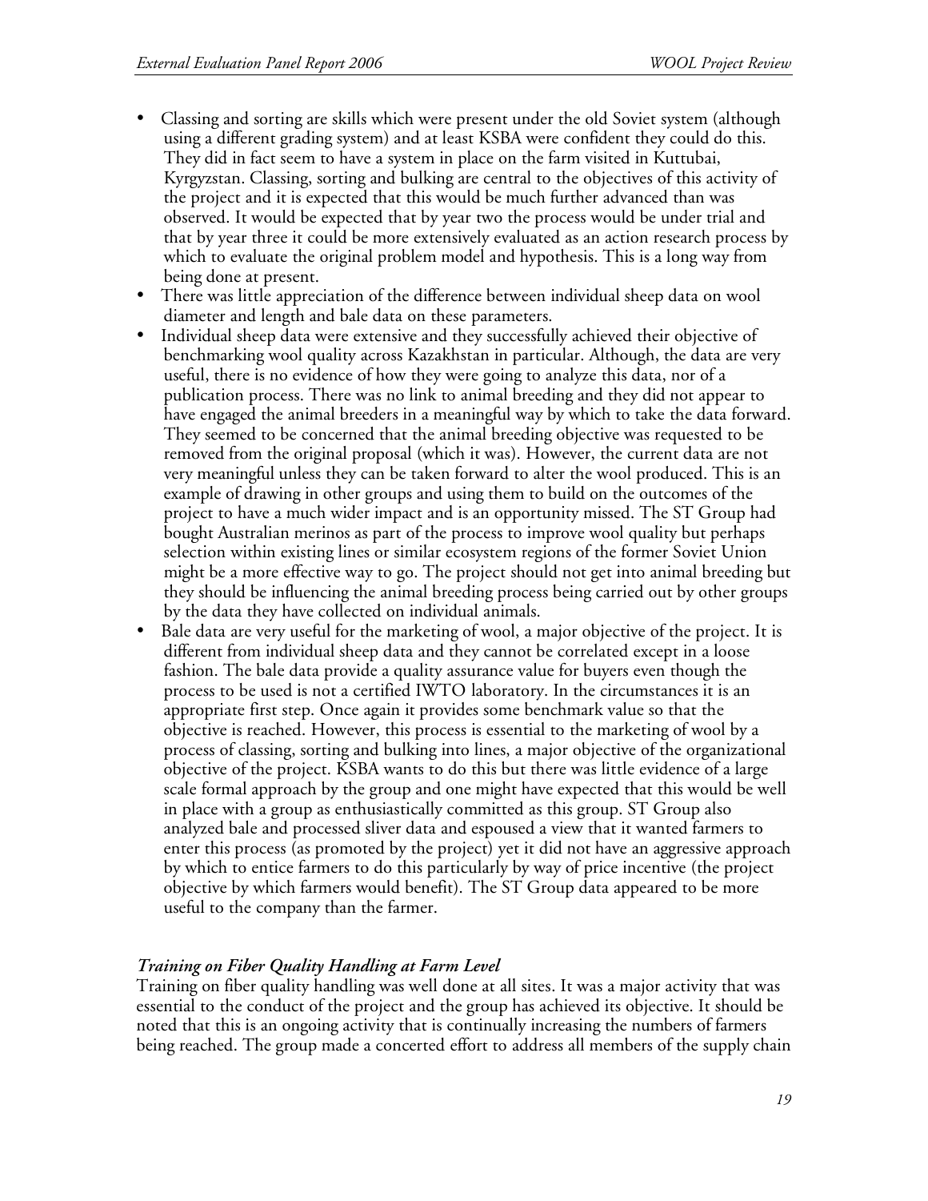- Classing and sorting are skills which were present under the old Soviet system (although using a different grading system) and at least KSBA were confident they could do this. They did in fact seem to have a system in place on the farm visited in Kuttubai, Kyrgyzstan. Classing, sorting and bulking are central to the objectives of this activity of the project and it is expected that this would be much further advanced than was observed. It would be expected that by year two the process would be under trial and that by year three it could be more extensively evaluated as an action research process by which to evaluate the original problem model and hypothesis. This is a long way from being done at present.
- There was little appreciation of the difference between individual sheep data on wool diameter and length and bale data on these parameters.
- Individual sheep data were extensive and they successfully achieved their objective of benchmarking wool quality across Kazakhstan in particular. Although, the data are very useful, there is no evidence of how they were going to analyze this data, nor of a publication process. There was no link to animal breeding and they did not appear to have engaged the animal breeders in a meaningful way by which to take the data forward. They seemed to be concerned that the animal breeding objective was requested to be removed from the original proposal (which it was). However, the current data are not very meaningful unless they can be taken forward to alter the wool produced. This is an example of drawing in other groups and using them to build on the outcomes of the project to have a much wider impact and is an opportunity missed. The ST Group had bought Australian merinos as part of the process to improve wool quality but perhaps selection within existing lines or similar ecosystem regions of the former Soviet Union might be a more effective way to go. The project should not get into animal breeding but they should be influencing the animal breeding process being carried out by other groups by the data they have collected on individual animals.
- Bale data are very useful for the marketing of wool, a major objective of the project. It is different from individual sheep data and they cannot be correlated except in a loose fashion. The bale data provide a quality assurance value for buyers even though the process to be used is not a certified IWTO laboratory. In the circumstances it is an appropriate first step. Once again it provides some benchmark value so that the objective is reached. However, this process is essential to the marketing of wool by a process of classing, sorting and bulking into lines, a major objective of the organizational objective of the project. KSBA wants to do this but there was little evidence of a large scale formal approach by the group and one might have expected that this would be well in place with a group as enthusiastically committed as this group. ST Group also analyzed bale and processed sliver data and espoused a view that it wanted farmers to enter this process (as promoted by the project) yet it did not have an aggressive approach by which to entice farmers to do this particularly by way of price incentive (the project objective by which farmers would benefit). The ST Group data appeared to be more useful to the company than the farmer.

### *Training on Fiber Quality Handling at Farm Level*

Training on fiber quality handling was well done at all sites. It was a major activity that was essential to the conduct of the project and the group has achieved its objective. It should be noted that this is an ongoing activity that is continually increasing the numbers of farmers being reached. The group made a concerted effort to address all members of the supply chain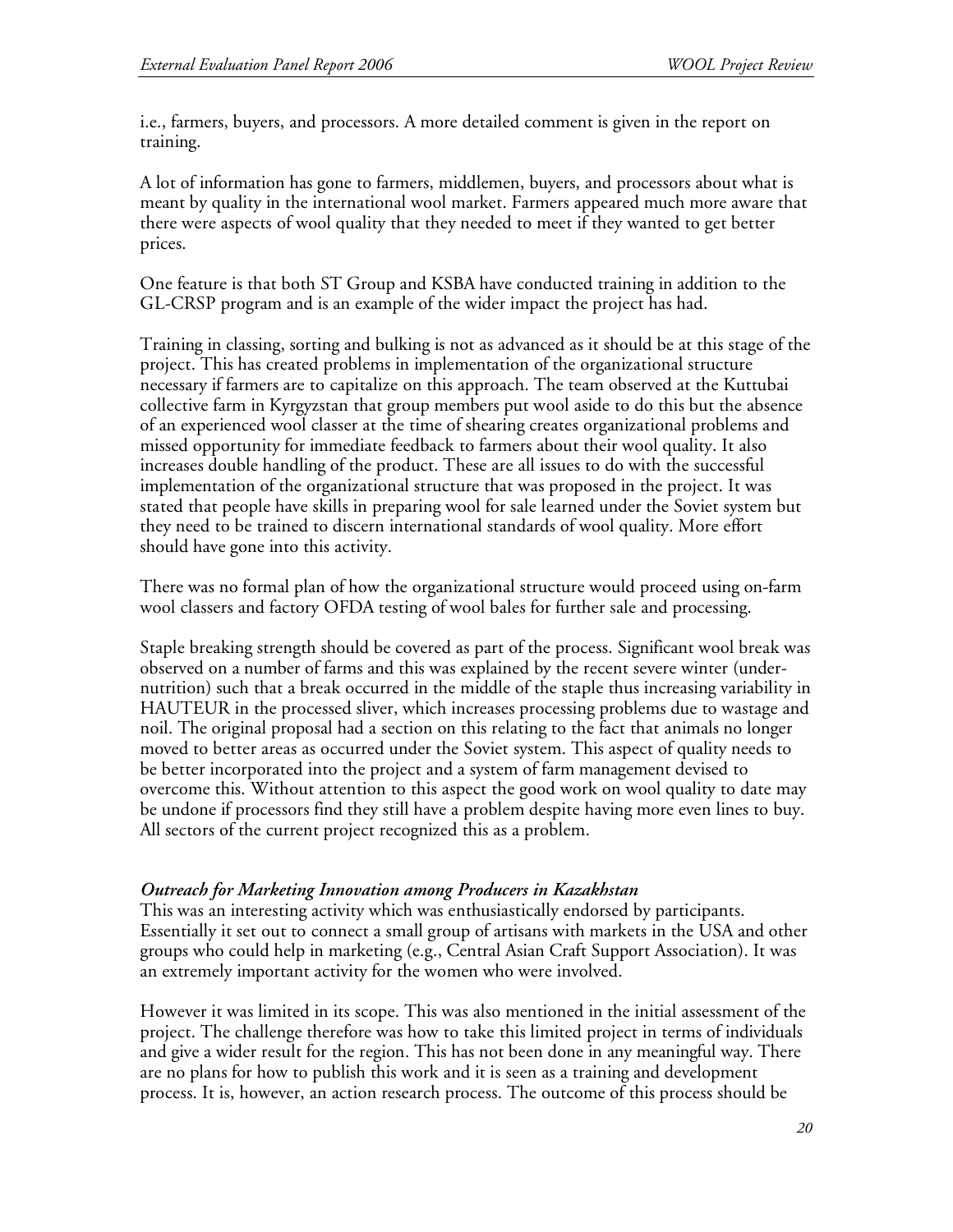i.e., farmers, buyers, and processors. A more detailed comment is given in the report on training.

A lot of information has gone to farmers, middlemen, buyers, and processors about what is meant by quality in the international wool market. Farmers appeared much more aware that there were aspects of wool quality that they needed to meet if they wanted to get better prices.

One feature is that both ST Group and KSBA have conducted training in addition to the GL-CRSP program and is an example of the wider impact the project has had.

Training in classing, sorting and bulking is not as advanced as it should be at this stage of the project. This has created problems in implementation of the organizational structure necessary if farmers are to capitalize on this approach. The team observed at the Kuttubai collective farm in Kyrgyzstan that group members put wool aside to do this but the absence of an experienced wool classer at the time of shearing creates organizational problems and missed opportunity for immediate feedback to farmers about their wool quality. It also increases double handling of the product. These are all issues to do with the successful implementation of the organizational structure that was proposed in the project. It was stated that people have skills in preparing wool for sale learned under the Soviet system but they need to be trained to discern international standards of wool quality. More effort should have gone into this activity.

There was no formal plan of how the organizational structure would proceed using on-farm wool classers and factory OFDA testing of wool bales for further sale and processing.

Staple breaking strength should be covered as part of the process. Significant wool break was observed on a number of farms and this was explained by the recent severe winter (under-nutrition) such that a break occurred in the middle of the staple thus increasing variability in HAUTEUR in the processed sliver, which increases processing problems due to wastage and noil. The original proposal had a section on this relating to the fact that animals no longer moved to better areas as occurred under the Soviet system. This aspect of quality needs to be better incorporated into the project and a system of farm management devised to overcome this. Without attention to this aspect the good work on wool quality to date may be undone if processors find they still have a problem despite having more even lines to buy. All sectors of the current project recognized this as a problem.

### *Outreach for Marketing Innovation among Producers in Kazakhstan*

This was an interesting activity which was enthusiastically endorsed by participants. Essentially it set out to connect a small group of artisans with markets in the USA and other groups who could help in marketing (e.g., Central Asian Craft Support Association). It was an extremely important activity for the women who were involved.

However it was limited in its scope. This was also mentioned in the initial assessment of the project. The challenge therefore was how to take this limited project in terms of individuals and give a wider result for the region. This has not been done in any meaningful way. There are no plans for how to publish this work and it is seen as a training and development process. It is, however, an action research process. The outcome of this process should be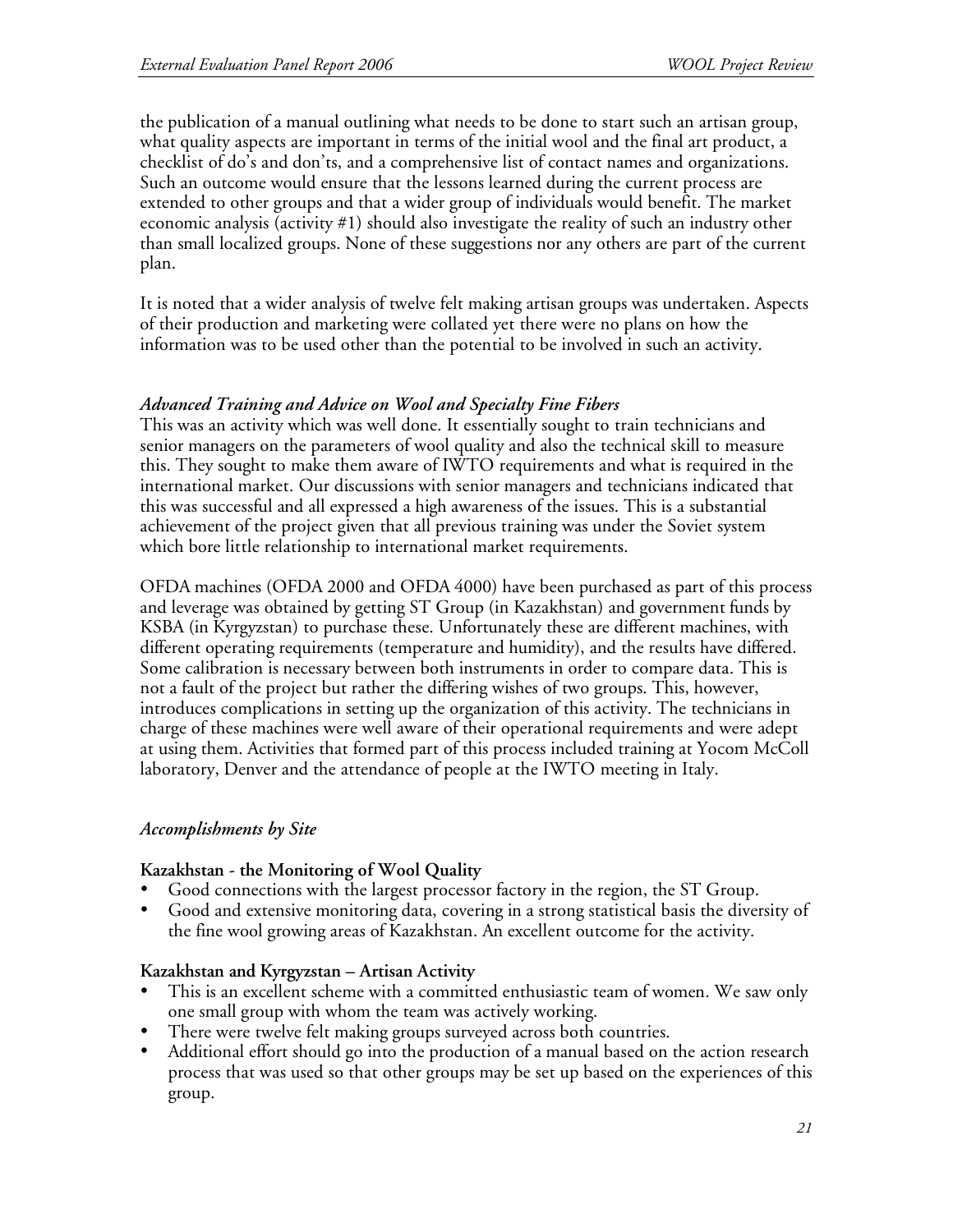the publication of a manual outlining what needs to be done to start such an artisan group, what quality aspects are important in terms of the initial wool and the final art product, a checklist of do's and don'ts, and a comprehensive list of contact names and organizations. Such an outcome would ensure that the lessons learned during the current process are extended to other groups and that a wider group of individuals would benefit. The market economic analysis (activity #1) should also investigate the reality of such an industry other than small localized groups. None of these suggestions nor any others are part of the current plan.

It is noted that a wider analysis of twelve felt making artisan groups was undertaken. Aspects of their production and marketing were collated yet there were no plans on how the information was to be used other than the potential to be involved in such an activity.

### *Advanced Training and Advice on Wool and Specialty Fine Fibers*

This was an activity which was well done. It essentially sought to train technicians and senior managers on the parameters of wool quality and also the technical skill to measure this. They sought to make them aware of IWTO requirements and what is required in the international market. Our discussions with senior managers and technicians indicated that this was successful and all expressed a high awareness of the issues. This is a substantial achievement of the project given that all previous training was under the Soviet system which bore little relationship to international market requirements.

OFDA machines (OFDA 2000 and OFDA 4000) have been purchased as part of this process and leverage was obtained by getting ST Group (in Kazakhstan) and government funds by KSBA (in Kyrgyzstan) to purchase these. Unfortunately these are different machines, with different operating requirements (temperature and humidity), and the results have differed. Some calibration is necessary between both instruments in order to compare data. This is not a fault of the project but rather the differing wishes of two groups. This, however, introduces complications in setting up the organization of this activity. The technicians in charge of these machines were well aware of their operational requirements and were adept at using them. Activities that formed part of this process included training at Yocom McColl laboratory, Denver and the attendance of people at the IWTO meeting in Italy.

### *Accomplishments by Site*

**Kazakhstan - the Monitoring of Wool Quality**

- Good connections with the largest processor factory in the region, the ST Group.
- Good and extensive monitoring data, covering in a strong statistical basis the diversity of the fine wool growing areas of Kazakhstan. An excellent outcome for the activity.

**Kazakhstan and Kyrgyzstan – Artisan Activity**

- This is an excellent scheme with a committed enthusiastic team of women. We saw only one small group with whom the team was actively working.
- There were twelve felt making groups surveyed across both countries.
- Additional effort should go into the production of a manual based on the action research process that was used so that other groups may be set up based on the experiences of this group.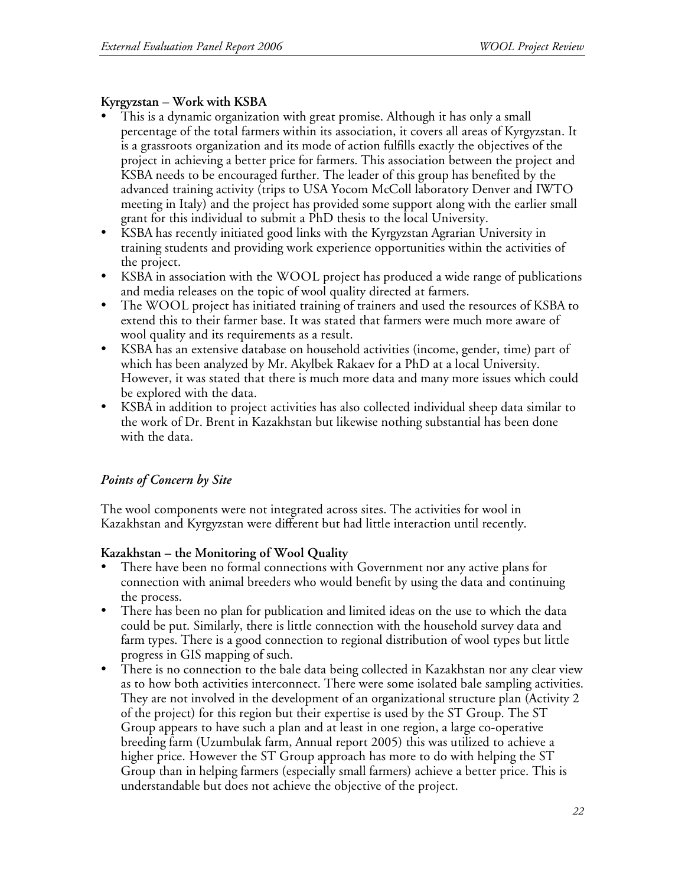**Kyrgyzstan – Work with KSBA**

- This is a dynamic organization with great promise. Although it has only a small percentage of the total farmers within its association, it covers all areas of Kyrgyzstan. It is a grassroots organization and its mode of action fulfills exactly the objectives of the project in achieving a better price for farmers. This association between the project and KSBA needs to be encouraged further. The leader of this group has benefited by the advanced training activity (trips to USA Yocom McColl laboratory Denver and IWTO meeting in Italy) and the project has provided some support along with the earlier small grant for this individual to submit a PhD thesis to the local University.
- KSBA has recently initiated good links with the Kyrgyzstan Agrarian University in training students and providing work experience opportunities within the activities of the project.
- KSBA in association with the WOOL project has produced a wide range of publications and media releases on the topic of wool quality directed at farmers.
- The WOOL project has initiated training of trainers and used the resources of KSBA to extend this to their farmer base. It was stated that farmers were much more aware of wool quality and its requirements as a result.
- KSBA has an extensive database on household activities (income, gender, time) part of which has been analyzed by Mr. Akylbek Rakaev for a PhD at a local University. However, it was stated that there is much more data and many more issues which could be explored with the data.
- KSBA in addition to project activities has also collected individual sheep data similar to the work of Dr. Brent in Kazakhstan but likewise nothing substantial has been done with the data.

*Points of Concern by Site*

The wool components were not integrated across sites. The activities for wool in Kazakhstan and Kyrgyzstan were different but had little interaction until recently.

**Kazakhstan – the Monitoring of Wool Quality**

- There have been no formal connections with Government nor any active plans for connection with animal breeders who would benefit by using the data and continuing the process.
- There has been no plan for publication and limited ideas on the use to which the data could be put. Similarly, there is little connection with the household survey data and farm types. There is a good connection to regional distribution of wool types but little progress in GIS mapping of such.
- There is no connection to the bale data being collected in Kazakhstan nor any clear view as to how both activities interconnect. There were some isolated bale sampling activities. They are not involved in the development of an organizational structure plan (Activity 2 of the project) for this region but their expertise is used by the ST Group. The ST Group appears to have such a plan and at least in one region, a large co-operative breeding farm (Uzumbulak farm, Annual report 2005) this was utilized to achieve a higher price. However the ST Group approach has more to do with helping the ST Group than in helping farmers (especially small farmers) achieve a better price. This is understandable but does not achieve the objective of the project.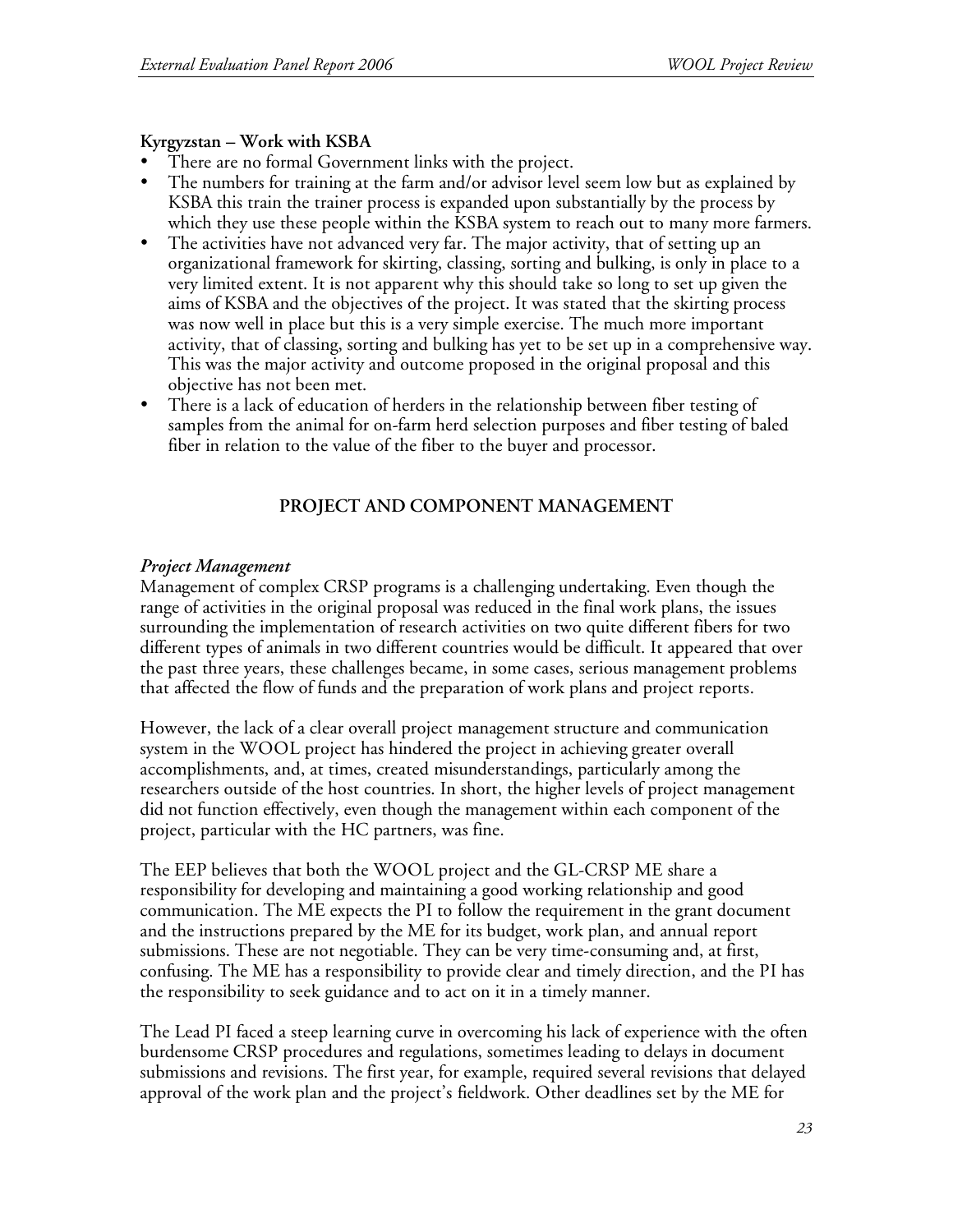**Kyrgyzstan – Work with KSBA**

- There are no formal Government links with the project.
- The numbers for training at the farm and/or advisor level seem low but as explained by KSBA this train the trainer process is expanded upon substantially by the process by which they use these people within the KSBA system to reach out to many more farmers.
- The activities have not advanced very far. The major activity, that of setting up an organizational framework for skirting, classing, sorting and bulking, is only in place to a very limited extent. It is not apparent why this should take so long to set up given the aims of KSBA and the objectives of the project. It was stated that the skirting process was now well in place but this is a very simple exercise. The much more important activity, that of classing, sorting and bulking has yet to be set up in a comprehensive way. This was the major activity and outcome proposed in the original proposal and this objective has not been met.
- There is a lack of education of herders in the relationship between fiber testing of samples from the animal for on-farm herd selection purposes and fiber testing of baled fiber in relation to the value of the fiber to the buyer and processor.

## PROJECT AND COMPONENT MANAGEMENT

### *Project Management*

Management of complex CRSP programs is a challenging undertaking. Even though the range of activities in the original proposal was reduced in the final work plans, the issues surrounding the implementation of research activities on two quite different fibers for two different types of animals in two different countries would be difficult. It appeared that over the past three years, these challenges became, in some cases, serious management problems that affected the flow of funds and the preparation of work plans and project reports.

However, the lack of a clear overall project management structure and communication system in the WOOL project has hindered the project in achieving greater overall accomplishments, and, at times, created misunderstandings, particularly among the researchers outside of the host countries. In short, the higher levels of project management did not function effectively, even though the management within each component of the project, particular with the HC partners, was fine.

The EEP believes that both the WOOL project and the GL-CRSP ME share a responsibility for developing and maintaining a good working relationship and good communication. The ME expects the PI to follow the requirement in the grant document and the instructions prepared by the ME for its budget, work plan, and annual report submissions. These are not negotiable. They can be very time-consuming and, at first, confusing. The ME has a responsibility to provide clear and timely direction, and the PI has the responsibility to seek guidance and to act on it in a timely manner.

The Lead PI faced a steep learning curve in overcoming his lack of experience with the often burdensome CRSP procedures and regulations, sometimes leading to delays in document submissions and revisions. The first year, for example, required several revisions that delayed approval of the work plan and the project's fieldwork. Other deadlines set by the ME for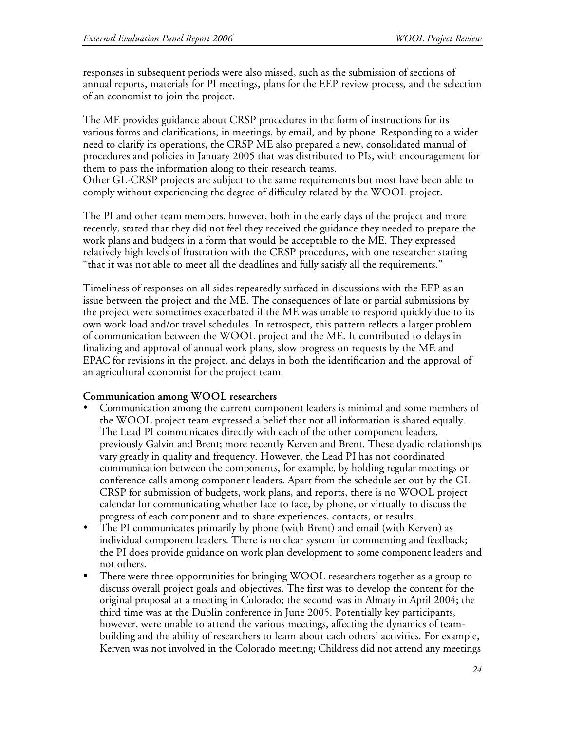responses in subsequent periods were also missed, such as the submission of sections of annual reports, materials for PI meetings, plans for the EEP review process, and the selection of an economist to join the project.

The ME provides guidance about CRSP procedures in the form of instructions for its various forms and clarifications, in meetings, by email, and by phone. Responding to a wider need to clarify its operations, the CRSP ME also prepared a new, consolidated manual of procedures and policies in January 2005 that was distributed to PIs, with encouragement for them to pass the information along to their research teams.
Other GL-CRSP projects are subject to the same requirements but most have been able to comply without experiencing the degree of difficulty related by the WOOL project.

The PI and other team members, however, both in the early days of the project and more recently, stated that they did not feel they received the guidance they needed to prepare the work plans and budgets in a form that would be acceptable to the ME. They expressed relatively high levels of frustration with the CRSP procedures, with one researcher stating "that it was not able to meet all the deadlines and fully satisfy all the requirements."

Timeliness of responses on all sides repeatedly surfaced in discussions with the EEP as an issue between the project and the ME. The consequences of late or partial submissions by the project were sometimes exacerbated if the ME was unable to respond quickly due to its own work load and/or travel schedules. In retrospect, this pattern reflects a larger problem of communication between the WOOL project and the ME. It contributed to delays in finalizing and approval of annual work plans, slow progress on requests by the ME and EPAC for revisions in the project, and delays in both the identification and the approval of an agricultural economist for the project team.

**Communication among WOOL researchers**

- Communication among the current component leaders is minimal and some members of the WOOL project team expressed a belief that not all information is shared equally. The Lead PI communicates directly with each of the other component leaders, previously Galvin and Brent; more recently Kerven and Brent. These dyadic relationships vary greatly in quality and frequency. However, the Lead PI has not coordinated communication between the components, for example, by holding regular meetings or conference calls among component leaders. Apart from the schedule set out by the GL-CRSP for submission of budgets, work plans, and reports, there is no WOOL project calendar for communicating whether face to face, by phone, or virtually to discuss the progress of each component and to share experiences, contacts, or results.
- The PI communicates primarily by phone (with Brent) and email (with Kerven) as individual component leaders. There is no clear system for commenting and feedback; the PI does provide guidance on work plan development to some component leaders and not others.
- There were three opportunities for bringing WOOL researchers together as a group to discuss overall project goals and objectives. The first was to develop the content for the original proposal at a meeting in Colorado; the second was in Almaty in April 2004; the third time was at the Dublin conference in June 2005. Potentially key participants, however, were unable to attend the various meetings, affecting the dynamics of team-building and the ability of researchers to learn about each others' activities. For example, Kerven was not involved in the Colorado meeting; Childress did not attend any meetings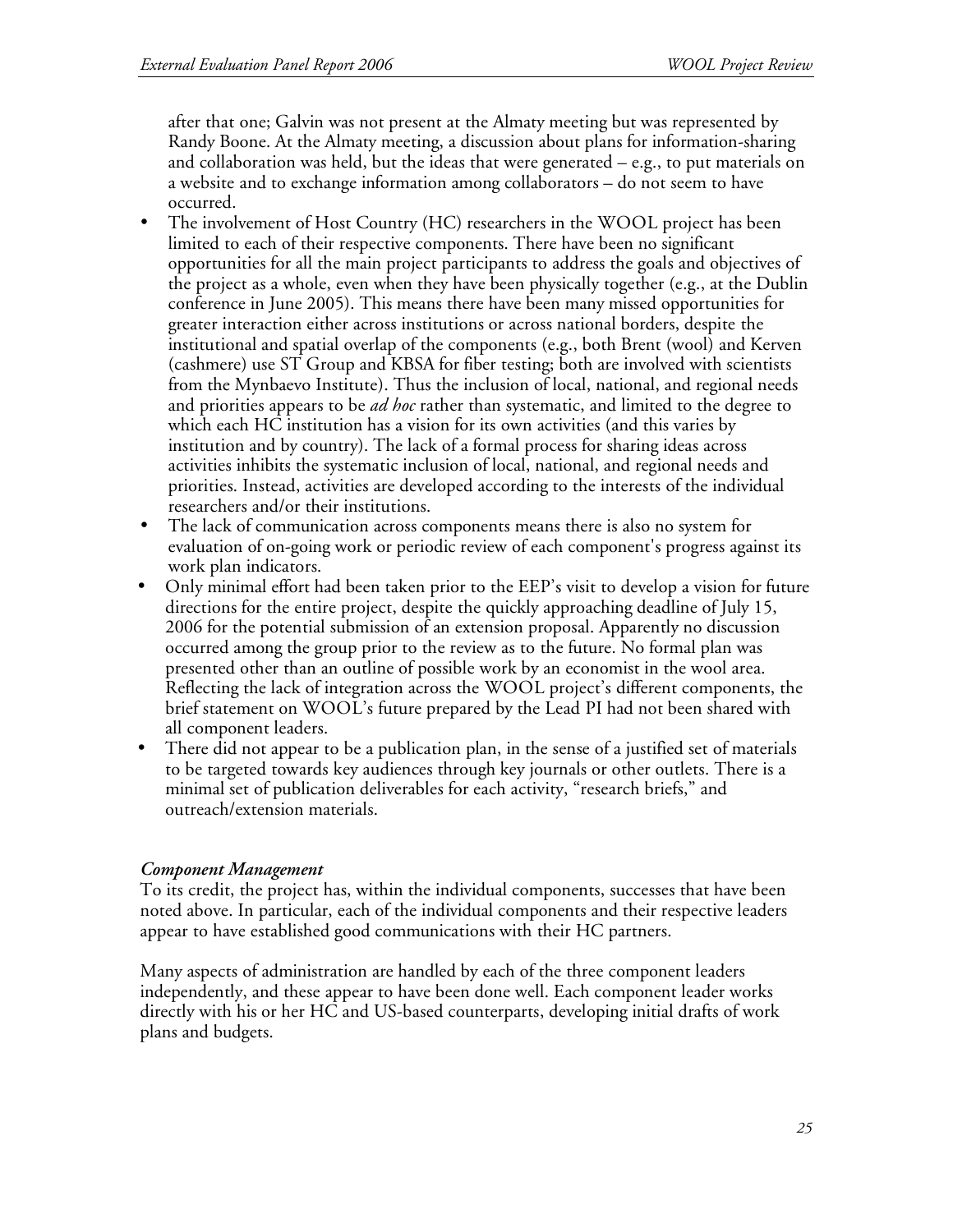after that one; Galvin was not present at the Almaty meeting but was represented by Randy Boone. At the Almaty meeting, a discussion about plans for information-sharing and collaboration was held, but the ideas that were generated – e.g., to put materials on a website and to exchange information among collaborators – do not seem to have occurred.

- The involvement of Host Country (HC) researchers in the WOOL project has been limited to each of their respective components. There have been no significant opportunities for all the main project participants to address the goals and objectives of the project as a whole, even when they have been physically together (e.g., at the Dublin conference in June 2005). This means there have been many missed opportunities for greater interaction either across institutions or across national borders, despite the institutional and spatial overlap of the components (e.g., both Brent (wool) and Kerven (cashmere) use ST Group and KBSA for fiber testing; both are involved with scientists from the Mynbaevo Institute). Thus the inclusion of local, national, and regional needs and priorities appears to be *ad hoc* rather than systematic, and limited to the degree to which each HC institution has a vision for its own activities (and this varies by institution and by country). The lack of a formal process for sharing ideas across activities inhibits the systematic inclusion of local, national, and regional needs and priorities. Instead, activities are developed according to the interests of the individual researchers and/or their institutions.
- The lack of communication across components means there is also no system for evaluation of on-going work or periodic review of each component's progress against its work plan indicators.
- Only minimal effort had been taken prior to the EEP's visit to develop a vision for future directions for the entire project, despite the quickly approaching deadline of July 15, 2006 for the potential submission of an extension proposal. Apparently no discussion occurred among the group prior to the review as to the future. No formal plan was presented other than an outline of possible work by an economist in the wool area. Reflecting the lack of integration across the WOOL project's different components, the brief statement on WOOL's future prepared by the Lead PI had not been shared with all component leaders.
- There did not appear to be a publication plan, in the sense of a justified set of materials to be targeted towards key audiences through key journals or other outlets. There is a minimal set of publication deliverables for each activity, "research briefs," and outreach/extension materials.

***Component Management***

To its credit, the project has, within the individual components, successes that have been noted above. In particular, each of the individual components and their respective leaders appear to have established good communications with their HC partners.

Many aspects of administration are handled by each of the three component leaders independently, and these appear to have been done well. Each component leader works directly with his or her HC and US-based counterparts, developing initial drafts of work plans and budgets.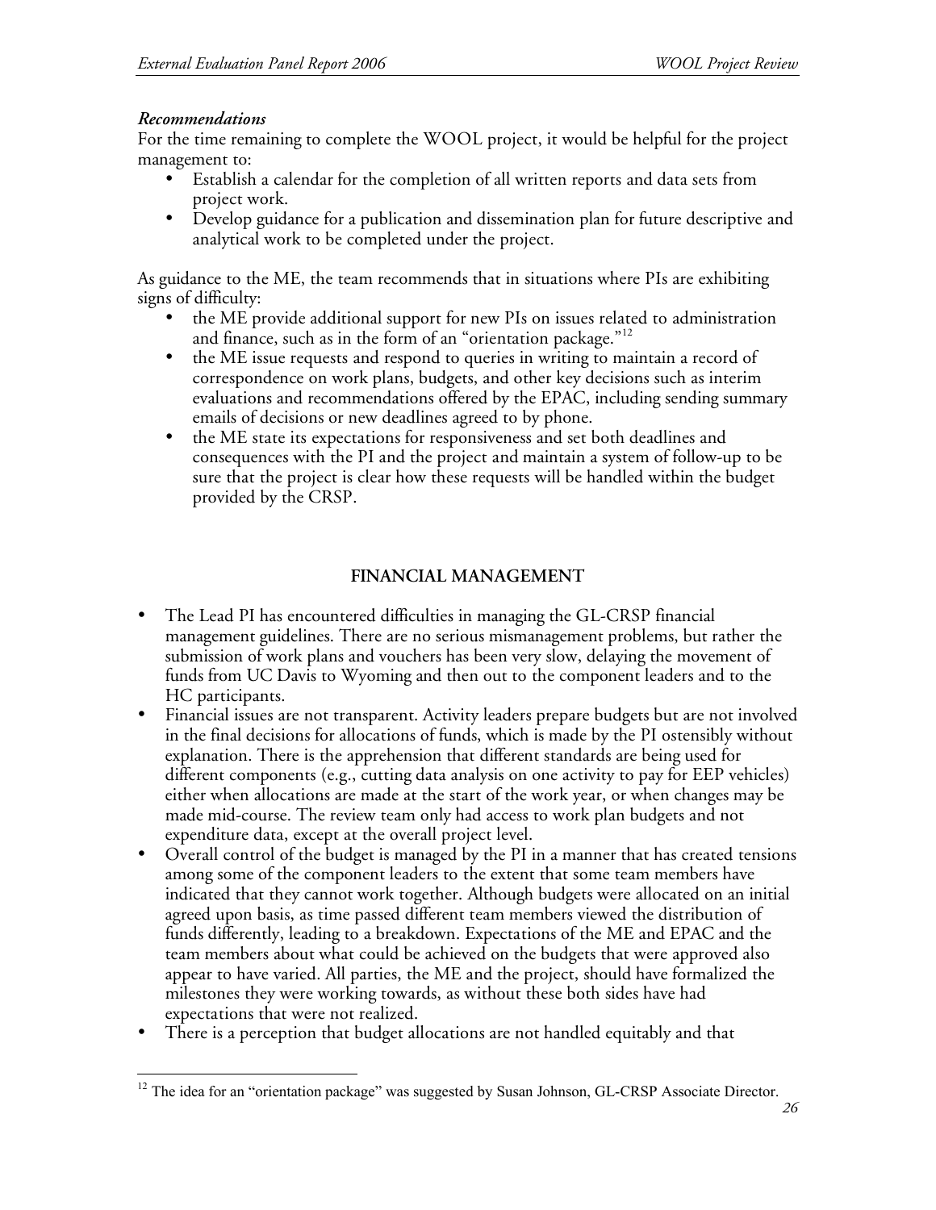***Recommendations***

For the time remaining to complete the WOOL project, it would be helpful for the project management to:

- Establish a calendar for the completion of all written reports and data sets from project work.
- Develop guidance for a publication and dissemination plan for future descriptive and analytical work to be completed under the project.

As guidance to the ME, the team recommends that in situations where PIs are exhibiting signs of difficulty:

- the ME provide additional support for new PIs on issues related to administration and finance, such as in the form of an "orientation package."[12]
- the ME issue requests and respond to queries in writing to maintain a record of correspondence on work plans, budgets, and other key decisions such as interim evaluations and recommendations offered by the EPAC, including sending summary emails of decisions or new deadlines agreed to by phone.
- the ME state its expectations for responsiveness and set both deadlines and consequences with the PI and the project and maintain a system of follow-up to be sure that the project is clear how these requests will be handled within the budget provided by the CRSP.

## FINANCIAL MANAGEMENT

- The Lead PI has encountered difficulties in managing the GL-CRSP financial management guidelines. There are no serious mismanagement problems, but rather the submission of work plans and vouchers has been very slow, delaying the movement of funds from UC Davis to Wyoming and then out to the component leaders and to the HC participants.
- Financial issues are not transparent. Activity leaders prepare budgets but are not involved in the final decisions for allocations of funds, which is made by the PI ostensibly without explanation. There is the apprehension that different standards are being used for different components (e.g., cutting data analysis on one activity to pay for EEP vehicles) either when allocations are made at the start of the work year, or when changes may be made mid-course. The review team only had access to work plan budgets and not expenditure data, except at the overall project level.
- Overall control of the budget is managed by the PI in a manner that has created tensions among some of the component leaders to the extent that some team members have indicated that they cannot work together. Although budgets were allocated on an initial agreed upon basis, as time passed different team members viewed the distribution of funds differently, leading to a breakdown. Expectations of the ME and EPAC and the team members about what could be achieved on the budgets that were approved also appear to have varied. All parties, the ME and the project, should have formalized the milestones they were working towards, as without these both sides have had expectations that were not realized.
- There is a perception that budget allocations are not handled equitably and that

---

[12] The idea for an "orientation package" was suggested by Susan Johnson, GL-CRSP Associate Director.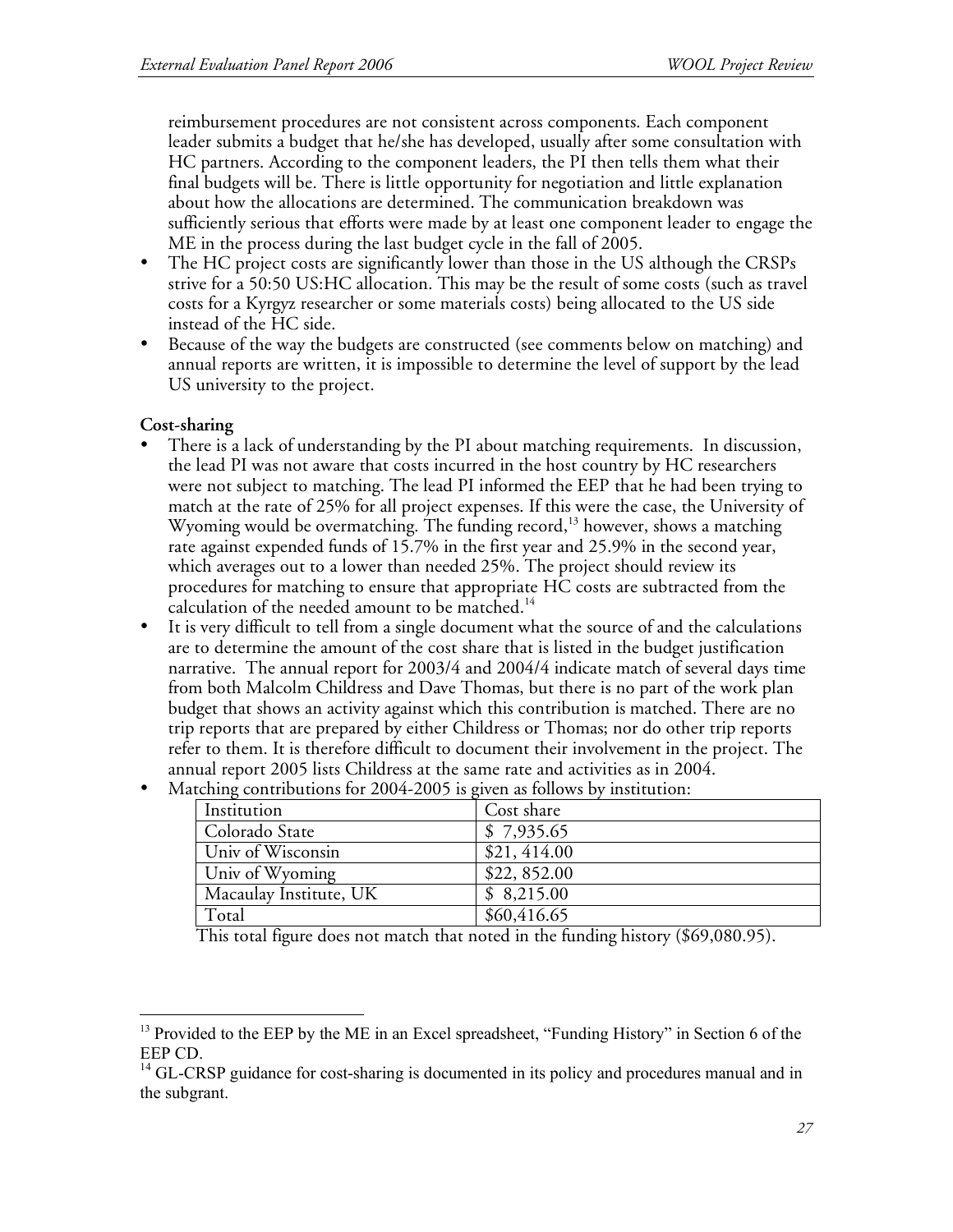reimbursement procedures are not consistent across components. Each component leader submits a budget that he/she has developed, usually after some consultation with HC partners. According to the component leaders, the PI then tells them what their final budgets will be. There is little opportunity for negotiation and little explanation about how the allocations are determined. The communication breakdown was sufficiently serious that efforts were made by at least one component leader to engage the ME in the process during the last budget cycle in the fall of 2005.

- The HC project costs are significantly lower than those in the US although the CRSPs strive for a 50:50 US:HC allocation. This may be the result of some costs (such as travel costs for a Kyrgyz researcher or some materials costs) being allocated to the US side instead of the HC side.
- Because of the way the budgets are constructed (see comments below on matching) and annual reports are written, it is impossible to determine the level of support by the lead US university to the project.

**Cost-sharing**

- There is a lack of understanding by the PI about matching requirements. In discussion, the lead PI was not aware that costs incurred in the host country by HC researchers were not subject to matching. The lead PI informed the EEP that he had been trying to match at the rate of 25% for all project expenses. If this were the case, the University of Wyoming would be overmatching. The funding record,[13] however, shows a matching rate against expended funds of 15.7% in the first year and 25.9% in the second year, which averages out to a lower than needed 25%. The project should review its procedures for matching to ensure that appropriate HC costs are subtracted from the calculation of the needed amount to be matched.[14]
- It is very difficult to tell from a single document what the source of and the calculations are to determine the amount of the cost share that is listed in the budget justification narrative. The annual report for 2003/4 and 2004/4 indicate match of several days time from both Malcolm Childress and Dave Thomas, but there is no part of the work plan budget that shows an activity against which this contribution is matched. There are no trip reports that are prepared by either Childress or Thomas; nor do other trip reports refer to them. It is therefore difficult to document their involvement in the project. The annual report 2005 lists Childress at the same rate and activities as in 2004.
- Matching contributions for 2004-2005 is given as follows by institution:

| Institution | Cost share |
|---|---|
| Colorado State | $ 7,935.65 |
| Univ of Wisconsin | $21, 414.00 |
| Univ of Wyoming | $22, 852.00 |
| Macaulay Institute, UK | $ 8,215.00 |
| Total | $60,416.65 |

This total figure does not match that noted in the funding history ($69,080.95).

[13] Provided to the EEP by the ME in an Excel spreadsheet, "Funding History" in Section 6 of the EEP CD.

[14] GL-CRSP guidance for cost-sharing is documented in its policy and procedures manual and in the subgrant.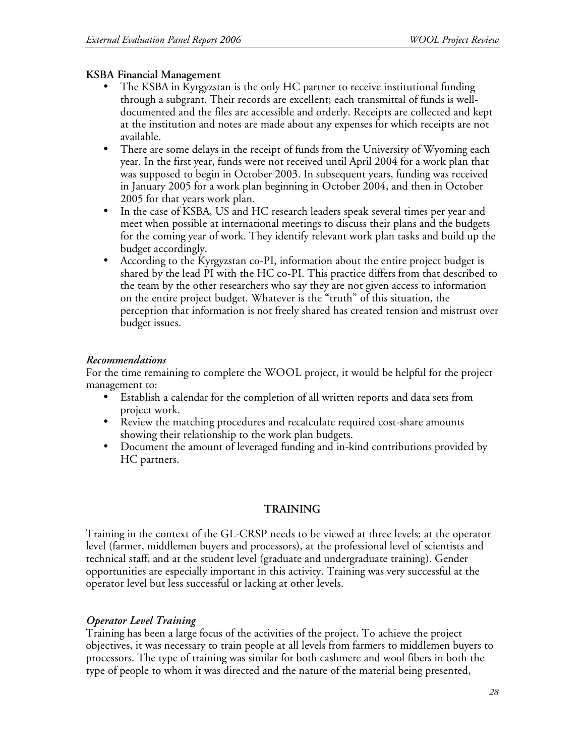**KSBA Financial Management**

- The KSBA in Kyrgyzstan is the only HC partner to receive institutional funding through a subgrant. Their records are excellent; each transmittal of funds is well-documented and the files are accessible and orderly. Receipts are collected and kept at the institution and notes are made about any expenses for which receipts are not available.
- There are some delays in the receipt of funds from the University of Wyoming each year. In the first year, funds were not received until April 2004 for a work plan that was supposed to begin in October 2003. In subsequent years, funding was received in January 2005 for a work plan beginning in October 2004, and then in October 2005 for that years work plan.
- In the case of KSBA, US and HC research leaders speak several times per year and meet when possible at international meetings to discuss their plans and the budgets for the coming year of work. They identify relevant work plan tasks and build up the budget accordingly.
- According to the Kyrgyzstan co-PI, information about the entire project budget is shared by the lead PI with the HC co-PI. This practice differs from that described to the team by the other researchers who say they are not given access to information on the entire project budget. Whatever is the "truth" of this situation, the perception that information is not freely shared has created tension and mistrust over budget issues.

*Recommendations*

For the time remaining to complete the WOOL project, it would be helpful for the project management to:

- Establish a calendar for the completion of all written reports and data sets from project work.
- Review the matching procedures and recalculate required cost-share amounts showing their relationship to the work plan budgets.
- Document the amount of leveraged funding and in-kind contributions provided by HC partners.

## TRAINING

Training in the context of the GL-CRSP needs to be viewed at three levels: at the operator level (farmer, middlemen buyers and processors), at the professional level of scientists and technical staff, and at the student level (graduate and undergraduate training). Gender opportunities are especially important in this activity. Training was very successful at the operator level but less successful or lacking at other levels.

### *Operator Level Training*

Training has been a large focus of the activities of the project. To achieve the project objectives, it was necessary to train people at all levels from farmers to middlemen buyers to processors. The type of training was similar for both cashmere and wool fibers in both the type of people to whom it was directed and the nature of the material being presented,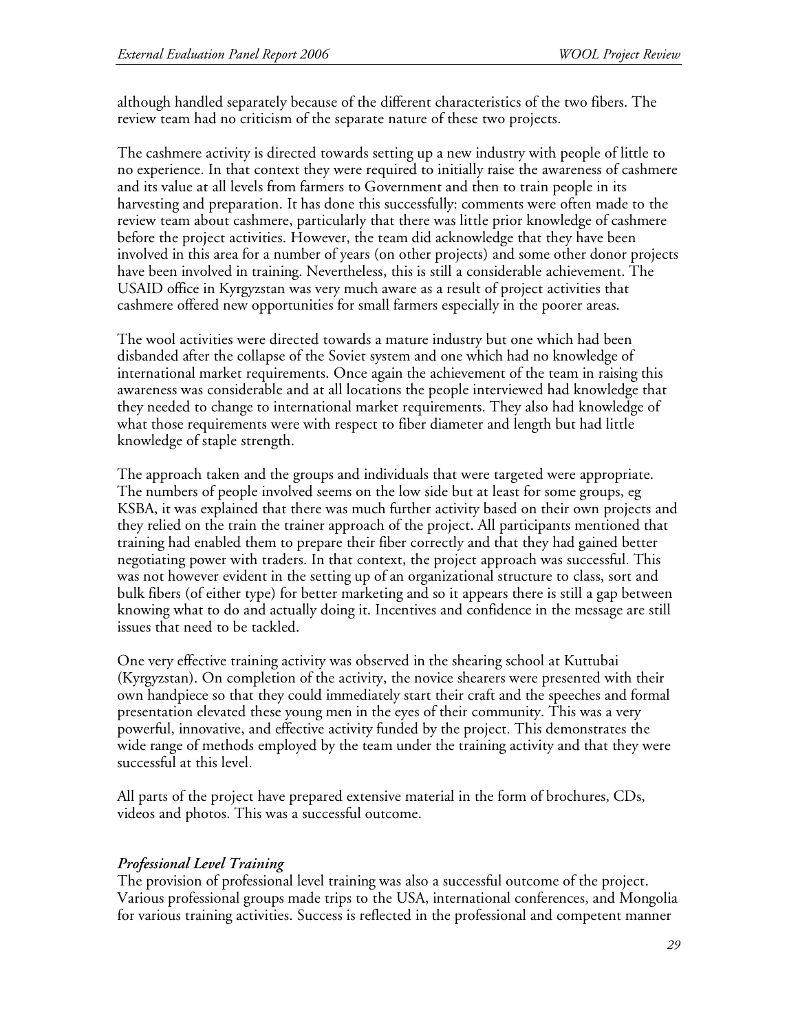although handled separately because of the different characteristics of the two fibers. The review team had no criticism of the separate nature of these two projects.

The cashmere activity is directed towards setting up a new industry with people of little to no experience. In that context they were required to initially raise the awareness of cashmere and its value at all levels from farmers to Government and then to train people in its harvesting and preparation. It has done this successfully: comments were often made to the review team about cashmere, particularly that there was little prior knowledge of cashmere before the project activities. However, the team did acknowledge that they have been involved in this area for a number of years (on other projects) and some other donor projects have been involved in training. Nevertheless, this is still a considerable achievement. The USAID office in Kyrgyzstan was very much aware as a result of project activities that cashmere offered new opportunities for small farmers especially in the poorer areas.

The wool activities were directed towards a mature industry but one which had been disbanded after the collapse of the Soviet system and one which had no knowledge of international market requirements. Once again the achievement of the team in raising this awareness was considerable and at all locations the people interviewed had knowledge that they needed to change to international market requirements. They also had knowledge of what those requirements were with respect to fiber diameter and length but had little knowledge of staple strength.

The approach taken and the groups and individuals that were targeted were appropriate. The numbers of people involved seems on the low side but at least for some groups, eg KSBA, it was explained that there was much further activity based on their own projects and they relied on the train the trainer approach of the project. All participants mentioned that training had enabled them to prepare their fiber correctly and that they had gained better negotiating power with traders. In that context, the project approach was successful. This was not however evident in the setting up of an organizational structure to class, sort and bulk fibers (of either type) for better marketing and so it appears there is still a gap between knowing what to do and actually doing it. Incentives and confidence in the message are still issues that need to be tackled.

One very effective training activity was observed in the shearing school at Kuttubai (Kyrgyzstan). On completion of the activity, the novice shearers were presented with their own handpiece so that they could immediately start their craft and the speeches and formal presentation elevated these young men in the eyes of their community. This was a very powerful, innovative, and effective activity funded by the project. This demonstrates the wide range of methods employed by the team under the training activity and that they were successful at this level.

All parts of the project have prepared extensive material in the form of brochures, CDs, videos and photos. This was a successful outcome.

***Professional Level Training***

The provision of professional level training was also a successful outcome of the project. Various professional groups made trips to the USA, international conferences, and Mongolia for various training activities. Success is reflected in the professional and competent manner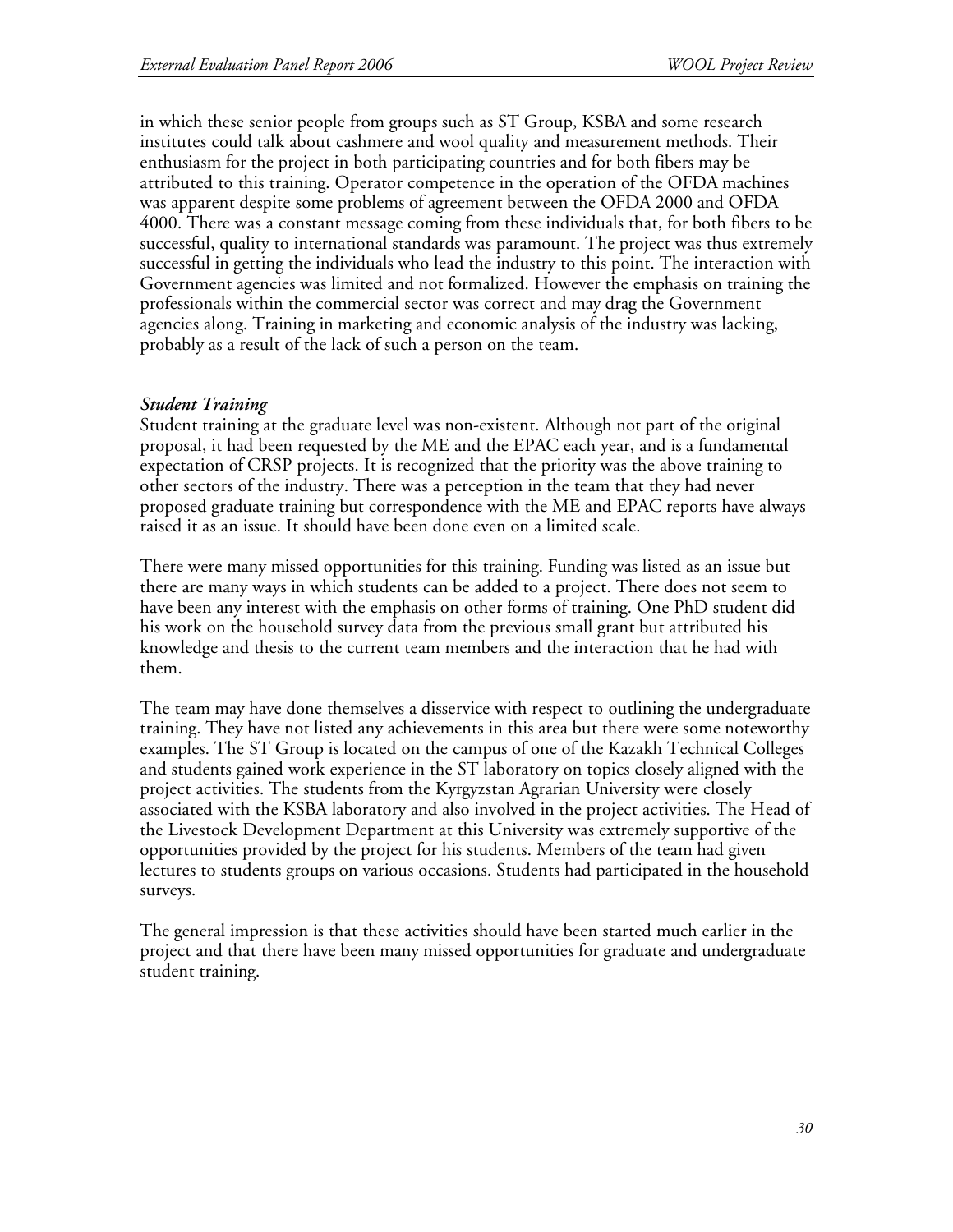in which these senior people from groups such as ST Group, KSBA and some research institutes could talk about cashmere and wool quality and measurement methods. Their enthusiasm for the project in both participating countries and for both fibers may be attributed to this training. Operator competence in the operation of the OFDA machines was apparent despite some problems of agreement between the OFDA 2000 and OFDA 4000. There was a constant message coming from these individuals that, for both fibers to be successful, quality to international standards was paramount. The project was thus extremely successful in getting the individuals who lead the industry to this point. The interaction with Government agencies was limited and not formalized. However the emphasis on training the professionals within the commercial sector was correct and may drag the Government agencies along. Training in marketing and economic analysis of the industry was lacking, probably as a result of the lack of such a person on the team.

### *Student Training*

Student training at the graduate level was non-existent. Although not part of the original proposal, it had been requested by the ME and the EPAC each year, and is a fundamental expectation of CRSP projects. It is recognized that the priority was the above training to other sectors of the industry. There was a perception in the team that they had never proposed graduate training but correspondence with the ME and EPAC reports have always raised it as an issue. It should have been done even on a limited scale.

There were many missed opportunities for this training. Funding was listed as an issue but there are many ways in which students can be added to a project. There does not seem to have been any interest with the emphasis on other forms of training. One PhD student did his work on the household survey data from the previous small grant but attributed his knowledge and thesis to the current team members and the interaction that he had with them.

The team may have done themselves a disservice with respect to outlining the undergraduate training. They have not listed any achievements in this area but there were some noteworthy examples. The ST Group is located on the campus of one of the Kazakh Technical Colleges and students gained work experience in the ST laboratory on topics closely aligned with the project activities. The students from the Kyrgyzstan Agrarian University were closely associated with the KSBA laboratory and also involved in the project activities. The Head of the Livestock Development Department at this University was extremely supportive of the opportunities provided by the project for his students. Members of the team had given lectures to students groups on various occasions. Students had participated in the household surveys.

The general impression is that these activities should have been started much earlier in the project and that there have been many missed opportunities for graduate and undergraduate student training.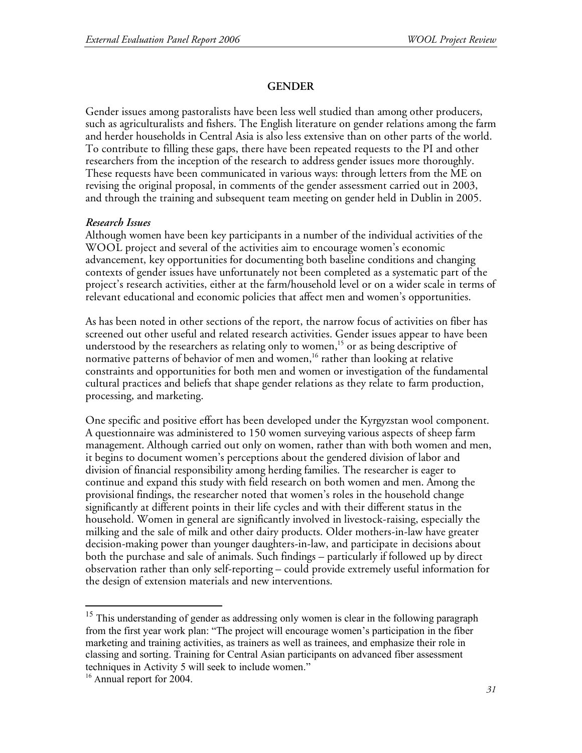## GENDER

Gender issues among pastoralists have been less well studied than among other producers, such as agriculturalists and fishers. The English literature on gender relations among the farm and herder households in Central Asia is also less extensive than on other parts of the world. To contribute to filling these gaps, there have been repeated requests to the PI and other researchers from the inception of the research to address gender issues more thoroughly. These requests have been communicated in various ways: through letters from the ME on revising the original proposal, in comments of the gender assessment carried out in 2003, and through the training and subsequent team meeting on gender held in Dublin in 2005.

***Research Issues***

Although women have been key participants in a number of the individual activities of the WOOL project and several of the activities aim to encourage women's economic advancement, key opportunities for documenting both baseline conditions and changing contexts of gender issues have unfortunately not been completed as a systematic part of the project's research activities, either at the farm/household level or on a wider scale in terms of relevant educational and economic policies that affect men and women's opportunities.

As has been noted in other sections of the report, the narrow focus of activities on fiber has screened out other useful and related research activities. Gender issues appear to have been understood by the researchers as relating only to women,[15] or as being descriptive of normative patterns of behavior of men and women,[16] rather than looking at relative constraints and opportunities for both men and women or investigation of the fundamental cultural practices and beliefs that shape gender relations as they relate to farm production, processing, and marketing.

One specific and positive effort has been developed under the Kyrgyzstan wool component. A questionnaire was administered to 150 women surveying various aspects of sheep farm management. Although carried out only on women, rather than with both women and men, it begins to document women's perceptions about the gendered division of labor and division of financial responsibility among herding families. The researcher is eager to continue and expand this study with field research on both women and men. Among the provisional findings, the researcher noted that women's roles in the household change significantly at different points in their life cycles and with their different status in the household. Women in general are significantly involved in livestock-raising, especially the milking and the sale of milk and other dairy products. Older mothers-in-law have greater decision-making power than younger daughters-in-law, and participate in decisions about both the purchase and sale of animals. Such findings – particularly if followed up by direct observation rather than only self-reporting – could provide extremely useful information for the design of extension materials and new interventions.

---

[15] This understanding of gender as addressing only women is clear in the following paragraph from the first year work plan: "The project will encourage women's participation in the fiber marketing and training activities, as trainers as well as trainees, and emphasize their role in classing and sorting. Training for Central Asian participants on advanced fiber assessment techniques in Activity 5 will seek to include women."

[16] Annual report for 2004.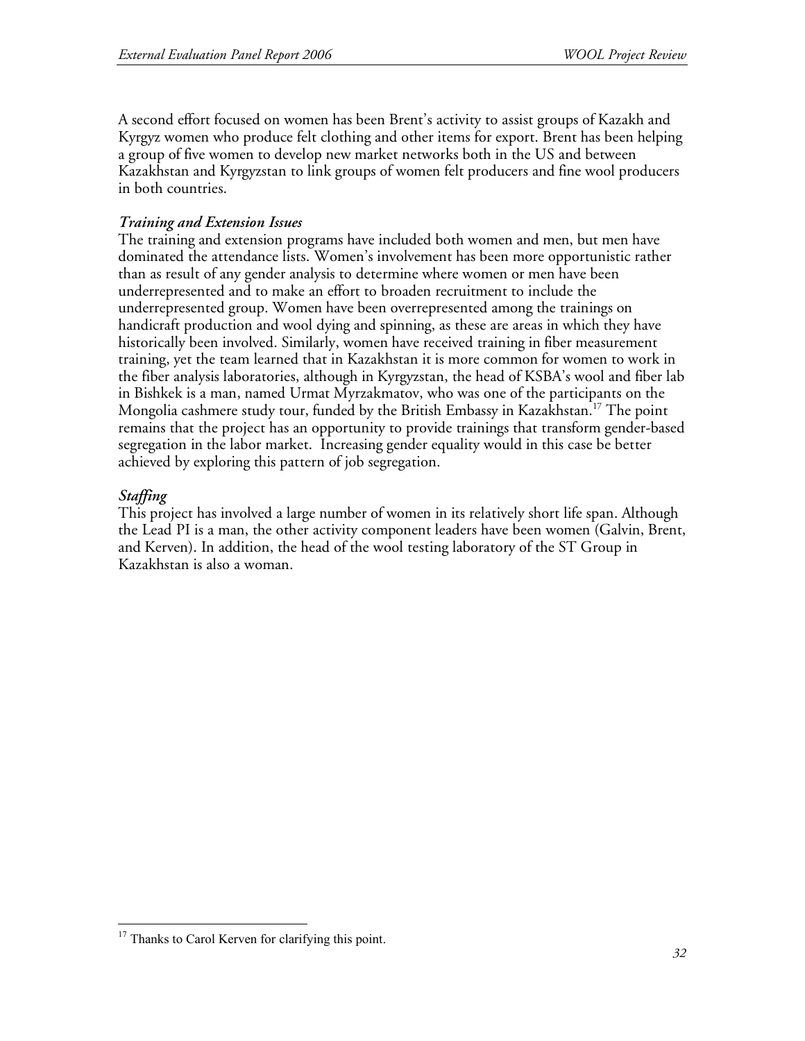A second effort focused on women has been Brent's activity to assist groups of Kazakh and Kyrgyz women who produce felt clothing and other items for export. Brent has been helping a group of five women to develop new market networks both in the US and between Kazakhstan and Kyrgyzstan to link groups of women felt producers and fine wool producers in both countries.

### *Training and Extension Issues*

The training and extension programs have included both women and men, but men have dominated the attendance lists. Women's involvement has been more opportunistic rather than as result of any gender analysis to determine where women or men have been underrepresented and to make an effort to broaden recruitment to include the underrepresented group. Women have been overrepresented among the trainings on handicraft production and wool dying and spinning, as these are areas in which they have historically been involved. Similarly, women have received training in fiber measurement training, yet the team learned that in Kazakhstan it is more common for women to work in the fiber analysis laboratories, although in Kyrgyzstan, the head of KSBA's wool and fiber lab in Bishkek is a man, named Urmat Myrzakmatov, who was one of the participants on the Mongolia cashmere study tour, funded by the British Embassy in Kazakhstan.[17] The point remains that the project has an opportunity to provide trainings that transform gender-based segregation in the labor market. Increasing gender equality would in this case be better achieved by exploring this pattern of job segregation.

### *Staffing*

This project has involved a large number of women in its relatively short life span. Although the Lead PI is a man, the other activity component leaders have been women (Galvin, Brent, and Kerven). In addition, the head of the wool testing laboratory of the ST Group in Kazakhstan is also a woman.

---

[17] Thanks to Carol Kerven for clarifying this point.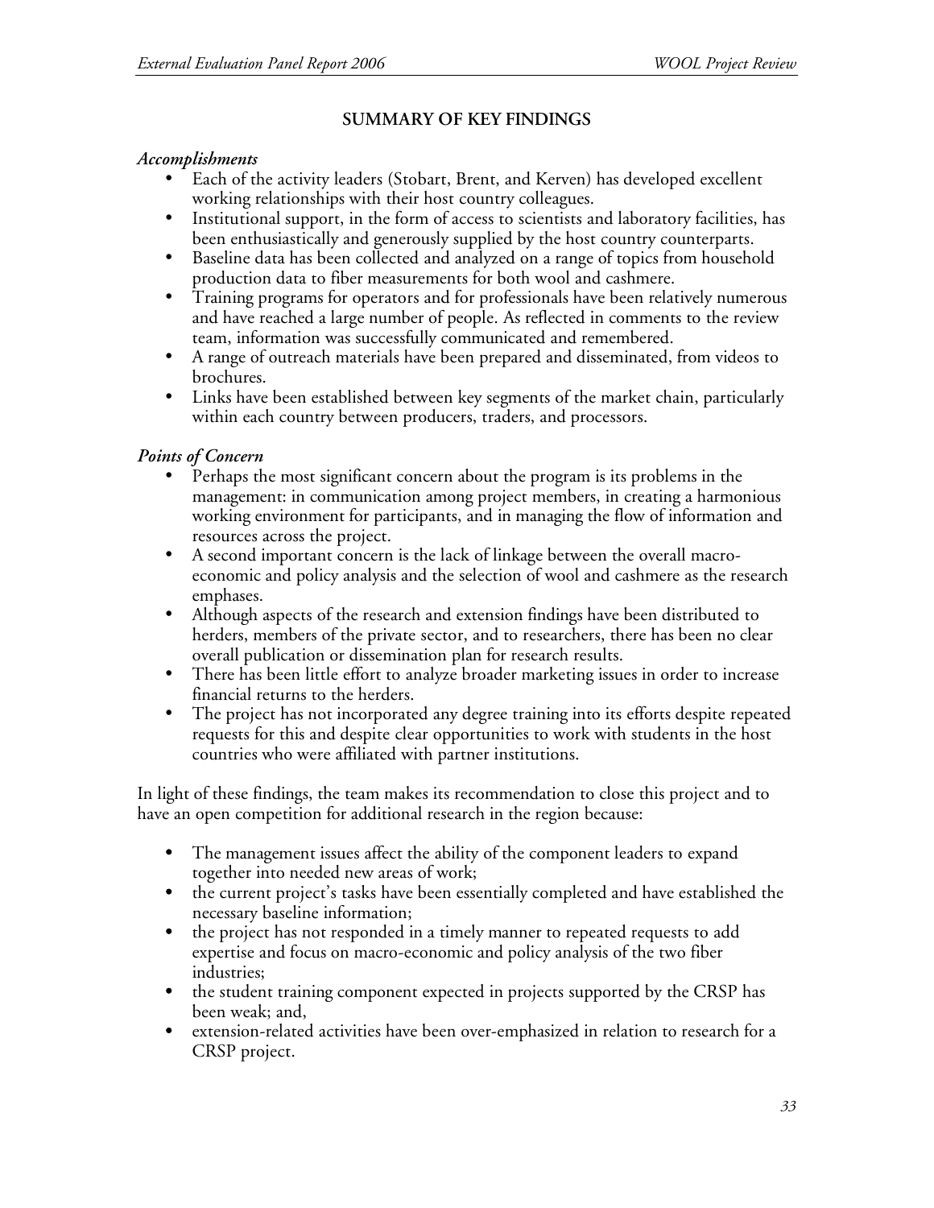## SUMMARY OF KEY FINDINGS

### *Accomplishments*

- Each of the activity leaders (Stobart, Brent, and Kerven) has developed excellent working relationships with their host country colleagues.
- Institutional support, in the form of access to scientists and laboratory facilities, has been enthusiastically and generously supplied by the host country counterparts.
- Baseline data has been collected and analyzed on a range of topics from household production data to fiber measurements for both wool and cashmere.
- Training programs for operators and for professionals have been relatively numerous and have reached a large number of people. As reflected in comments to the review team, information was successfully communicated and remembered.
- A range of outreach materials have been prepared and disseminated, from videos to brochures.
- Links have been established between key segments of the market chain, particularly within each country between producers, traders, and processors.

### *Points of Concern*

- Perhaps the most significant concern about the program is its problems in the management: in communication among project members, in creating a harmonious working environment for participants, and in managing the flow of information and resources across the project.
- A second important concern is the lack of linkage between the overall macro-economic and policy analysis and the selection of wool and cashmere as the research emphases.
- Although aspects of the research and extension findings have been distributed to herders, members of the private sector, and to researchers, there has been no clear overall publication or dissemination plan for research results.
- There has been little effort to analyze broader marketing issues in order to increase financial returns to the herders.
- The project has not incorporated any degree training into its efforts despite repeated requests for this and despite clear opportunities to work with students in the host countries who were affiliated with partner institutions.

In light of these findings, the team makes its recommendation to close this project and to have an open competition for additional research in the region because:

- The management issues affect the ability of the component leaders to expand together into needed new areas of work;
- the current project's tasks have been essentially completed and have established the necessary baseline information;
- the project has not responded in a timely manner to repeated requests to add expertise and focus on macro-economic and policy analysis of the two fiber industries;
- the student training component expected in projects supported by the CRSP has been weak; and,
- extension-related activities have been over-emphasized in relation to research for a CRSP project.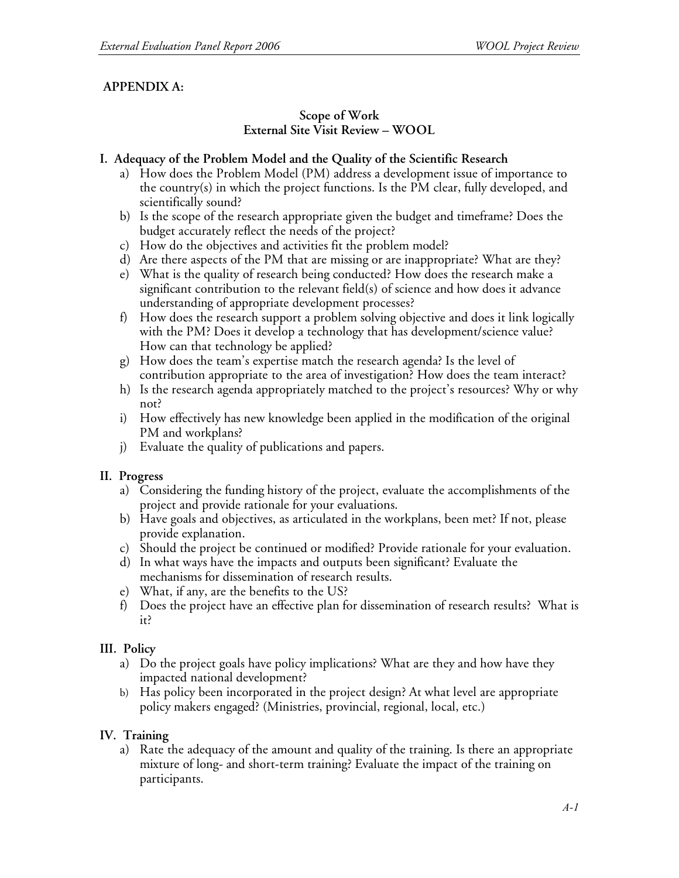## APPENDIX A:

### Scope of Work
### External Site Visit Review – WOOL

**I. Adequacy of the Problem Model and the Quality of the Scientific Research**

a) How does the Problem Model (PM) address a development issue of importance to the country(s) in which the project functions. Is the PM clear, fully developed, and scientifically sound?

b) Is the scope of the research appropriate given the budget and timeframe? Does the budget accurately reflect the needs of the project?

c) How do the objectives and activities fit the problem model?

d) Are there aspects of the PM that are missing or are inappropriate? What are they?

e) What is the quality of research being conducted? How does the research make a significant contribution to the relevant field(s) of science and how does it advance understanding of appropriate development processes?

f) How does the research support a problem solving objective and does it link logically with the PM? Does it develop a technology that has development/science value? How can that technology be applied?

g) How does the team's expertise match the research agenda? Is the level of contribution appropriate to the area of investigation? How does the team interact?

h) Is the research agenda appropriately matched to the project's resources? Why or why not?

i) How effectively has new knowledge been applied in the modification of the original PM and workplans?

j) Evaluate the quality of publications and papers.

**II. Progress**

a) Considering the funding history of the project, evaluate the accomplishments of the project and provide rationale for your evaluations.

b) Have goals and objectives, as articulated in the workplans, been met? If not, please provide explanation.

c) Should the project be continued or modified? Provide rationale for your evaluation.

d) In what ways have the impacts and outputs been significant? Evaluate the mechanisms for dissemination of research results.

e) What, if any, are the benefits to the US?

f) Does the project have an effective plan for dissemination of research results? What is it?

**III. Policy**

a) Do the project goals have policy implications? What are they and how have they impacted national development?

b) Has policy been incorporated in the project design? At what level are appropriate policy makers engaged? (Ministries, provincial, regional, local, etc.)

**IV. Training**

a) Rate the adequacy of the amount and quality of the training. Is there an appropriate mixture of long- and short-term training? Evaluate the impact of the training on participants.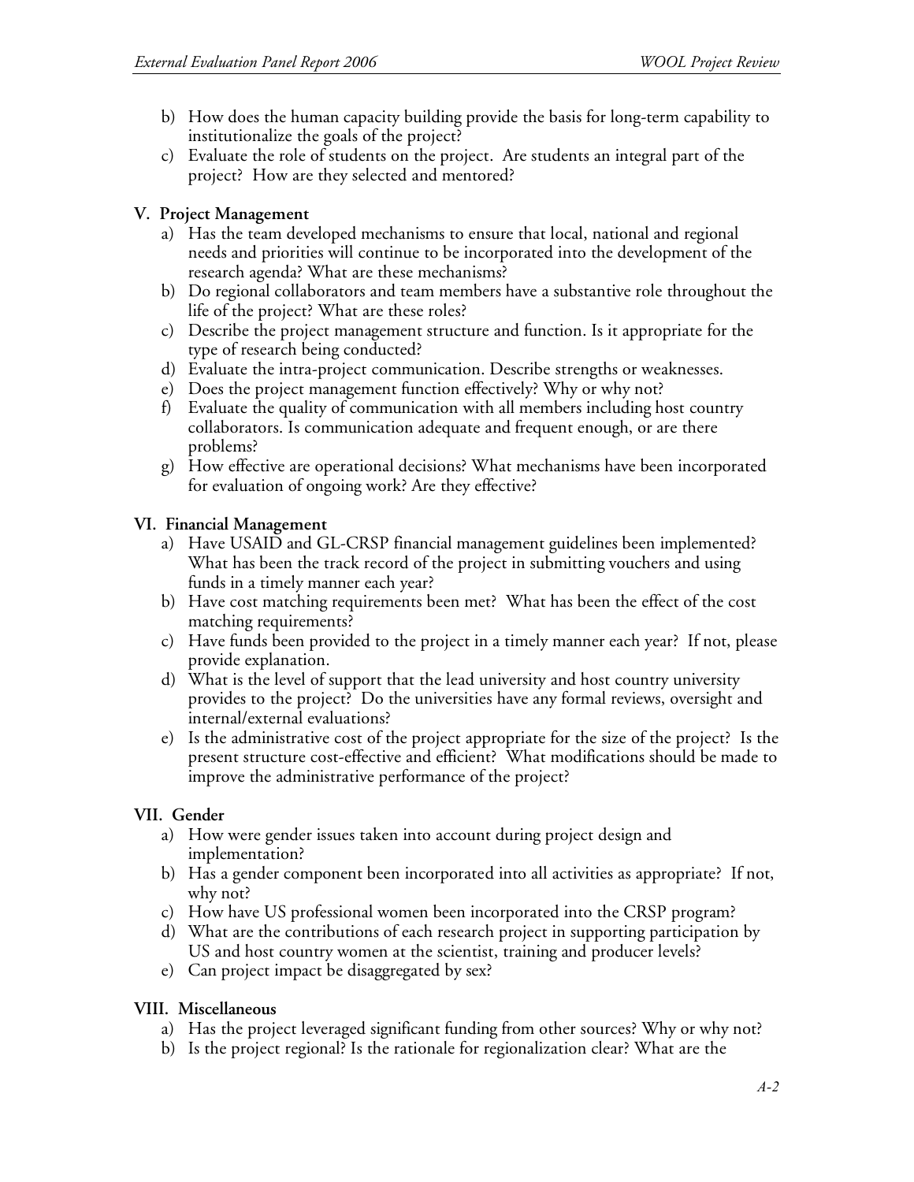b) How does the human capacity building provide the basis for long-term capability to institutionalize the goals of the project?

c) Evaluate the role of students on the project. Are students an integral part of the project? How are they selected and mentored?

**V. Project Management**

a) Has the team developed mechanisms to ensure that local, national and regional needs and priorities will continue to be incorporated into the development of the research agenda? What are these mechanisms?

b) Do regional collaborators and team members have a substantive role throughout the life of the project? What are these roles?

c) Describe the project management structure and function. Is it appropriate for the type of research being conducted?

d) Evaluate the intra-project communication. Describe strengths or weaknesses.

e) Does the project management function effectively? Why or why not?

f) Evaluate the quality of communication with all members including host country collaborators. Is communication adequate and frequent enough, or are there problems?

g) How effective are operational decisions? What mechanisms have been incorporated for evaluation of ongoing work? Are they effective?

**VI. Financial Management**

a) Have USAID and GL-CRSP financial management guidelines been implemented? What has been the track record of the project in submitting vouchers and using funds in a timely manner each year?

b) Have cost matching requirements been met? What has been the effect of the cost matching requirements?

c) Have funds been provided to the project in a timely manner each year? If not, please provide explanation.

d) What is the level of support that the lead university and host country university provides to the project? Do the universities have any formal reviews, oversight and internal/external evaluations?

e) Is the administrative cost of the project appropriate for the size of the project? Is the present structure cost-effective and efficient? What modifications should be made to improve the administrative performance of the project?

**VII. Gender**

a) How were gender issues taken into account during project design and implementation?

b) Has a gender component been incorporated into all activities as appropriate? If not, why not?

c) How have US professional women been incorporated into the CRSP program?

d) What are the contributions of each research project in supporting participation by US and host country women at the scientist, training and producer levels?

e) Can project impact be disaggregated by sex?

**VIII. Miscellaneous**

a) Has the project leveraged significant funding from other sources? Why or why not?

b) Is the project regional? Is the rationale for regionalization clear? What are the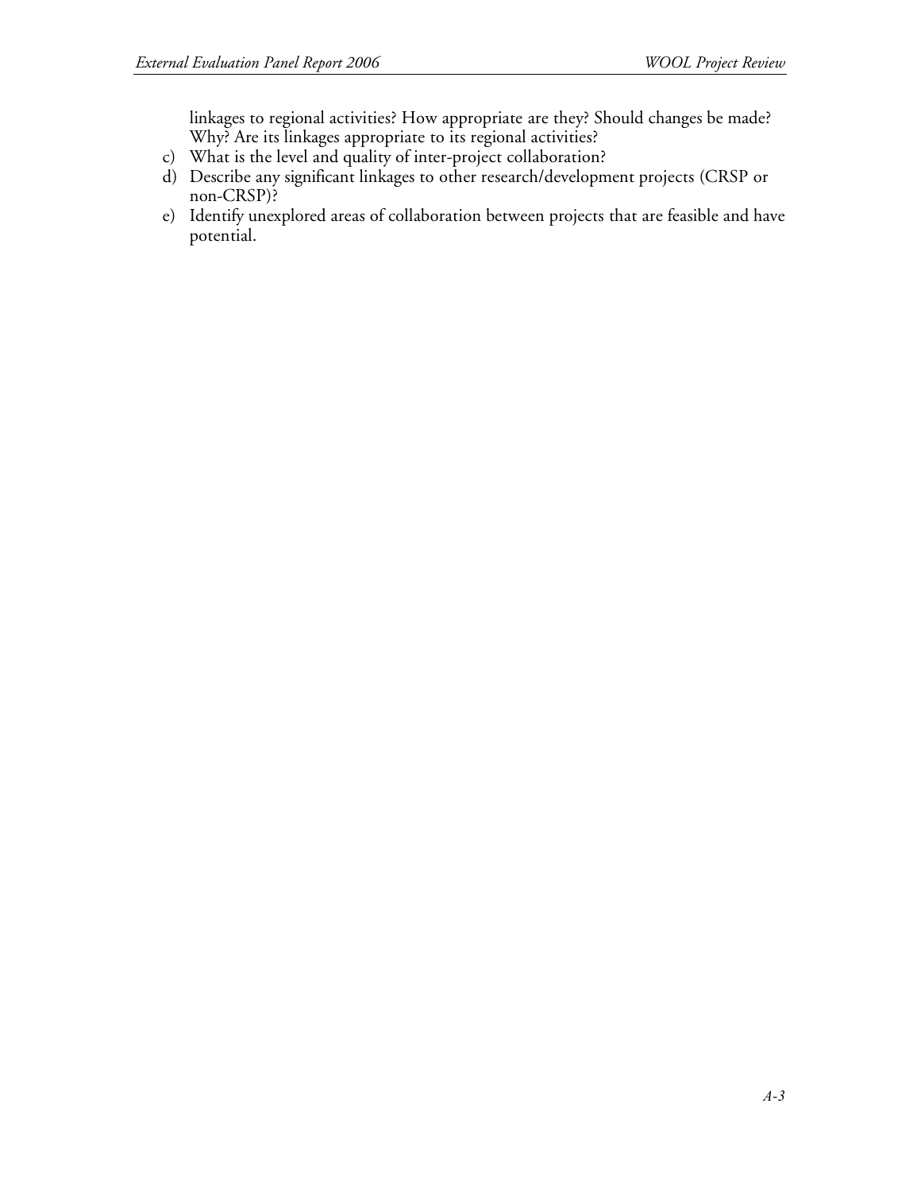linkages to regional activities? How appropriate are they? Should changes be made? Why? Are its linkages appropriate to its regional activities?

c) What is the level and quality of inter-project collaboration?
d) Describe any significant linkages to other research/development projects (CRSP or non-CRSP)?
e) Identify unexplored areas of collaboration between projects that are feasible and have potential.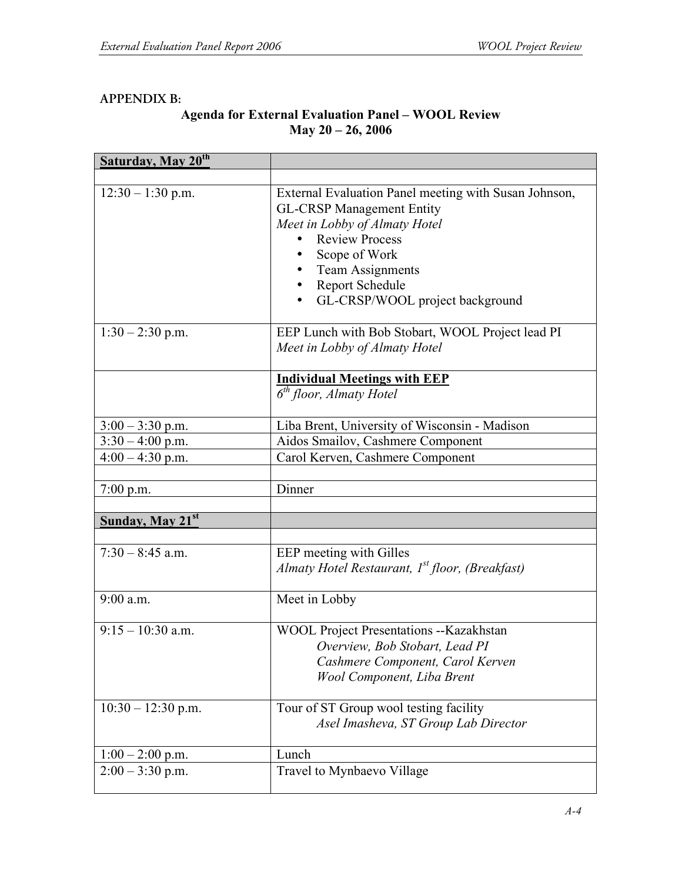APPENDIX B:

**Agenda for External Evaluation Panel – WOOL Review**
**May 20 – 26, 2006**

| **Saturday, May 20th** | |
|---|---|
| | |
| 12:30 – 1:30 p.m. | External Evaluation Panel meeting with Susan Johnson, GL-CRSP Management Entity<br>*Meet in Lobby of Almaty Hotel*<br>• Review Process<br>• Scope of Work<br>• Team Assignments<br>• Report Schedule<br>• GL-CRSP/WOOL project background |
| 1:30 – 2:30 p.m. | EEP Lunch with Bob Stobart, WOOL Project lead PI<br>*Meet in Lobby of Almaty Hotel* |
| | **Individual Meetings with EEP**<br>*6th floor, Almaty Hotel* |
| 3:00 – 3:30 p.m. | Liba Brent, University of Wisconsin - Madison |
| 3:30 – 4:00 p.m. | Aidos Smailov, Cashmere Component |
| 4:00 – 4:30 p.m. | Carol Kerven, Cashmere Component |
| | |
| 7:00 p.m. | Dinner |
| | |
| **Sunday, May 21st** | |
| | |
| 7:30 – 8:45 a.m. | EEP meeting with Gilles<br>*Almaty Hotel Restaurant, 1st floor, (Breakfast)* |
| 9:00 a.m. | Meet in Lobby |
| 9:15 – 10:30 a.m. | WOOL Project Presentations --Kazakhstan<br>*Overview, Bob Stobart, Lead PI*<br>*Cashmere Component, Carol Kerven*<br>*Wool Component, Liba Brent* |
| 10:30 – 12:30 p.m. | Tour of ST Group wool testing facility<br>*Asel Imasheva, ST Group Lab Director* |
| 1:00 – 2:00 p.m. | Lunch |
| 2:00 – 3:30 p.m. | Travel to Mynbaevo Village |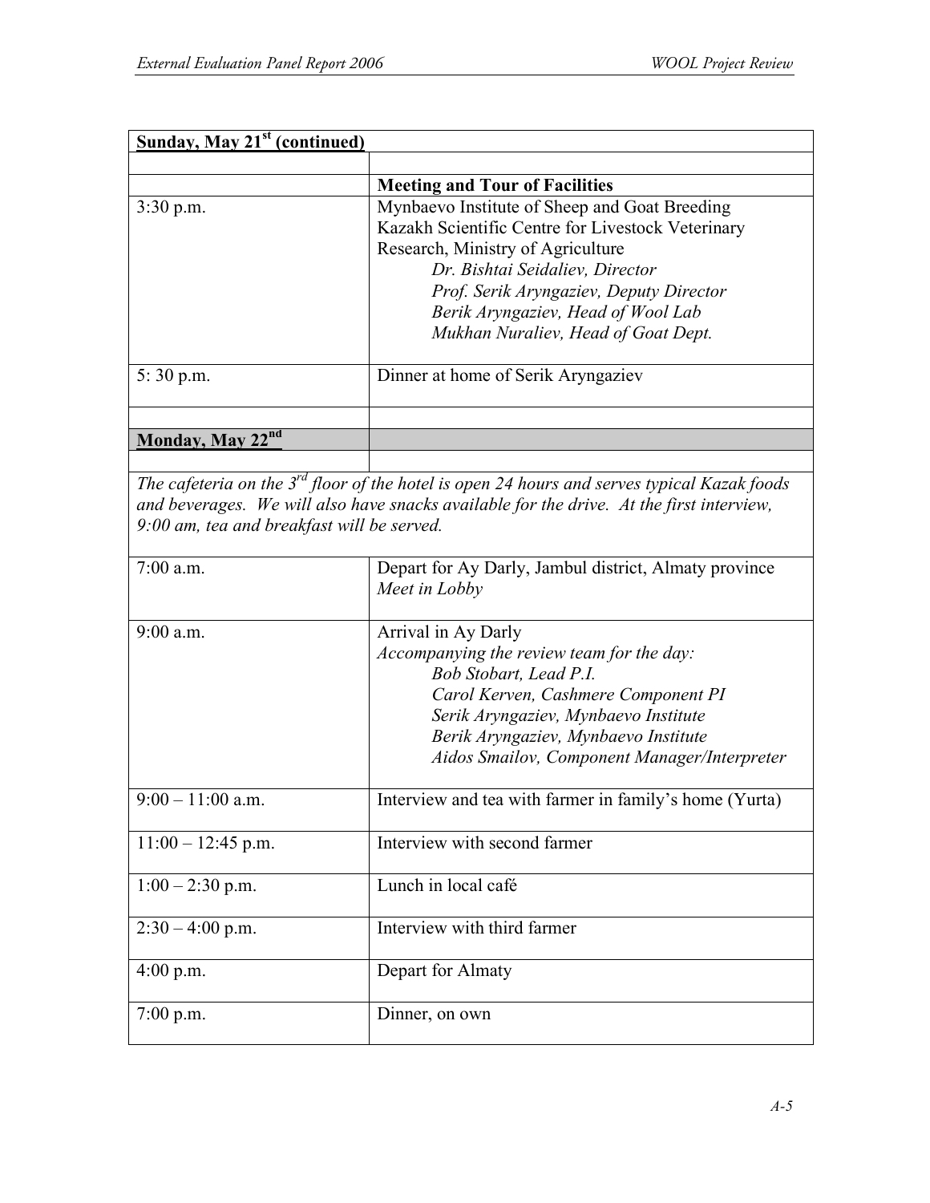| **Sunday, May 21st (continued)** | |
|---|---|
| | |
| | **Meeting and Tour of Facilities** |
| 3:30 p.m. | Mynbaevo Institute of Sheep and Goat Breeding<br>Kazakh Scientific Centre for Livestock Veterinary Research, Ministry of Agriculture<br>*Dr. Bishtai Seidaliev, Director*<br>*Prof. Serik Aryngaziev, Deputy Director*<br>*Berik Aryngaziev, Head of Wool Lab*<br>*Mukhan Nuraliev, Head of Goat Dept.* |
| 5: 30 p.m. | Dinner at home of Serik Aryngaziev |
| | |
| **Monday, May 22nd** | |
| | |
| *The cafeteria on the 3rd floor of the hotel is open 24 hours and serves typical Kazak foods and beverages. We will also have snacks available for the drive. At the first interview, 9:00 am, tea and breakfast will be served.* | |
| 7:00 a.m. | Depart for Ay Darly, Jambul district, Almaty province<br>*Meet in Lobby* |
| 9:00 a.m. | Arrival in Ay Darly<br>*Accompanying the review team for the day:*<br>*Bob Stobart, Lead P.I.*<br>*Carol Kerven, Cashmere Component PI*<br>*Serik Aryngaziev, Mynbaevo Institute*<br>*Berik Aryngaziev, Mynbaevo Institute*<br>*Aidos Smailov, Component Manager/Interpreter* |
| 9:00 – 11:00 a.m. | Interview and tea with farmer in family's home (Yurta) |
| 11:00 – 12:45 p.m. | Interview with second farmer |
| 1:00 – 2:30 p.m. | Lunch in local café |
| 2:30 – 4:00 p.m. | Interview with third farmer |
| 4:00 p.m. | Depart for Almaty |
| 7:00 p.m. | Dinner, on own |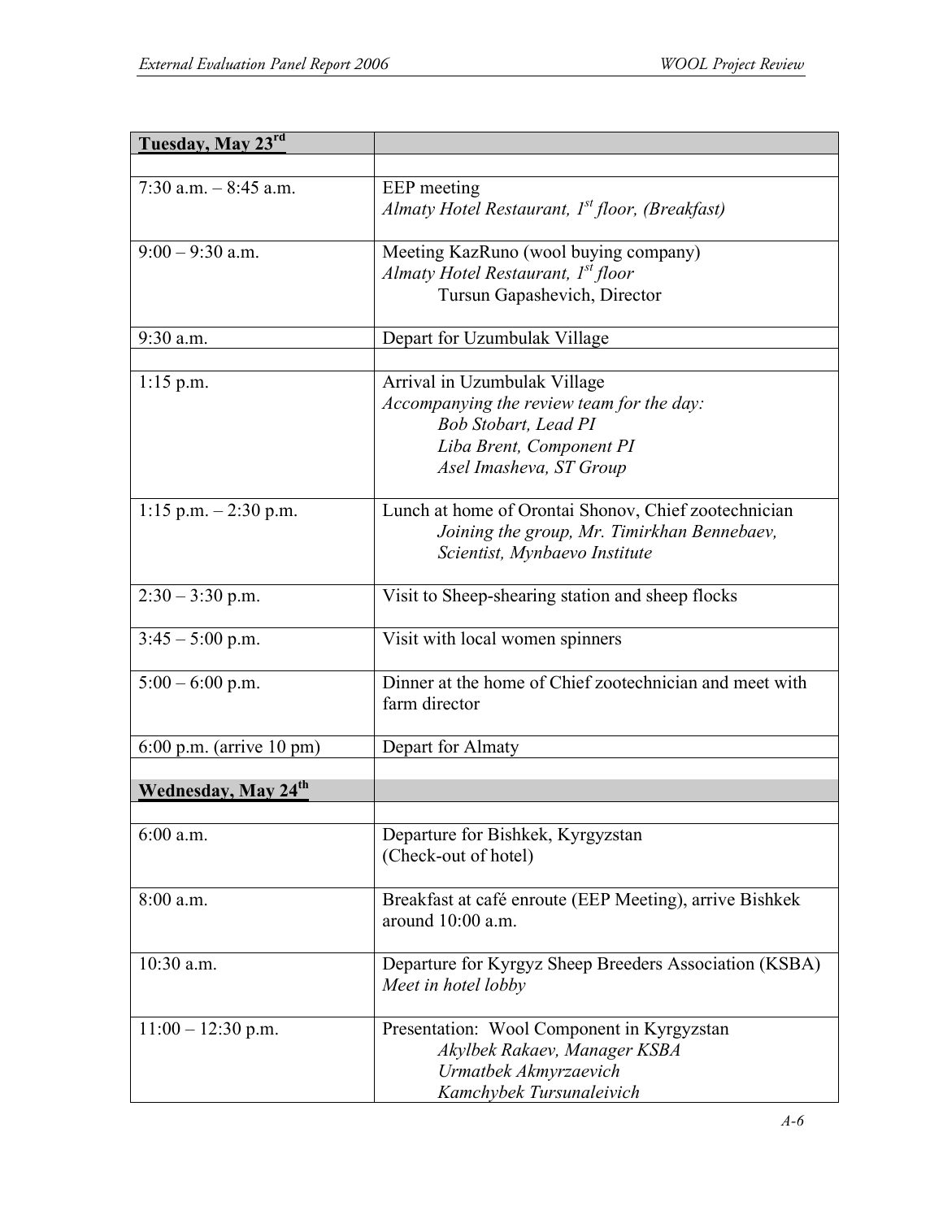| **Tuesday, May 23rd** | |
|---|---|
| | |
| 7:30 a.m. – 8:45 a.m. | EEP meeting<br>*Almaty Hotel Restaurant, 1st floor, (Breakfast)* |
| 9:00 – 9:30 a.m. | Meeting KazRuno (wool buying company)<br>*Almaty Hotel Restaurant, 1st floor*<br>Tursun Gapashevich, Director |
| 9:30 a.m. | Depart for Uzumbulak Village |
| | |
| 1:15 p.m. | Arrival in Uzumbulak Village<br>*Accompanying the review team for the day:*<br>*Bob Stobart, Lead PI*<br>*Liba Brent, Component PI*<br>*Asel Imasheva, ST Group* |
| 1:15 p.m. – 2:30 p.m. | Lunch at home of Orontai Shonov, Chief zootechnician<br>*Joining the group, Mr. Timirkhan Bennebaev, Scientist, Mynbaevo Institute* |
| 2:30 – 3:30 p.m. | Visit to Sheep-shearing station and sheep flocks |
| 3:45 – 5:00 p.m. | Visit with local women spinners |
| 5:00 – 6:00 p.m. | Dinner at the home of Chief zootechnician and meet with farm director |
| 6:00 p.m. (arrive 10 pm) | Depart for Almaty |
| | |
| **Wednesday, May 24th** | |
| | |
| 6:00 a.m. | Departure for Bishkek, Kyrgyzstan<br>(Check-out of hotel) |
| 8:00 a.m. | Breakfast at café enroute (EEP Meeting), arrive Bishkek around 10:00 a.m. |
| 10:30 a.m. | Departure for Kyrgyz Sheep Breeders Association (KSBA)<br>*Meet in hotel lobby* |
| 11:00 – 12:30 p.m. | Presentation: Wool Component in Kyrgyzstan<br>*Akylbek Rakaev, Manager KSBA*<br>*Urmatbek Akmyrzaevich*<br>*Kamchybek Tursunaleivich* |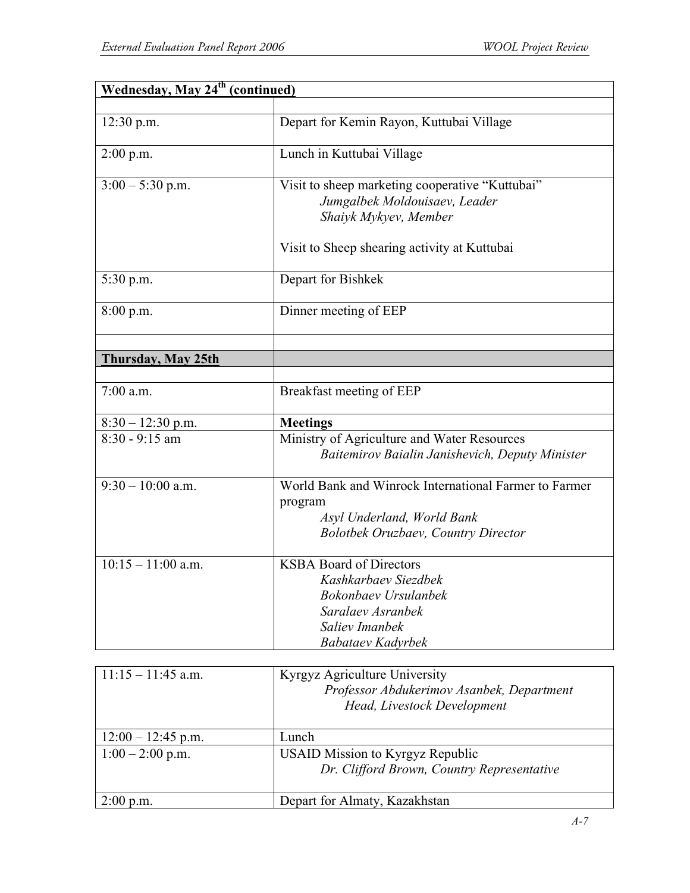| **Wednesday, May 24th (continued)** | |
|---|---|
| | |
| 12:30 p.m. | Depart for Kemin Rayon, Kuttubai Village |
| 2:00 p.m. | Lunch in Kuttubai Village |
| 3:00 – 5:30 p.m. | Visit to sheep marketing cooperative "Kuttubai"<br>*Jumgalbek Moldouisaev, Leader*<br>*Shaiyk Mykyev, Member*<br><br>Visit to Sheep shearing activity at Kuttubai |
| 5:30 p.m. | Depart for Bishkek |
| 8:00 p.m. | Dinner meeting of EEP |
| | |
| **Thursday, May 25th** | |
| | |
| 7:00 a.m. | Breakfast meeting of EEP |
| 8:30 – 12:30 p.m. | **Meetings** |
| 8:30 - 9:15 am | Ministry of Agriculture and Water Resources<br>*Baitemirov Baialin Janishevich, Deputy Minister* |
| 9:30 – 10:00 a.m. | World Bank and Winrock International Farmer to Farmer program<br>*Asyl Underland, World Bank*<br>*Bolotbek Oruzbaev, Country Director* |
| 10:15 – 11:00 a.m. | KSBA Board of Directors<br>*Kashkarbaev Siezdbek*<br>*Bokonbaev Ursulanbek*<br>*Saralaev Asranbek*<br>*Saliev Imanbek*<br>*Babataev Kadyrbek* |
| 11:15 – 11:45 a.m. | Kyrgyz Agriculture University<br>*Professor Abdukerimov Asanbek, Department Head, Livestock Development* |
| 12:00 – 12:45 p.m. | Lunch |
| 1:00 – 2:00 p.m. | USAID Mission to Kyrgyz Republic<br>*Dr. Clifford Brown, Country Representative* |
| 2:00 p.m. | Depart for Almaty, Kazakhstan |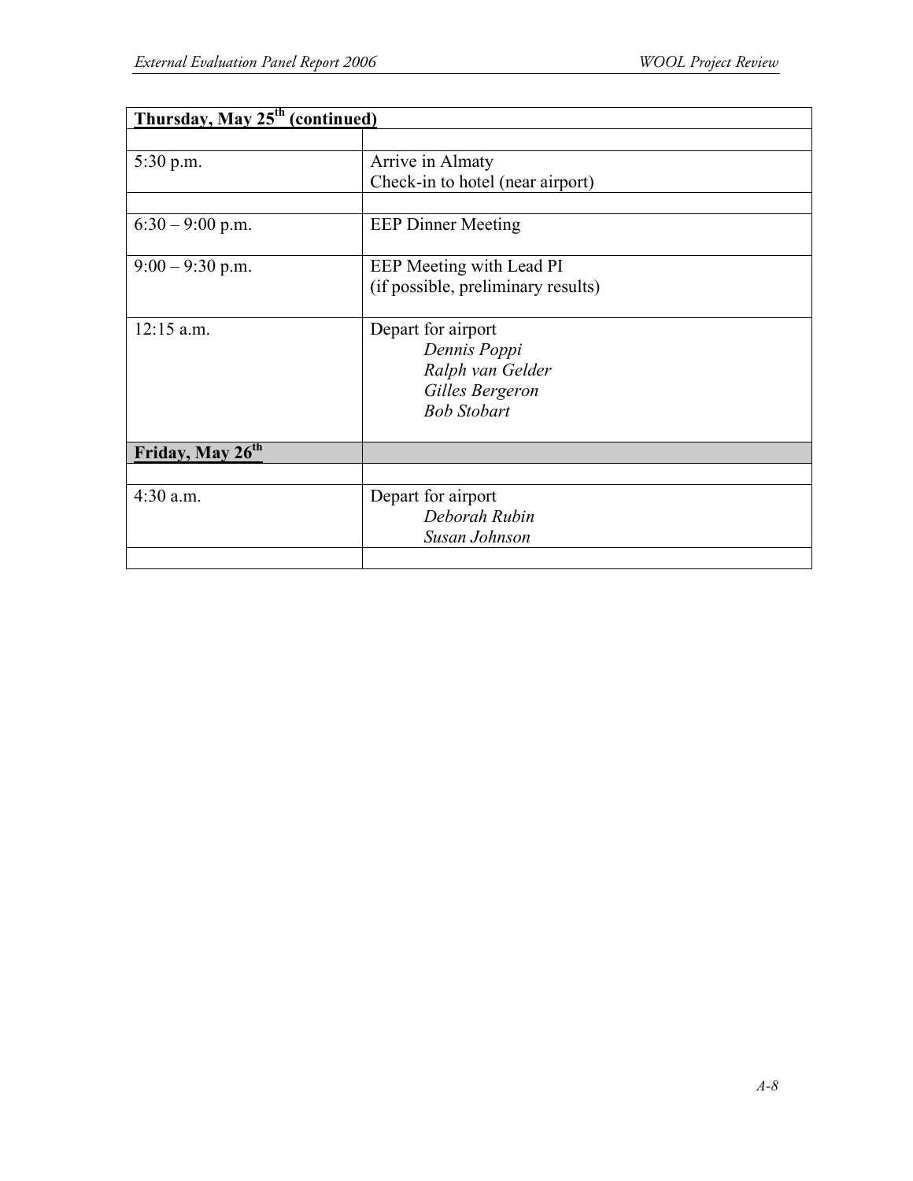| **Thursday, May 25th (continued)** | |
| --- | --- |
| | |
| 5:30 p.m. | Arrive in Almaty<br>Check-in to hotel (near airport) |
| | |
| 6:30 – 9:00 p.m. | EEP Dinner Meeting |
| 9:00 – 9:30 p.m. | EEP Meeting with Lead PI<br>(if possible, preliminary results) |
| 12:15 a.m. | Depart for airport<br>*Dennis Poppi*<br>*Ralph van Gelder*<br>*Gilles Bergeron*<br>*Bob Stobart* |
| **Friday, May 26th** | |
| | |
| 4:30 a.m. | Depart for airport<br>*Deborah Rubin*<br>*Susan Johnson* |
| | |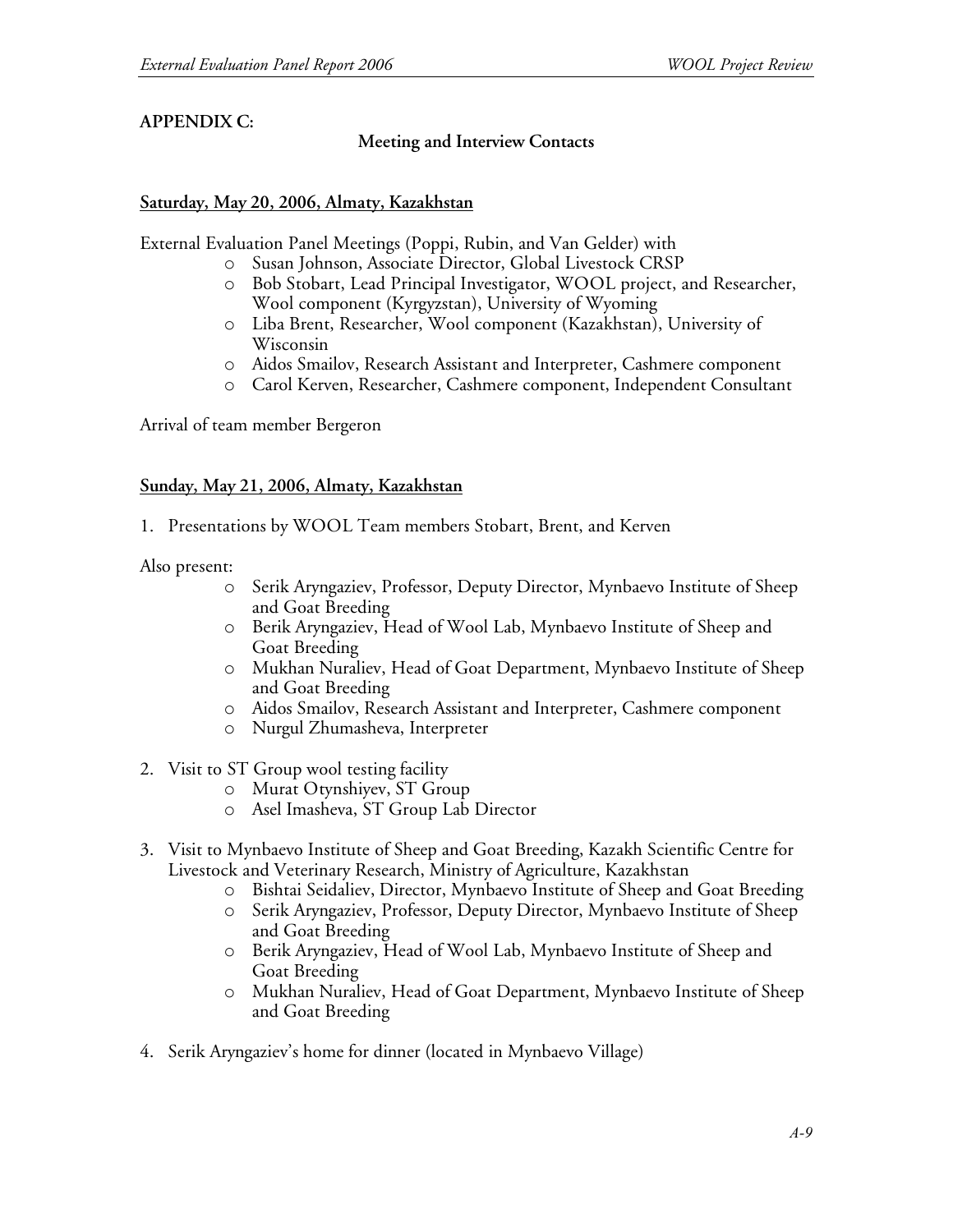**APPENDIX C:**

**Meeting and Interview Contacts**

**Saturday, May 20, 2006, Almaty, Kazakhstan**

External Evaluation Panel Meetings (Poppi, Rubin, and Van Gelder) with

- Susan Johnson, Associate Director, Global Livestock CRSP
- Bob Stobart, Lead Principal Investigator, WOOL project, and Researcher, Wool component (Kyrgyzstan), University of Wyoming
- Liba Brent, Researcher, Wool component (Kazakhstan), University of Wisconsin
- Aidos Smailov, Research Assistant and Interpreter, Cashmere component
- Carol Kerven, Researcher, Cashmere component, Independent Consultant

Arrival of team member Bergeron

**Sunday, May 21, 2006, Almaty, Kazakhstan**

1. Presentations by WOOL Team members Stobart, Brent, and Kerven

Also present:

- Serik Aryngaziev, Professor, Deputy Director, Mynbaevo Institute of Sheep and Goat Breeding
- Berik Aryngaziev, Head of Wool Lab, Mynbaevo Institute of Sheep and Goat Breeding
- Mukhan Nuraliev, Head of Goat Department, Mynbaevo Institute of Sheep and Goat Breeding
- Aidos Smailov, Research Assistant and Interpreter, Cashmere component
- Nurgul Zhumasheva, Interpreter

2. Visit to ST Group wool testing facility
   - Murat Otynshiyev, ST Group
   - Asel Imasheva, ST Group Lab Director

3. Visit to Mynbaevo Institute of Sheep and Goat Breeding, Kazakh Scientific Centre for Livestock and Veterinary Research, Ministry of Agriculture, Kazakhstan
   - Bishtai Seidaliev, Director, Mynbaevo Institute of Sheep and Goat Breeding
   - Serik Aryngaziev, Professor, Deputy Director, Mynbaevo Institute of Sheep and Goat Breeding
   - Berik Aryngaziev, Head of Wool Lab, Mynbaevo Institute of Sheep and Goat Breeding
   - Mukhan Nuraliev, Head of Goat Department, Mynbaevo Institute of Sheep and Goat Breeding

4. Serik Aryngaziev's home for dinner (located in Mynbaevo Village)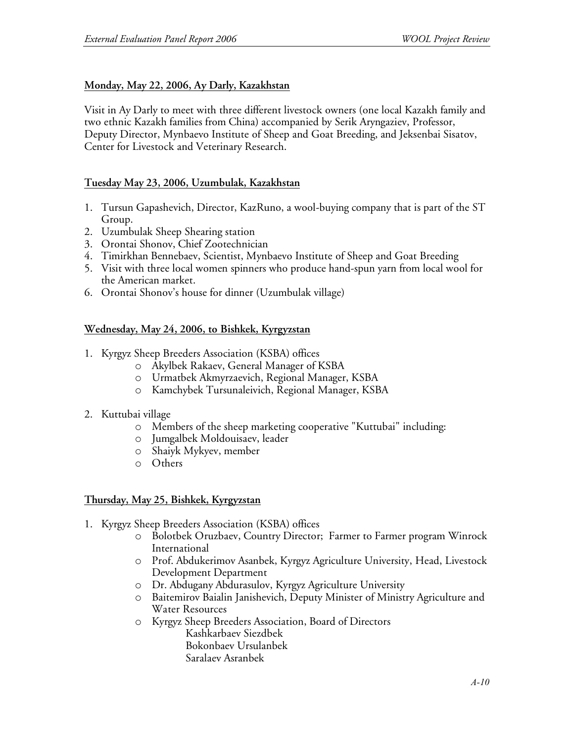**Monday, May 22, 2006, Ay Darly, Kazakhstan**

Visit in Ay Darly to meet with three different livestock owners (one local Kazakh family and two ethnic Kazakh families from China) accompanied by Serik Aryngaziev, Professor, Deputy Director, Mynbaevo Institute of Sheep and Goat Breeding, and Jeksenbai Sisatov, Center for Livestock and Veterinary Research.

**Tuesday May 23, 2006, Uzumbulak, Kazakhstan**

1. Tursun Gapashevich, Director, KazRuno, a wool-buying company that is part of the ST Group.
2. Uzumbulak Sheep Shearing station
3. Orontai Shonov, Chief Zootechnician
4. Timirkhan Bennebaev, Scientist, Mynbaevo Institute of Sheep and Goat Breeding
5. Visit with three local women spinners who produce hand-spun yarn from local wool for the American market.
6. Orontai Shonov's house for dinner (Uzumbulak village)

**Wednesday, May 24, 2006, to Bishkek, Kyrgyzstan**

1. Kyrgyz Sheep Breeders Association (KSBA) offices
   - Akylbek Rakaev, General Manager of KSBA
   - Urmatbek Akmyrzaevich, Regional Manager, KSBA
   - Kamchybek Tursunaleivich, Regional Manager, KSBA

2. Kuttubai village
   - Members of the sheep marketing cooperative "Kuttubai" including:
   - Jumgalbek Moldouisaev, leader
   - Shaiyk Mykyev, member
   - Others

**Thursday, May 25, Bishkek, Kyrgyzstan**

1. Kyrgyz Sheep Breeders Association (KSBA) offices
   - Bolotbek Oruzbaev, Country Director; Farmer to Farmer program Winrock International
   - Prof. Abdukerimov Asanbek, Kyrgyz Agriculture University, Head, Livestock Development Department
   - Dr. Abdugany Abdurasulov, Kyrgyz Agriculture University
   - Baitemirov Baialin Janishevich, Deputy Minister of Ministry Agriculture and Water Resources
   - Kyrgyz Sheep Breeders Association, Board of Directors
     - Kashkarbaev Siezdbek
     - Bokonbaev Ursulanbek
     - Saralaev Asranbek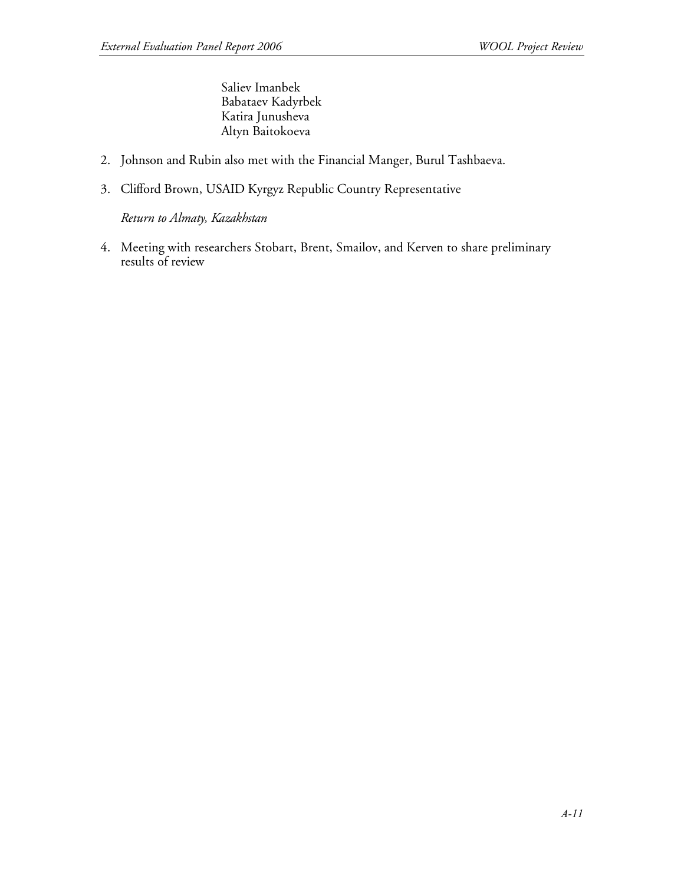Saliev Imanbek
Babataev Kadyrbek
Katira Junusheva
Altyn Baitokoeva

2. Johnson and Rubin also met with the Financial Manger, Burul Tashbaeva.

3. Clifford Brown, USAID Kyrgyz Republic Country Representative

   *Return to Almaty, Kazakhstan*

4. Meeting with researchers Stobart, Brent, Smailov, and Kerven to share preliminary results of review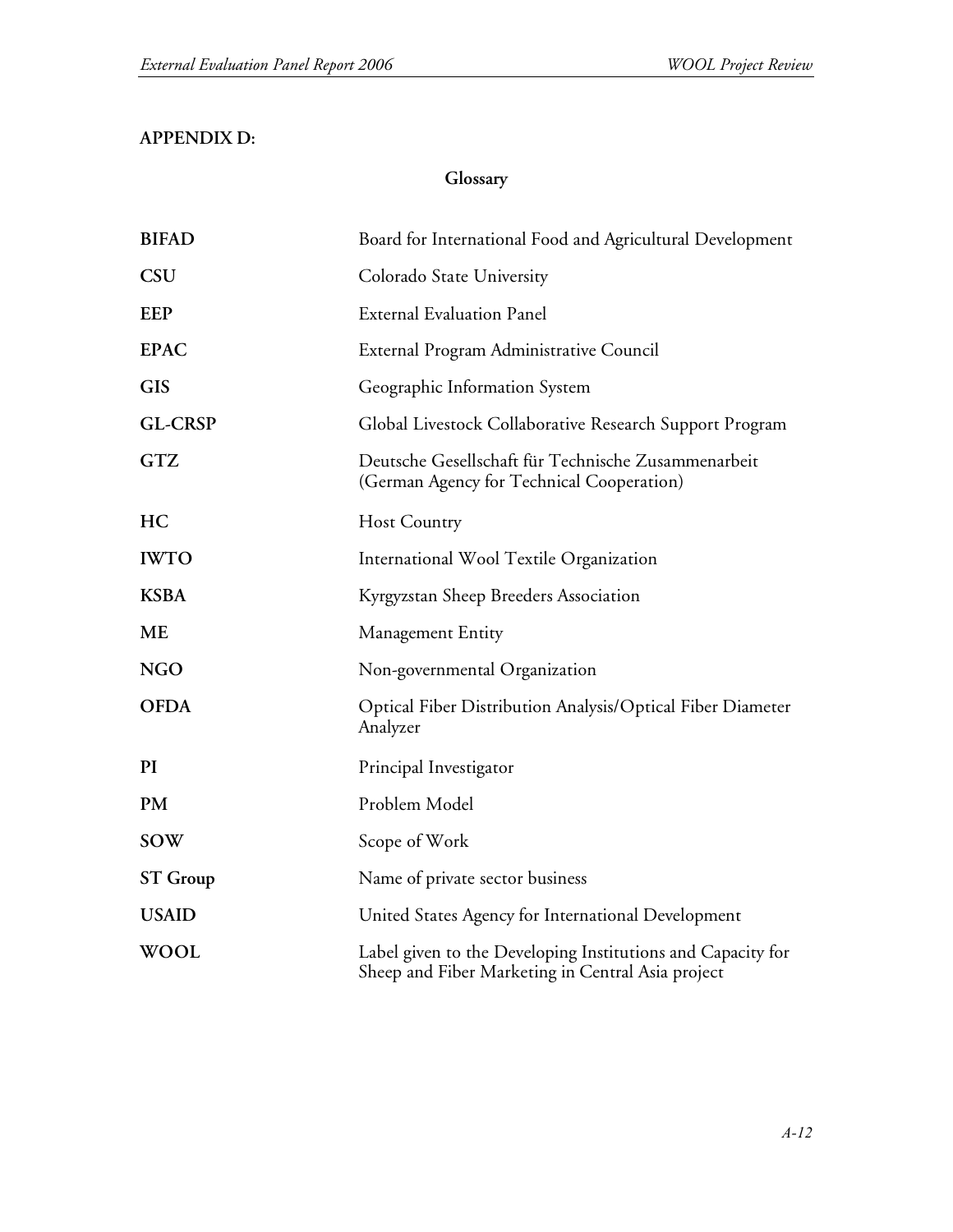## APPENDIX D:

### Glossary

| | |
|---|---|
| **BIFAD** | Board for International Food and Agricultural Development |
| **CSU** | Colorado State University |
| **EEP** | External Evaluation Panel |
| **EPAC** | External Program Administrative Council |
| **GIS** | Geographic Information System |
| **GL-CRSP** | Global Livestock Collaborative Research Support Program |
| **GTZ** | Deutsche Gesellschaft für Technische Zusammenarbeit (German Agency for Technical Cooperation) |
| **HC** | Host Country |
| **IWTO** | International Wool Textile Organization |
| **KSBA** | Kyrgyzstan Sheep Breeders Association |
| **ME** | Management Entity |
| **NGO** | Non-governmental Organization |
| **OFDA** | Optical Fiber Distribution Analysis/Optical Fiber Diameter Analyzer |
| **PI** | Principal Investigator |
| **PM** | Problem Model |
| **SOW** | Scope of Work |
| **ST Group** | Name of private sector business |
| **USAID** | United States Agency for International Development |
| **WOOL** | Label given to the Developing Institutions and Capacity for Sheep and Fiber Marketing in Central Asia project |